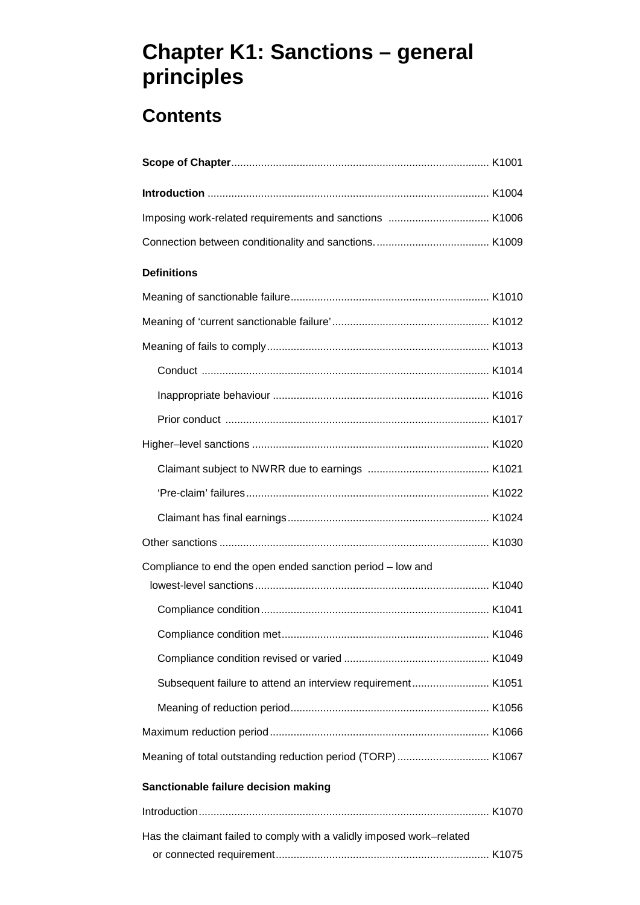# Chapter K1: Sanctions – general principles

## Contents

**Scope of Chapter** ..... K1001

**Introduction** ..... K1004

Imposing work-related requirements and sanctions ..... K1006

Connection between conditionality and sanctions. ..... K1009

**Definitions**

Meaning of sanctionable failure ..... K1010

Meaning of 'current sanctionable failure' ..... K1012

Meaning of fails to comply ..... K1013

- Conduct ..... K1014
- Inappropriate behaviour ..... K1016
- Prior conduct ..... K1017

Higher–level sanctions ..... K1020

- Claimant subject to NWRR due to earnings ..... K1021
- 'Pre-claim' failures ..... K1022
- Claimant has final earnings ..... K1024

Other sanctions ..... K1030

Compliance to end the open ended sanction period – low and lowest-level sanctions ..... K1040

- Compliance condition ..... K1041
- Compliance condition met ..... K1046
- Compliance condition revised or varied ..... K1049
- Subsequent failure to attend an interview requirement ..... K1051
- Meaning of reduction period ..... K1056

Maximum reduction period ..... K1066

Meaning of total outstanding reduction period (TORP) ..... K1067

**Sanctionable failure decision making**

Introduction ..... K1070

Has the claimant failed to comply with a validly imposed work–related or connected requirement ..... K1075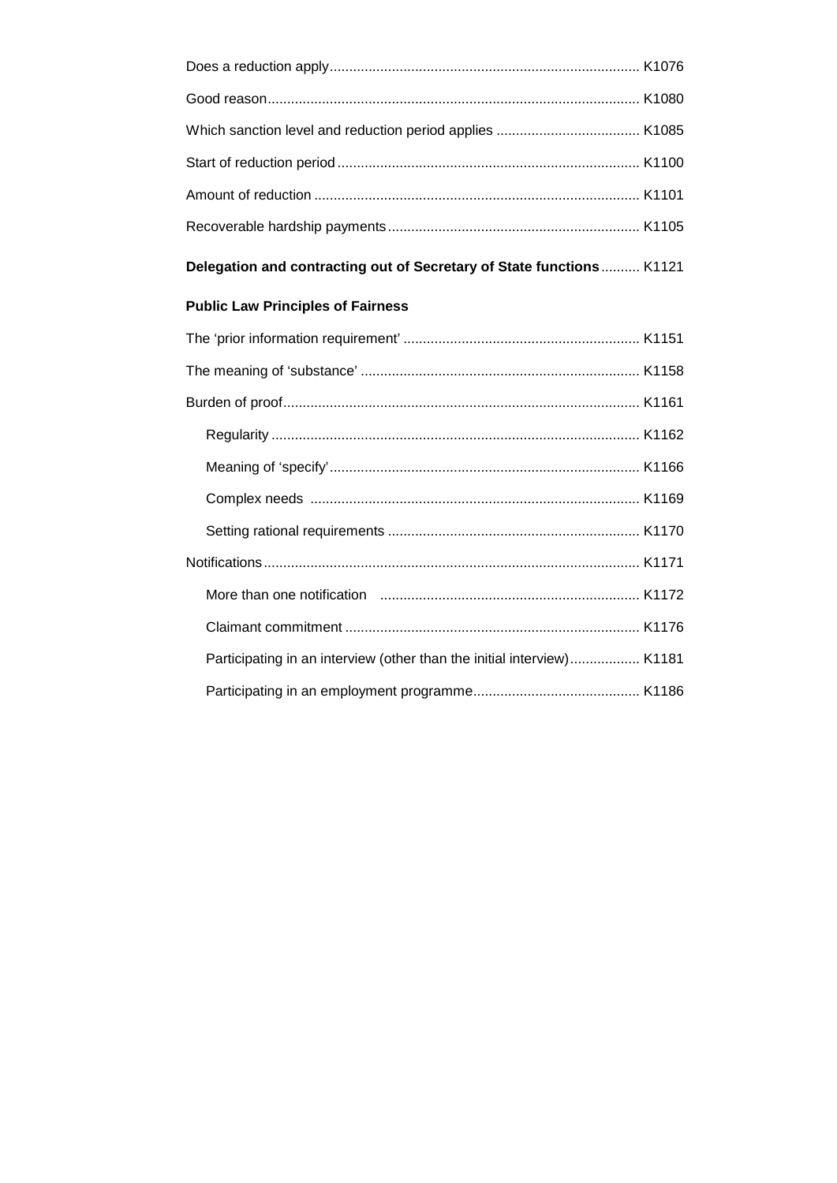Does a reduction apply ........ K1076

Good reason ........ K1080

Which sanction level and reduction period applies ........ K1085

Start of reduction period ........ K1100

Amount of reduction ........ K1101

Recoverable hardship payments ........ K1105

**Delegation and contracting out of Secretary of State functions** ........ K1121

**Public Law Principles of Fairness**

The 'prior information requirement' ........ K1151

The meaning of 'substance' ........ K1158

Burden of proof ........ K1161

- Regularity ........ K1162
- Meaning of 'specify' ........ K1166
- Complex needs ........ K1169
- Setting rational requirements ........ K1170

Notifications ........ K1171

- More than one notification ........ K1172
- Claimant commitment ........ K1176
- Participating in an interview (other than the initial interview) ........ K1181
- Participating in an employment programme ........ K1186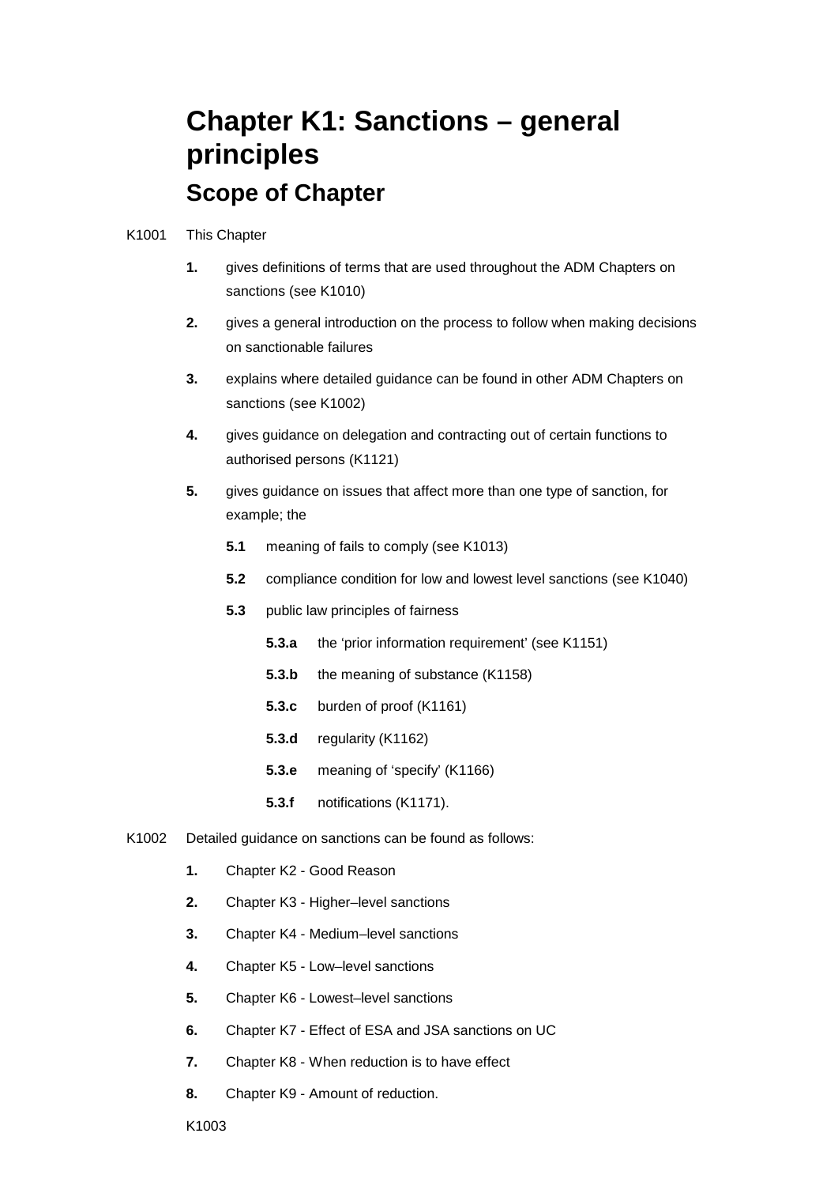# Chapter K1: Sanctions – general principles

## Scope of Chapter

K1001 This Chapter

1. gives definitions of terms that are used throughout the ADM Chapters on sanctions (see K1010)
2. gives a general introduction on the process to follow when making decisions on sanctionable failures
3. explains where detailed guidance can be found in other ADM Chapters on sanctions (see K1002)
4. gives guidance on delegation and contracting out of certain functions to authorised persons (K1121)
5. gives guidance on issues that affect more than one type of sanction, for example; the
   - **5.1** meaning of fails to comply (see K1013)
   - **5.2** compliance condition for low and lowest level sanctions (see K1040)
   - **5.3** public law principles of fairness
     - **5.3.a** the ‘prior information requirement’ (see K1151)
     - **5.3.b** the meaning of substance (K1158)
     - **5.3.c** burden of proof (K1161)
     - **5.3.d** regularity (K1162)
     - **5.3.e** meaning of ‘specify’ (K1166)
     - **5.3.f** notifications (K1171).

K1002 Detailed guidance on sanctions can be found as follows:

1. Chapter K2 - Good Reason
2. Chapter K3 - Higher–level sanctions
3. Chapter K4 - Medium–level sanctions
4. Chapter K5 - Low–level sanctions
5. Chapter K6 - Lowest–level sanctions
6. Chapter K7 - Effect of ESA and JSA sanctions on UC
7. Chapter K8 - When reduction is to have effect
8. Chapter K9 - Amount of reduction.

K1003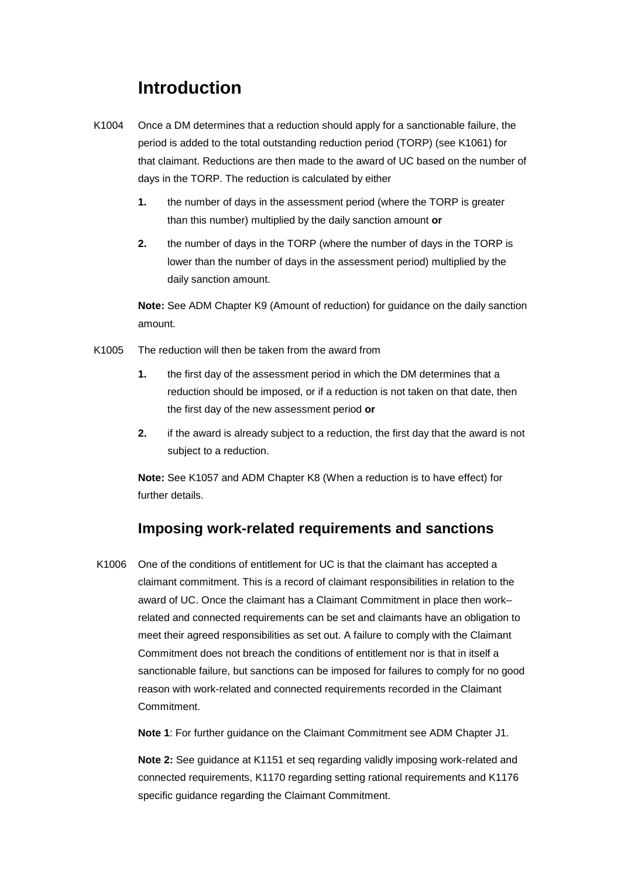## Introduction

K1004 Once a DM determines that a reduction should apply for a sanctionable failure, the period is added to the total outstanding reduction period (TORP) (see K1061) for that claimant. Reductions are then made to the award of UC based on the number of days in the TORP. The reduction is calculated by either

1. the number of days in the assessment period (where the TORP is greater than this number) multiplied by the daily sanction amount **or**
2. the number of days in the TORP (where the number of days in the TORP is lower than the number of days in the assessment period) multiplied by the daily sanction amount.

**Note:** See ADM Chapter K9 (Amount of reduction) for guidance on the daily sanction amount.

K1005 The reduction will then be taken from the award from

1. the first day of the assessment period in which the DM determines that a reduction should be imposed, or if a reduction is not taken on that date, then the first day of the new assessment period **or**
2. if the award is already subject to a reduction, the first day that the award is not subject to a reduction.

**Note:** See K1057 and ADM Chapter K8 (When a reduction is to have effect) for further details.

### Imposing work-related requirements and sanctions

K1006 One of the conditions of entitlement for UC is that the claimant has accepted a claimant commitment. This is a record of claimant responsibilities in relation to the award of UC. Once the claimant has a Claimant Commitment in place then work–related and connected requirements can be set and claimants have an obligation to meet their agreed responsibilities as set out. A failure to comply with the Claimant Commitment does not breach the conditions of entitlement nor is that in itself a sanctionable failure, but sanctions can be imposed for failures to comply for no good reason with work-related and connected requirements recorded in the Claimant Commitment.

**Note 1**: For further guidance on the Claimant Commitment see ADM Chapter J1.

**Note 2:** See guidance at K1151 et seq regarding validly imposing work-related and connected requirements, K1170 regarding setting rational requirements and K1176 specific guidance regarding the Claimant Commitment.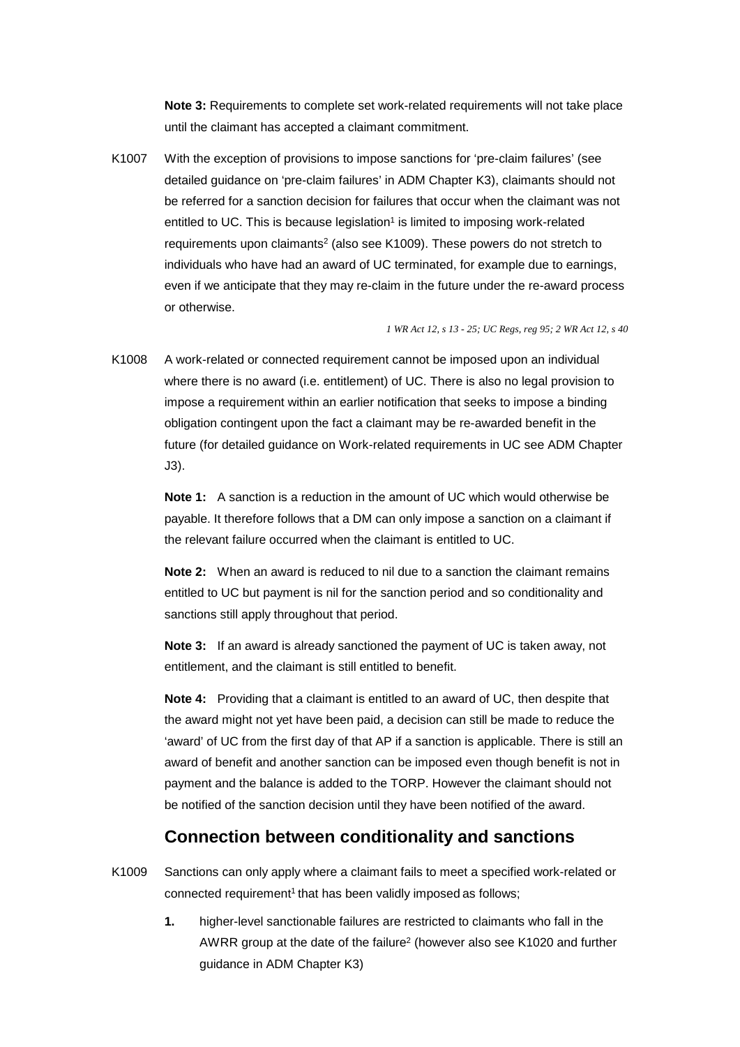**Note 3:** Requirements to complete set work-related requirements will not take place until the claimant has accepted a claimant commitment.

K1007 With the exception of provisions to impose sanctions for 'pre-claim failures' (see detailed guidance on 'pre-claim failures' in ADM Chapter K3), claimants should not be referred for a sanction decision for failures that occur when the claimant was not entitled to UC. This is because legislation[1] is limited to imposing work-related requirements upon claimants[2] (also see K1009). These powers do not stretch to individuals who have had an award of UC terminated, for example due to earnings, even if we anticipate that they may re-claim in the future under the re-award process or otherwise.

*1 WR Act 12, s 13 - 25; UC Regs, reg 95; 2 WR Act 12, s 40*

K1008 A work-related or connected requirement cannot be imposed upon an individual where there is no award (i.e. entitlement) of UC. There is also no legal provision to impose a requirement within an earlier notification that seeks to impose a binding obligation contingent upon the fact a claimant may be re-awarded benefit in the future (for detailed guidance on Work-related requirements in UC see ADM Chapter J3).

**Note 1:** A sanction is a reduction in the amount of UC which would otherwise be payable. It therefore follows that a DM can only impose a sanction on a claimant if the relevant failure occurred when the claimant is entitled to UC.

**Note 2:** When an award is reduced to nil due to a sanction the claimant remains entitled to UC but payment is nil for the sanction period and so conditionality and sanctions still apply throughout that period.

**Note 3:** If an award is already sanctioned the payment of UC is taken away, not entitlement, and the claimant is still entitled to benefit.

**Note 4:** Providing that a claimant is entitled to an award of UC, then despite that the award might not yet have been paid, a decision can still be made to reduce the 'award' of UC from the first day of that AP if a sanction is applicable. There is still an award of benefit and another sanction can be imposed even though benefit is not in payment and the balance is added to the TORP. However the claimant should not be notified of the sanction decision until they have been notified of the award.

## Connection between conditionality and sanctions

K1009 Sanctions can only apply where a claimant fails to meet a specified work-related or connected requirement[1] that has been validly imposed as follows;

1. higher-level sanctionable failures are restricted to claimants who fall in the AWRR group at the date of the failure[2] (however also see K1020 and further guidance in ADM Chapter K3)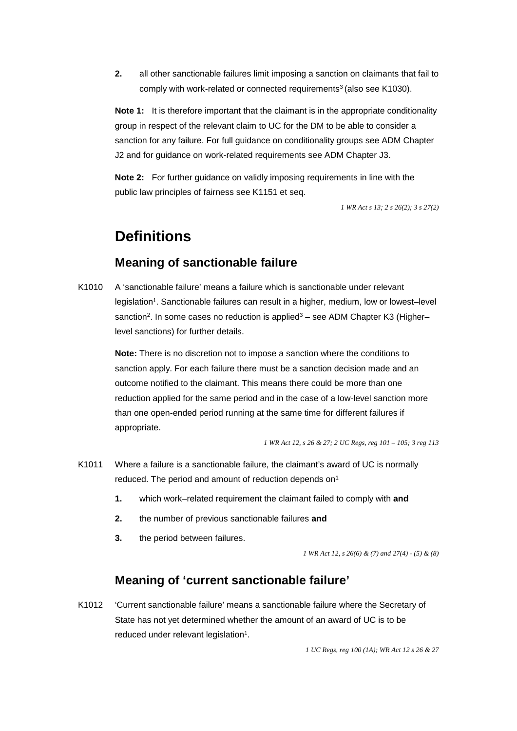2. all other sanctionable failures limit imposing a sanction on claimants that fail to comply with work-related or connected requirements[3] (also see K1030).

**Note 1:** It is therefore important that the claimant is in the appropriate conditionality group in respect of the relevant claim to UC for the DM to be able to consider a sanction for any failure. For full guidance on conditionality groups see ADM Chapter J2 and for guidance on work-related requirements see ADM Chapter J3.

**Note 2:** For further guidance on validly imposing requirements in line with the public law principles of fairness see K1151 et seq.

*1 WR Act s 13; 2 s 26(2); 3 s 27(2)*

# Definitions

## Meaning of sanctionable failure

K1010 A 'sanctionable failure' means a failure which is sanctionable under relevant legislation[1]. Sanctionable failures can result in a higher, medium, low or lowest–level sanction[2]. In some cases no reduction is applied[3] – see ADM Chapter K3 (Higher–level sanctions) for further details.

**Note:** There is no discretion not to impose a sanction where the conditions to sanction apply. For each failure there must be a sanction decision made and an outcome notified to the claimant. This means there could be more than one reduction applied for the same period and in the case of a low-level sanction more than one open-ended period running at the same time for different failures if appropriate.

*1 WR Act 12, s 26 & 27; 2 UC Regs, reg 101 – 105; 3 reg 113*

K1011 Where a failure is a sanctionable failure, the claimant's award of UC is normally reduced. The period and amount of reduction depends on[1]

1. which work–related requirement the claimant failed to comply with **and**
2. the number of previous sanctionable failures **and**
3. the period between failures.

*1 WR Act 12, s 26(6) & (7) and 27(4) - (5) & (8)*

## Meaning of 'current sanctionable failure'

K1012 'Current sanctionable failure' means a sanctionable failure where the Secretary of State has not yet determined whether the amount of an award of UC is to be reduced under relevant legislation[1].

*1 UC Regs, reg 100 (1A); WR Act 12 s 26 & 27*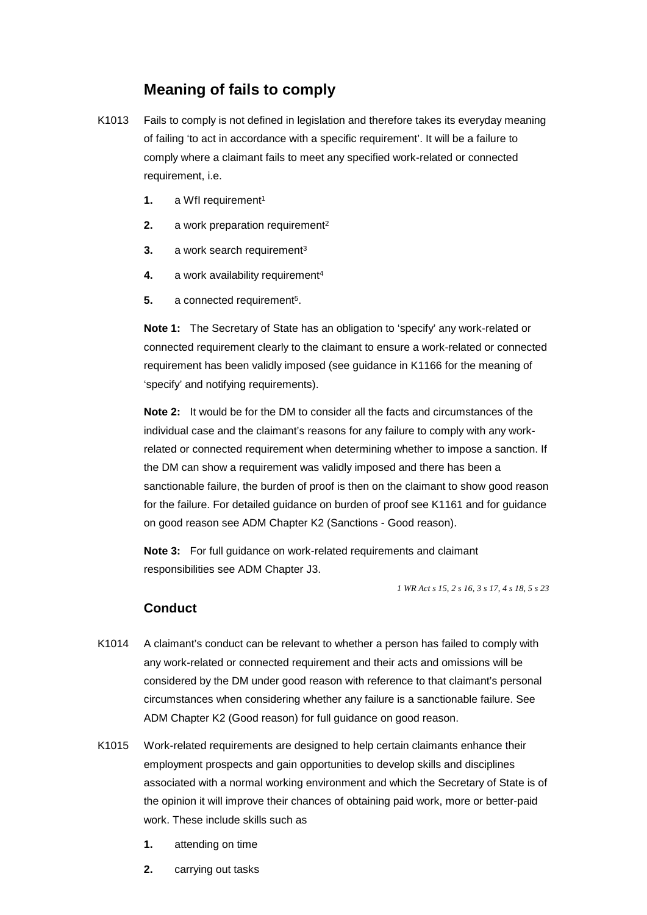## Meaning of fails to comply

K1013 Fails to comply is not defined in legislation and therefore takes its everyday meaning of failing 'to act in accordance with a specific requirement'. It will be a failure to comply where a claimant fails to meet any specified work-related or connected requirement, i.e.

1. a WfI requirement[1]
2. a work preparation requirement[2]
3. a work search requirement[3]
4. a work availability requirement[4]
5. a connected requirement[5].

**Note 1:** The Secretary of State has an obligation to 'specify' any work-related or connected requirement clearly to the claimant to ensure a work-related or connected requirement has been validly imposed (see guidance in K1166 for the meaning of 'specify' and notifying requirements).

**Note 2:** It would be for the DM to consider all the facts and circumstances of the individual case and the claimant's reasons for any failure to comply with any work-related or connected requirement when determining whether to impose a sanction. If the DM can show a requirement was validly imposed and there has been a sanctionable failure, the burden of proof is then on the claimant to show good reason for the failure. For detailed guidance on burden of proof see K1161 and for guidance on good reason see ADM Chapter K2 (Sanctions - Good reason).

**Note 3:** For full guidance on work-related requirements and claimant responsibilities see ADM Chapter J3.

*1 WR Act s 15, 2 s 16, 3 s 17, 4 s 18, 5 s 23*

### Conduct

K1014 A claimant's conduct can be relevant to whether a person has failed to comply with any work-related or connected requirement and their acts and omissions will be considered by the DM under good reason with reference to that claimant's personal circumstances when considering whether any failure is a sanctionable failure. See ADM Chapter K2 (Good reason) for full guidance on good reason.

K1015 Work-related requirements are designed to help certain claimants enhance their employment prospects and gain opportunities to develop skills and disciplines associated with a normal working environment and which the Secretary of State is of the opinion it will improve their chances of obtaining paid work, more or better-paid work. These include skills such as

1. attending on time
2. carrying out tasks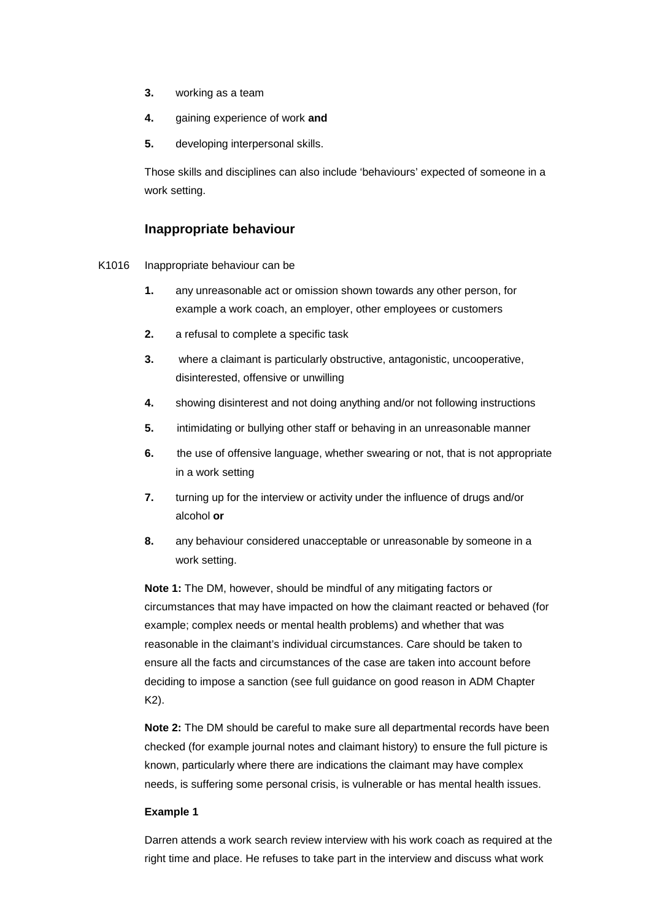3. working as a team
4. gaining experience of work **and**
5. developing interpersonal skills.

Those skills and disciplines can also include ‘behaviours’ expected of someone in a work setting.

### Inappropriate behaviour

K1016 Inappropriate behaviour can be

1. any unreasonable act or omission shown towards any other person, for example a work coach, an employer, other employees or customers
2. a refusal to complete a specific task
3. where a claimant is particularly obstructive, antagonistic, uncooperative, disinterested, offensive or unwilling
4. showing disinterest and not doing anything and/or not following instructions
5. intimidating or bullying other staff or behaving in an unreasonable manner
6. the use of offensive language, whether swearing or not, that is not appropriate in a work setting
7. turning up for the interview or activity under the influence of drugs and/or alcohol **or**
8. any behaviour considered unacceptable or unreasonable by someone in a work setting.

**Note 1:** The DM, however, should be mindful of any mitigating factors or circumstances that may have impacted on how the claimant reacted or behaved (for example; complex needs or mental health problems) and whether that was reasonable in the claimant’s individual circumstances. Care should be taken to ensure all the facts and circumstances of the case are taken into account before deciding to impose a sanction (see full guidance on good reason in ADM Chapter K2).

**Note 2:** The DM should be careful to make sure all departmental records have been checked (for example journal notes and claimant history) to ensure the full picture is known, particularly where there are indications the claimant may have complex needs, is suffering some personal crisis, is vulnerable or has mental health issues.

**Example 1**

Darren attends a work search review interview with his work coach as required at the right time and place. He refuses to take part in the interview and discuss what work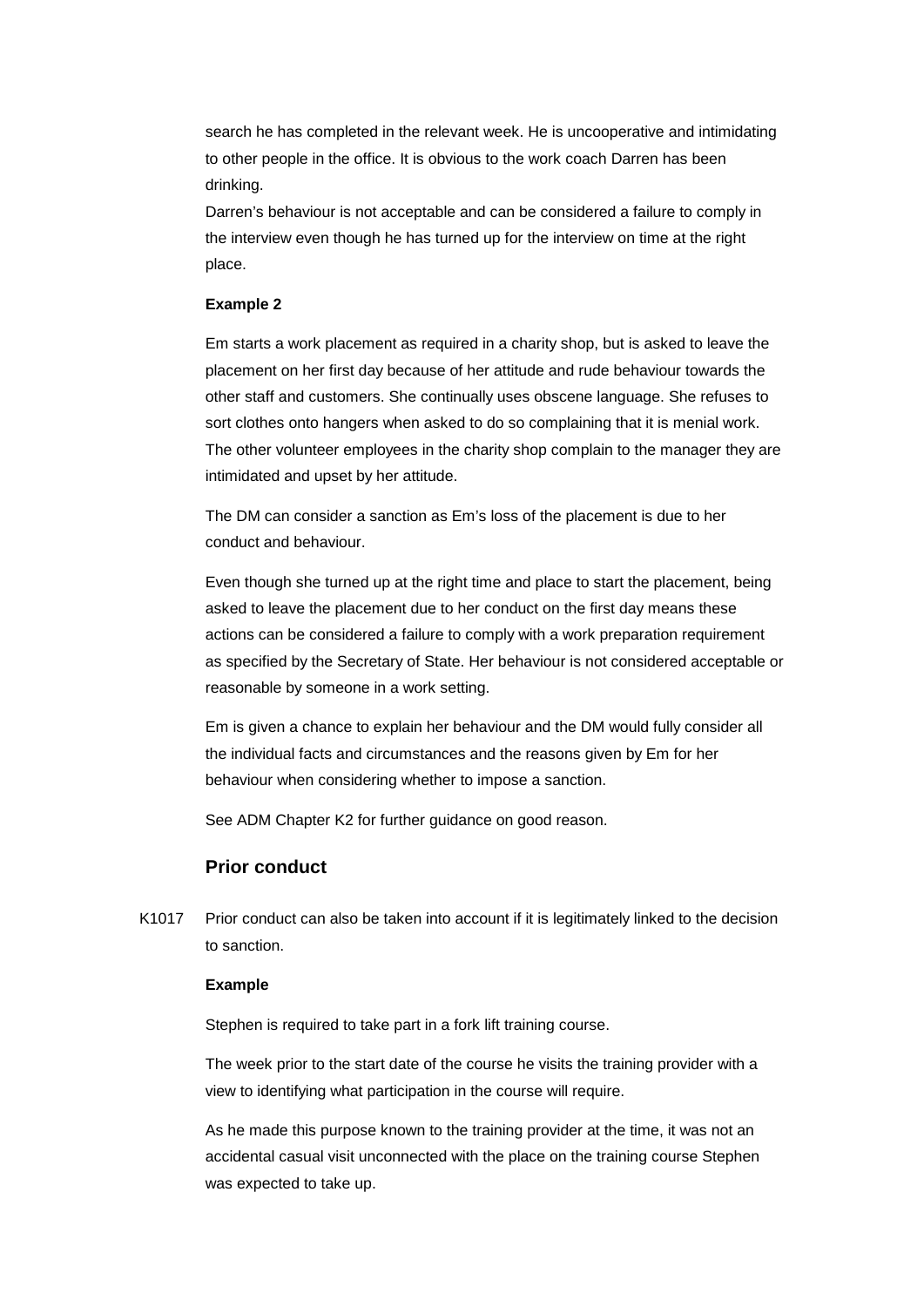search he has completed in the relevant week. He is uncooperative and intimidating to other people in the office. It is obvious to the work coach Darren has been drinking.

Darren's behaviour is not acceptable and can be considered a failure to comply in the interview even though he has turned up for the interview on time at the right place.

**Example 2**

Em starts a work placement as required in a charity shop, but is asked to leave the placement on her first day because of her attitude and rude behaviour towards the other staff and customers. She continually uses obscene language. She refuses to sort clothes onto hangers when asked to do so complaining that it is menial work. The other volunteer employees in the charity shop complain to the manager they are intimidated and upset by her attitude.

The DM can consider a sanction as Em's loss of the placement is due to her conduct and behaviour.

Even though she turned up at the right time and place to start the placement, being asked to leave the placement due to her conduct on the first day means these actions can be considered a failure to comply with a work preparation requirement as specified by the Secretary of State. Her behaviour is not considered acceptable or reasonable by someone in a work setting.

Em is given a chance to explain her behaviour and the DM would fully consider all the individual facts and circumstances and the reasons given by Em for her behaviour when considering whether to impose a sanction.

See ADM Chapter K2 for further guidance on good reason.

## Prior conduct

K1017 Prior conduct can also be taken into account if it is legitimately linked to the decision to sanction.

**Example**

Stephen is required to take part in a fork lift training course.

The week prior to the start date of the course he visits the training provider with a view to identifying what participation in the course will require.

As he made this purpose known to the training provider at the time, it was not an accidental casual visit unconnected with the place on the training course Stephen was expected to take up.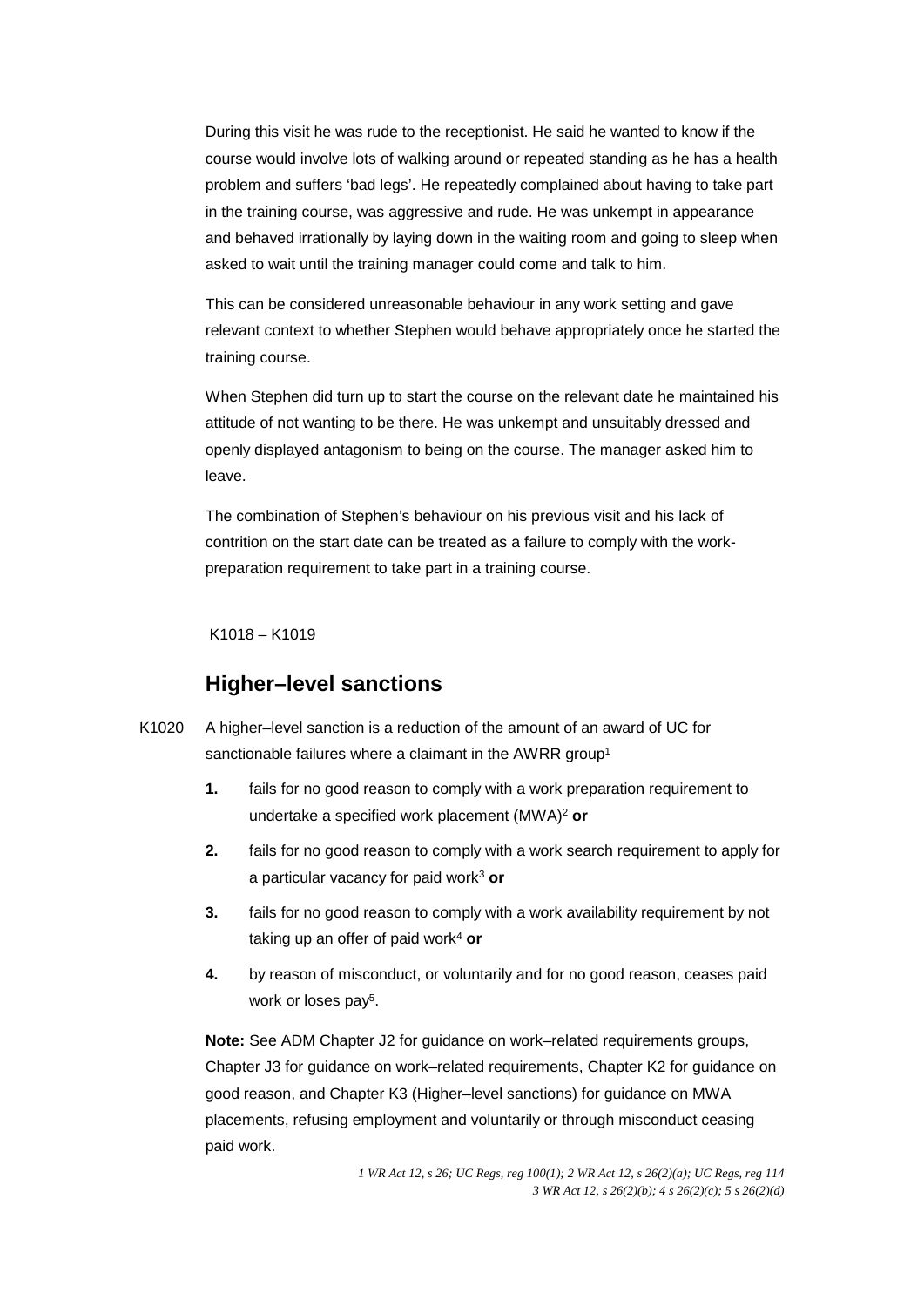During this visit he was rude to the receptionist. He said he wanted to know if the course would involve lots of walking around or repeated standing as he has a health problem and suffers 'bad legs'. He repeatedly complained about having to take part in the training course, was aggressive and rude. He was unkempt in appearance and behaved irrationally by laying down in the waiting room and going to sleep when asked to wait until the training manager could come and talk to him.

This can be considered unreasonable behaviour in any work setting and gave relevant context to whether Stephen would behave appropriately once he started the training course.

When Stephen did turn up to start the course on the relevant date he maintained his attitude of not wanting to be there. He was unkempt and unsuitably dressed and openly displayed antagonism to being on the course. The manager asked him to leave.

The combination of Stephen's behaviour on his previous visit and his lack of contrition on the start date can be treated as a failure to comply with the work-preparation requirement to take part in a training course.

K1018 – K1019

## Higher–level sanctions

K1020 A higher–level sanction is a reduction of the amount of an award of UC for sanctionable failures where a claimant in the AWRR group[1]

1. fails for no good reason to comply with a work preparation requirement to undertake a specified work placement (MWA)[2] **or**
2. fails for no good reason to comply with a work search requirement to apply for a particular vacancy for paid work[3] **or**
3. fails for no good reason to comply with a work availability requirement by not taking up an offer of paid work[4] **or**
4. by reason of misconduct, or voluntarily and for no good reason, ceases paid work or loses pay[5].

**Note:** See ADM Chapter J2 for guidance on work–related requirements groups, Chapter J3 for guidance on work–related requirements, Chapter K2 for guidance on good reason, and Chapter K3 (Higher–level sanctions) for guidance on MWA placements, refusing employment and voluntarily or through misconduct ceasing paid work.

*1 WR Act 12, s 26; UC Regs, reg 100(1); 2 WR Act 12, s 26(2)(a); UC Regs, reg 114*
*3 WR Act 12, s 26(2)(b); 4 s 26(2)(c); 5 s 26(2)(d)*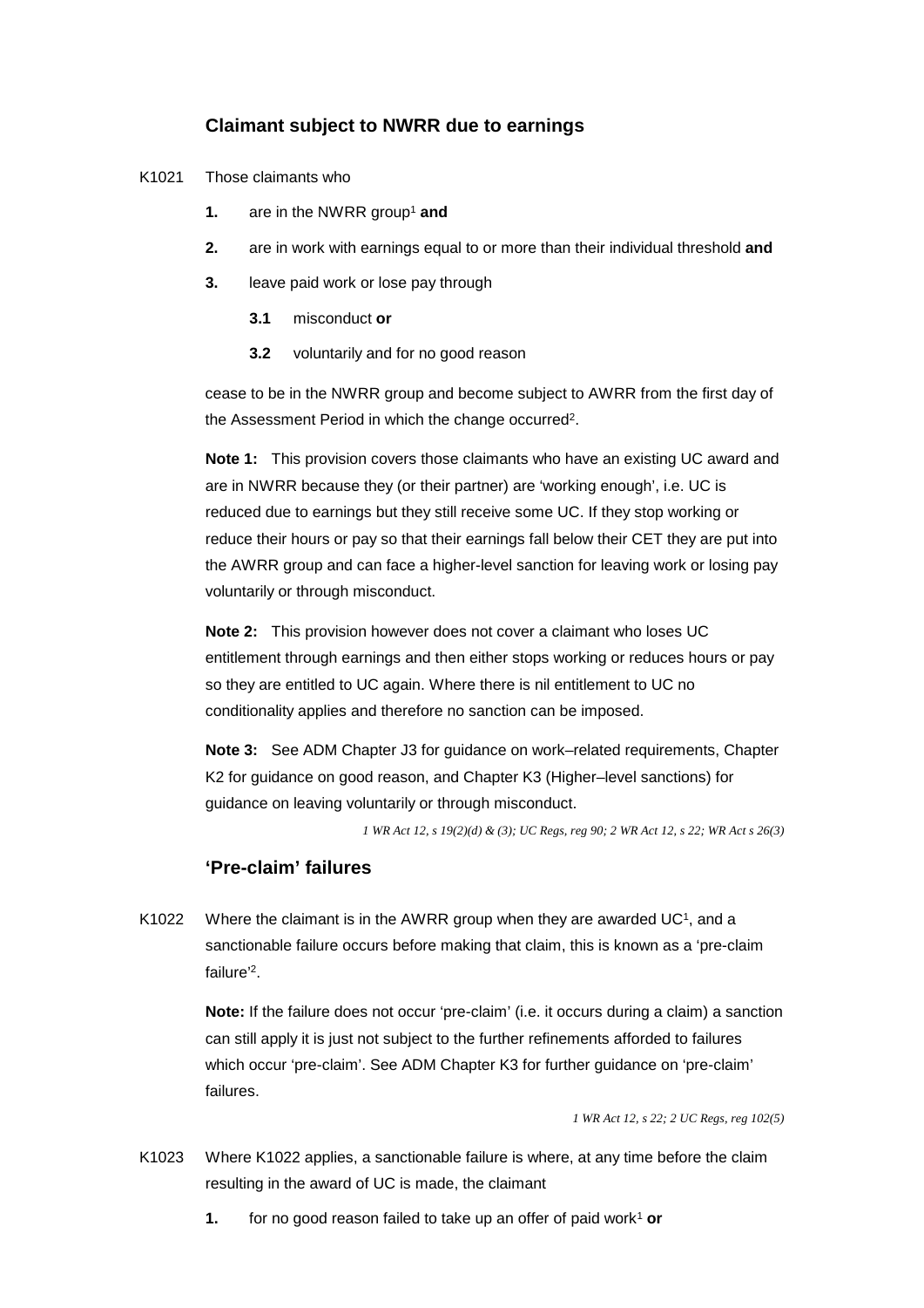### Claimant subject to NWRR due to earnings

K1021 Those claimants who

1. are in the NWRR group[1] **and**
2. are in work with earnings equal to or more than their individual threshold **and**
3. leave paid work or lose pay through
   - **3.1** misconduct **or**
   - **3.2** voluntarily and for no good reason

cease to be in the NWRR group and become subject to AWRR from the first day of the Assessment Period in which the change occurred[2].

**Note 1:** This provision covers those claimants who have an existing UC award and are in NWRR because they (or their partner) are 'working enough', i.e. UC is reduced due to earnings but they still receive some UC. If they stop working or reduce their hours or pay so that their earnings fall below their CET they are put into the AWRR group and can face a higher-level sanction for leaving work or losing pay voluntarily or through misconduct.

**Note 2:** This provision however does not cover a claimant who loses UC entitlement through earnings and then either stops working or reduces hours or pay so they are entitled to UC again. Where there is nil entitlement to UC no conditionality applies and therefore no sanction can be imposed.

**Note 3:** See ADM Chapter J3 for guidance on work–related requirements, Chapter K2 for guidance on good reason, and Chapter K3 (Higher–level sanctions) for guidance on leaving voluntarily or through misconduct.

*1 WR Act 12, s 19(2)(d) & (3); UC Regs, reg 90; 2 WR Act 12, s 22; WR Act s 26(3)*

### 'Pre-claim' failures

K1022 Where the claimant is in the AWRR group when they are awarded UC[1], and a sanctionable failure occurs before making that claim, this is known as a 'pre-claim failure'[2].

**Note:** If the failure does not occur 'pre-claim' (i.e. it occurs during a claim) a sanction can still apply it is just not subject to the further refinements afforded to failures which occur 'pre-claim'. See ADM Chapter K3 for further guidance on 'pre-claim' failures.

*1 WR Act 12, s 22; 2 UC Regs, reg 102(5)*

K1023 Where K1022 applies, a sanctionable failure is where, at any time before the claim resulting in the award of UC is made, the claimant

1. for no good reason failed to take up an offer of paid work[1] **or**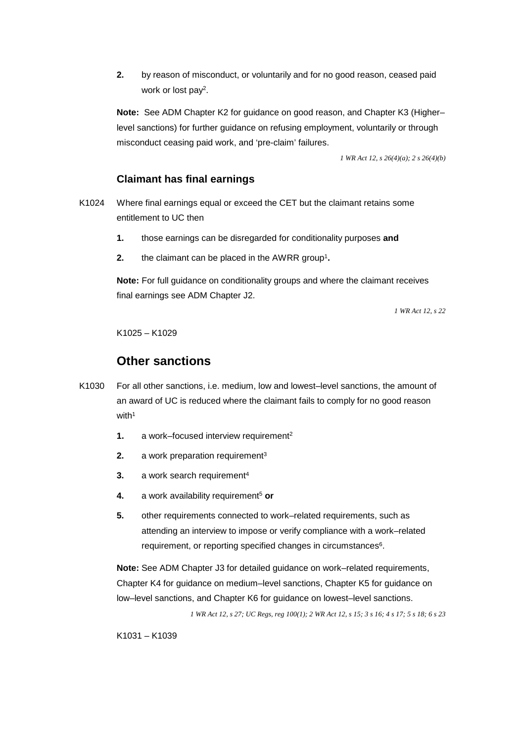2. by reason of misconduct, or voluntarily and for no good reason, ceased paid work or lost pay[2].

**Note:** See ADM Chapter K2 for guidance on good reason, and Chapter K3 (Higher–level sanctions) for further guidance on refusing employment, voluntarily or through misconduct ceasing paid work, and 'pre-claim' failures.

*1 WR Act 12, s 26(4)(a); 2 s 26(4)(b)*

### Claimant has final earnings

K1024 Where final earnings equal or exceed the CET but the claimant retains some entitlement to UC then

1. those earnings can be disregarded for conditionality purposes **and**
2. the claimant can be placed in the AWRR group[1]**.**

**Note:** For full guidance on conditionality groups and where the claimant receives final earnings see ADM Chapter J2.

*1 WR Act 12, s 22*

K1025 – K1029

## Other sanctions

K1030 For all other sanctions, i.e. medium, low and lowest–level sanctions, the amount of an award of UC is reduced where the claimant fails to comply for no good reason with[1]

1. a work–focused interview requirement[2]
2. a work preparation requirement[3]
3. a work search requirement[4]
4. a work availability requirement[5] **or**
5. other requirements connected to work–related requirements, such as attending an interview to impose or verify compliance with a work–related requirement, or reporting specified changes in circumstances[6].

**Note:** See ADM Chapter J3 for detailed guidance on work–related requirements, Chapter K4 for guidance on medium–level sanctions, Chapter K5 for guidance on low–level sanctions, and Chapter K6 for guidance on lowest–level sanctions.

*1 WR Act 12, s 27; UC Regs, reg 100(1); 2 WR Act 12, s 15; 3 s 16; 4 s 17; 5 s 18; 6 s 23*

K1031 – K1039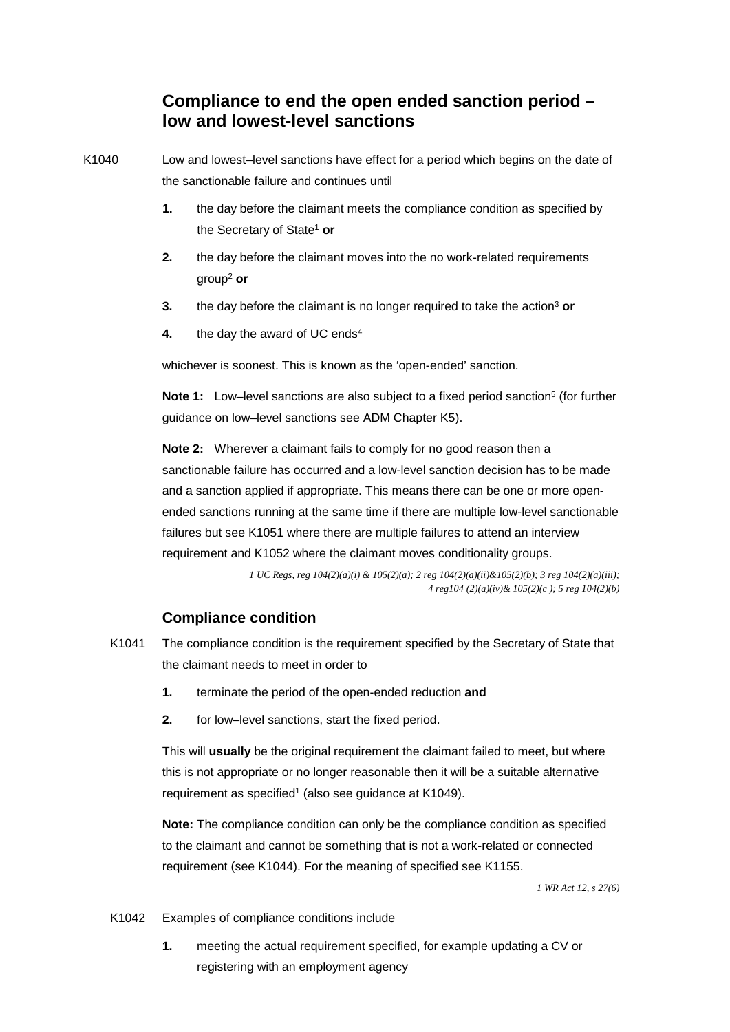## Compliance to end the open ended sanction period – low and lowest-level sanctions

K1040 Low and lowest–level sanctions have effect for a period which begins on the date of the sanctionable failure and continues until

1. the day before the claimant meets the compliance condition as specified by the Secretary of State[1] **or**
2. the day before the claimant moves into the no work-related requirements group[2] **or**
3. the day before the claimant is no longer required to take the action[3] **or**
4. the day the award of UC ends[4]

whichever is soonest. This is known as the 'open-ended' sanction.

**Note 1:** Low–level sanctions are also subject to a fixed period sanction[5] (for further guidance on low–level sanctions see ADM Chapter K5).

**Note 2:** Wherever a claimant fails to comply for no good reason then a sanctionable failure has occurred and a low-level sanction decision has to be made and a sanction applied if appropriate. This means there can be one or more open-ended sanctions running at the same time if there are multiple low-level sanctionable failures but see K1051 where there are multiple failures to attend an interview requirement and K1052 where the claimant moves conditionality groups.

*1 UC Regs, reg 104(2)(a)(i) & 105(2)(a); 2 reg 104(2)(a)(ii)&105(2)(b); 3 reg 104(2)(a)(iii); 4 reg104 (2)(a)(iv)& 105(2)(c ); 5 reg 104(2)(b)*

### Compliance condition

K1041 The compliance condition is the requirement specified by the Secretary of State that the claimant needs to meet in order to

1. terminate the period of the open-ended reduction **and**
2. for low–level sanctions, start the fixed period.

This will **usually** be the original requirement the claimant failed to meet, but where this is not appropriate or no longer reasonable then it will be a suitable alternative requirement as specified[1] (also see guidance at K1049).

**Note:** The compliance condition can only be the compliance condition as specified to the claimant and cannot be something that is not a work-related or connected requirement (see K1044). For the meaning of specified see K1155.

*1 WR Act 12, s 27(6)*

K1042 Examples of compliance conditions include

1. meeting the actual requirement specified, for example updating a CV or registering with an employment agency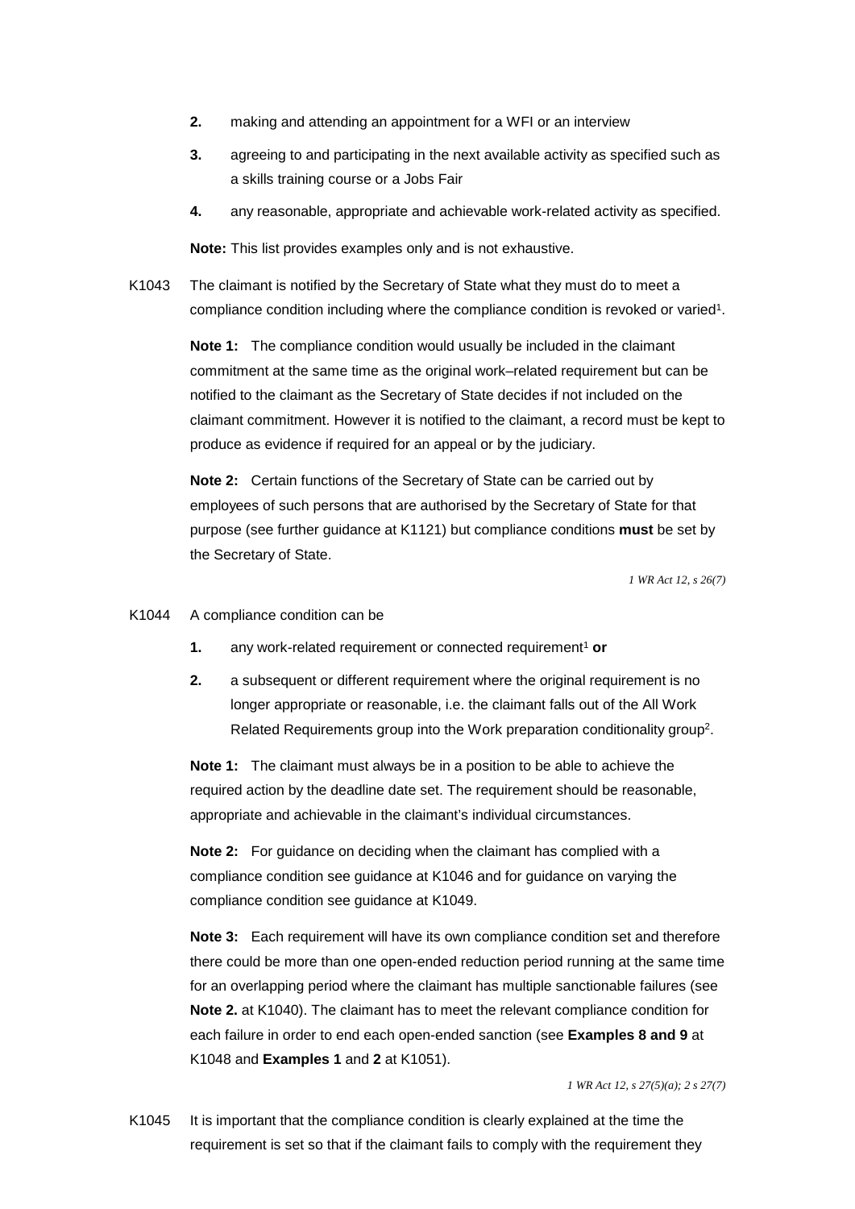2. making and attending an appointment for a WFI or an interview
3. agreeing to and participating in the next available activity as specified such as a skills training course or a Jobs Fair
4. any reasonable, appropriate and achievable work-related activity as specified.

**Note:** This list provides examples only and is not exhaustive.

K1043 The claimant is notified by the Secretary of State what they must do to meet a compliance condition including where the compliance condition is revoked or varied[1].

**Note 1:** The compliance condition would usually be included in the claimant commitment at the same time as the original work–related requirement but can be notified to the claimant as the Secretary of State decides if not included on the claimant commitment. However it is notified to the claimant, a record must be kept to produce as evidence if required for an appeal or by the judiciary.

**Note 2:** Certain functions of the Secretary of State can be carried out by employees of such persons that are authorised by the Secretary of State for that purpose (see further guidance at K1121) but compliance conditions **must** be set by the Secretary of State.

*1 WR Act 12, s 26(7)*

K1044 A compliance condition can be

1. any work-related requirement or connected requirement[1] **or**
2. a subsequent or different requirement where the original requirement is no longer appropriate or reasonable, i.e. the claimant falls out of the All Work Related Requirements group into the Work preparation conditionality group[2].

**Note 1:** The claimant must always be in a position to be able to achieve the required action by the deadline date set. The requirement should be reasonable, appropriate and achievable in the claimant's individual circumstances.

**Note 2:** For guidance on deciding when the claimant has complied with a compliance condition see guidance at K1046 and for guidance on varying the compliance condition see guidance at K1049.

**Note 3:** Each requirement will have its own compliance condition set and therefore there could be more than one open-ended reduction period running at the same time for an overlapping period where the claimant has multiple sanctionable failures (see **Note 2.** at K1040). The claimant has to meet the relevant compliance condition for each failure in order to end each open-ended sanction (see **Examples 8 and 9** at K1048 and **Examples 1** and **2** at K1051).

*1 WR Act 12, s 27(5)(a); 2 s 27(7)*

K1045 It is important that the compliance condition is clearly explained at the time the requirement is set so that if the claimant fails to comply with the requirement they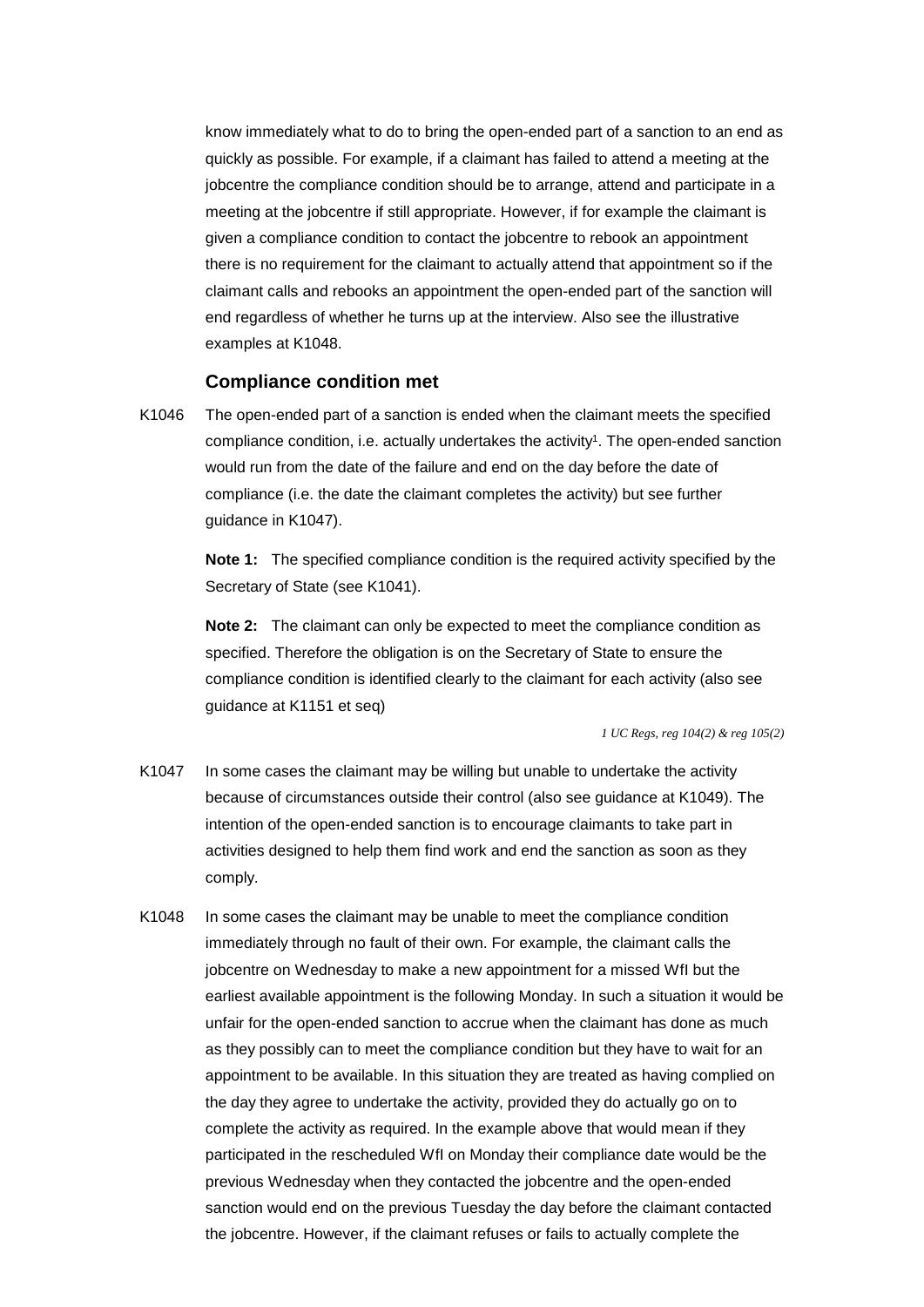know immediately what to do to bring the open-ended part of a sanction to an end as quickly as possible. For example, if a claimant has failed to attend a meeting at the jobcentre the compliance condition should be to arrange, attend and participate in a meeting at the jobcentre if still appropriate. However, if for example the claimant is given a compliance condition to contact the jobcentre to rebook an appointment there is no requirement for the claimant to actually attend that appointment so if the claimant calls and rebooks an appointment the open-ended part of the sanction will end regardless of whether he turns up at the interview. Also see the illustrative examples at K1048.

### Compliance condition met

K1046 The open-ended part of a sanction is ended when the claimant meets the specified compliance condition, i.e. actually undertakes the activity[1]. The open-ended sanction would run from the date of the failure and end on the day before the date of compliance (i.e. the date the claimant completes the activity) but see further guidance in K1047).

**Note 1:** The specified compliance condition is the required activity specified by the Secretary of State (see K1041).

**Note 2:** The claimant can only be expected to meet the compliance condition as specified. Therefore the obligation is on the Secretary of State to ensure the compliance condition is identified clearly to the claimant for each activity (also see guidance at K1151 et seq)

*1 UC Regs, reg 104(2) & reg 105(2)*

K1047 In some cases the claimant may be willing but unable to undertake the activity because of circumstances outside their control (also see guidance at K1049). The intention of the open-ended sanction is to encourage claimants to take part in activities designed to help them find work and end the sanction as soon as they comply.

K1048 In some cases the claimant may be unable to meet the compliance condition immediately through no fault of their own. For example, the claimant calls the jobcentre on Wednesday to make a new appointment for a missed WfI but the earliest available appointment is the following Monday. In such a situation it would be unfair for the open-ended sanction to accrue when the claimant has done as much as they possibly can to meet the compliance condition but they have to wait for an appointment to be available. In this situation they are treated as having complied on the day they agree to undertake the activity, provided they do actually go on to complete the activity as required. In the example above that would mean if they participated in the rescheduled WfI on Monday their compliance date would be the previous Wednesday when they contacted the jobcentre and the open-ended sanction would end on the previous Tuesday the day before the claimant contacted the jobcentre. However, if the claimant refuses or fails to actually complete the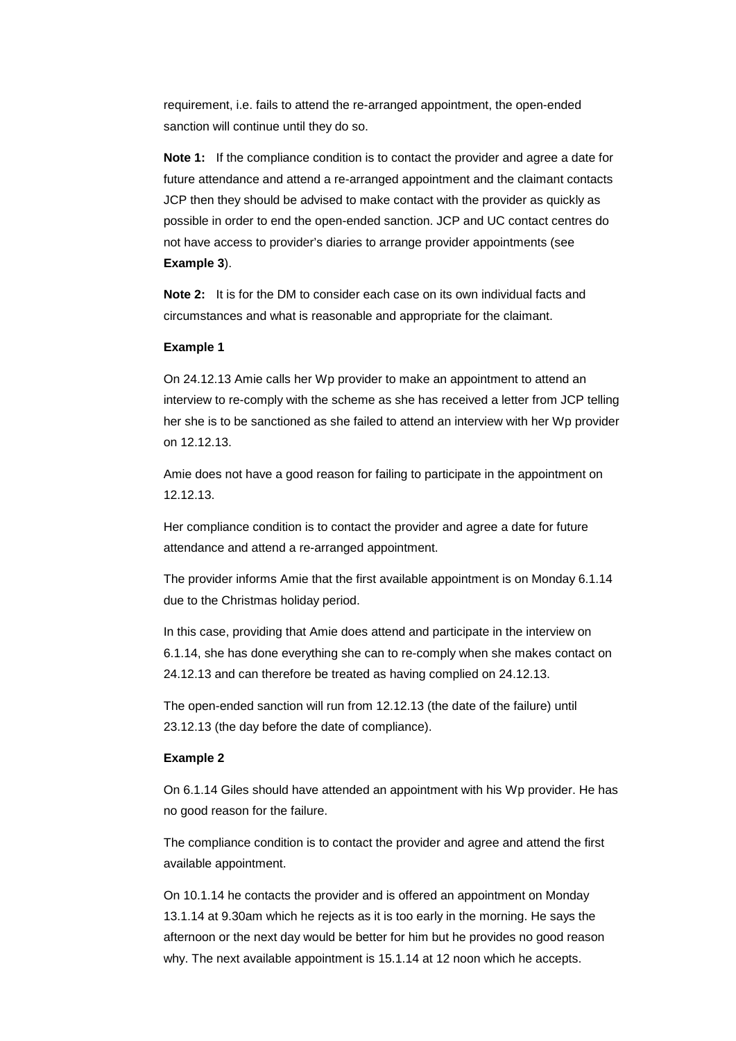requirement, i.e. fails to attend the re-arranged appointment, the open-ended sanction will continue until they do so.

**Note 1:** If the compliance condition is to contact the provider and agree a date for future attendance and attend a re-arranged appointment and the claimant contacts JCP then they should be advised to make contact with the provider as quickly as possible in order to end the open-ended sanction. JCP and UC contact centres do not have access to provider's diaries to arrange provider appointments (see **Example 3**).

**Note 2:** It is for the DM to consider each case on its own individual facts and circumstances and what is reasonable and appropriate for the claimant.

**Example 1**

On 24.12.13 Amie calls her Wp provider to make an appointment to attend an interview to re-comply with the scheme as she has received a letter from JCP telling her she is to be sanctioned as she failed to attend an interview with her Wp provider on 12.12.13.

Amie does not have a good reason for failing to participate in the appointment on 12.12.13.

Her compliance condition is to contact the provider and agree a date for future attendance and attend a re-arranged appointment.

The provider informs Amie that the first available appointment is on Monday 6.1.14 due to the Christmas holiday period.

In this case, providing that Amie does attend and participate in the interview on 6.1.14, she has done everything she can to re-comply when she makes contact on 24.12.13 and can therefore be treated as having complied on 24.12.13.

The open-ended sanction will run from 12.12.13 (the date of the failure) until 23.12.13 (the day before the date of compliance).

**Example 2**

On 6.1.14 Giles should have attended an appointment with his Wp provider. He has no good reason for the failure.

The compliance condition is to contact the provider and agree and attend the first available appointment.

On 10.1.14 he contacts the provider and is offered an appointment on Monday 13.1.14 at 9.30am which he rejects as it is too early in the morning. He says the afternoon or the next day would be better for him but he provides no good reason why. The next available appointment is 15.1.14 at 12 noon which he accepts.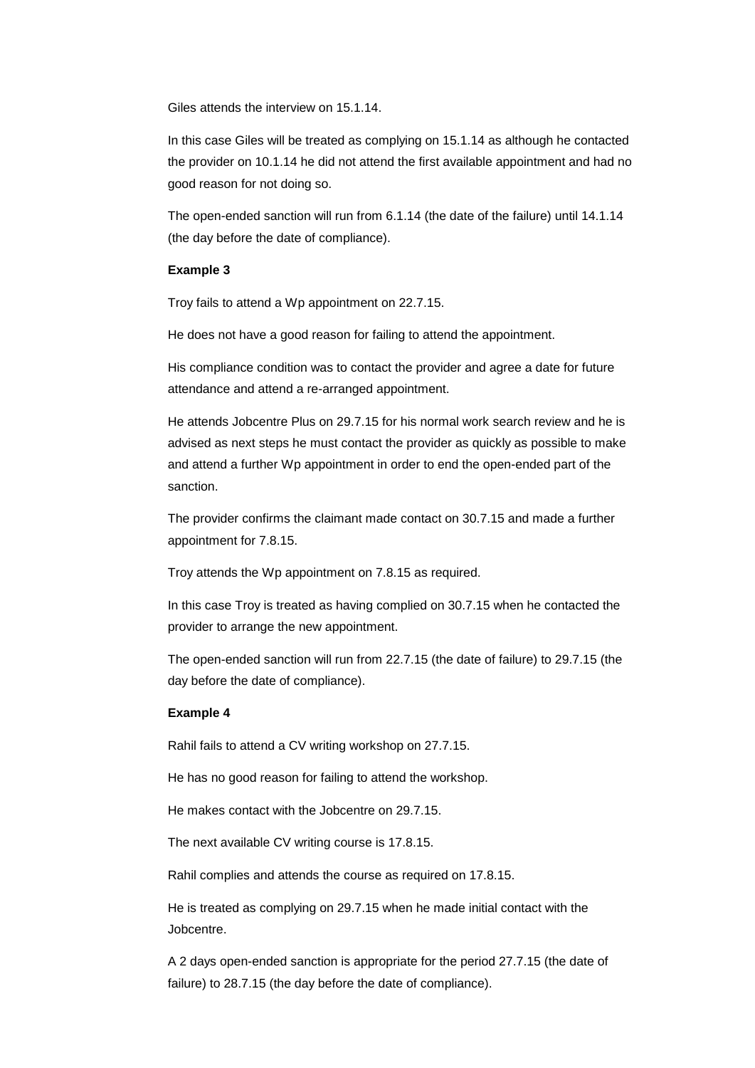Giles attends the interview on 15.1.14.

In this case Giles will be treated as complying on 15.1.14 as although he contacted the provider on 10.1.14 he did not attend the first available appointment and had no good reason for not doing so.

The open-ended sanction will run from 6.1.14 (the date of the failure) until 14.1.14 (the day before the date of compliance).

**Example 3**

Troy fails to attend a Wp appointment on 22.7.15.

He does not have a good reason for failing to attend the appointment.

His compliance condition was to contact the provider and agree a date for future attendance and attend a re-arranged appointment.

He attends Jobcentre Plus on 29.7.15 for his normal work search review and he is advised as next steps he must contact the provider as quickly as possible to make and attend a further Wp appointment in order to end the open-ended part of the sanction.

The provider confirms the claimant made contact on 30.7.15 and made a further appointment for 7.8.15.

Troy attends the Wp appointment on 7.8.15 as required.

In this case Troy is treated as having complied on 30.7.15 when he contacted the provider to arrange the new appointment.

The open-ended sanction will run from 22.7.15 (the date of failure) to 29.7.15 (the day before the date of compliance).

**Example 4**

Rahil fails to attend a CV writing workshop on 27.7.15.

He has no good reason for failing to attend the workshop.

He makes contact with the Jobcentre on 29.7.15.

The next available CV writing course is 17.8.15.

Rahil complies and attends the course as required on 17.8.15.

He is treated as complying on 29.7.15 when he made initial contact with the Jobcentre.

A 2 days open-ended sanction is appropriate for the period 27.7.15 (the date of failure) to 28.7.15 (the day before the date of compliance).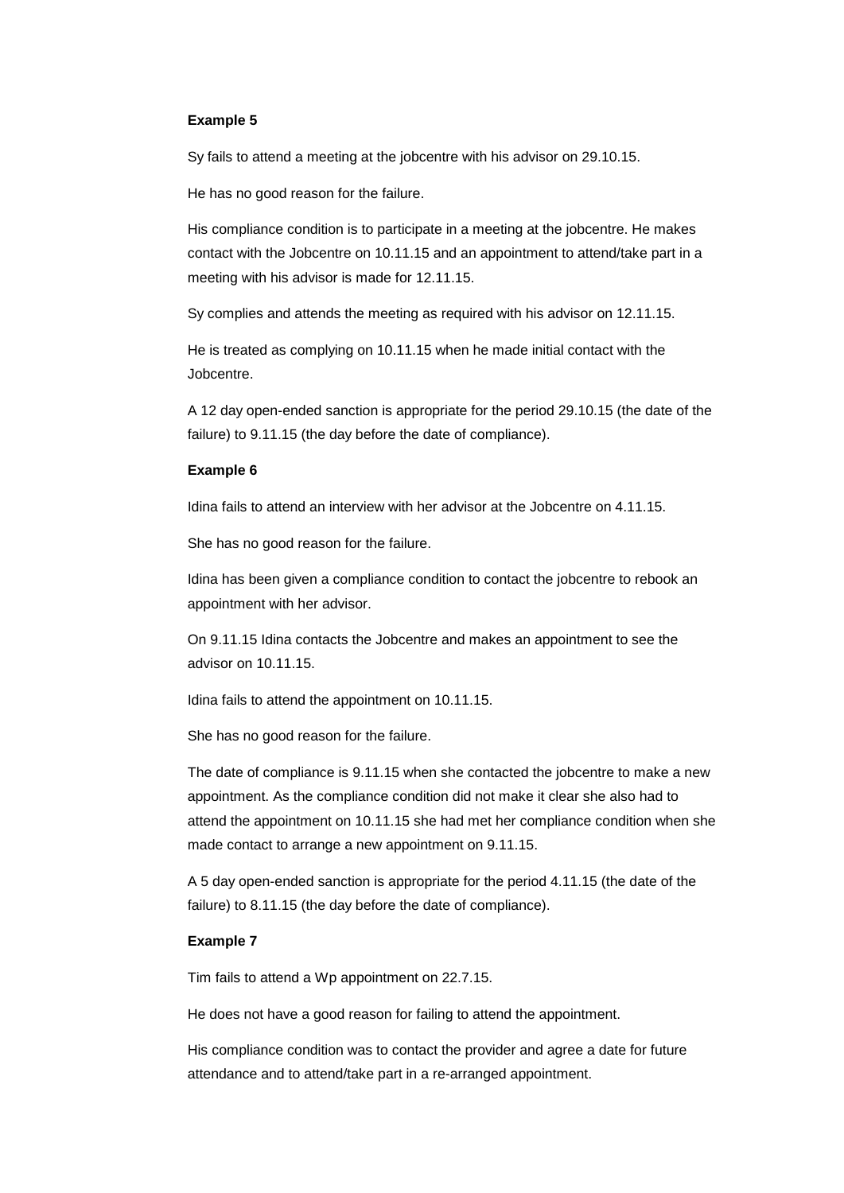**Example 5**

Sy fails to attend a meeting at the jobcentre with his advisor on 29.10.15.

He has no good reason for the failure.

His compliance condition is to participate in a meeting at the jobcentre. He makes contact with the Jobcentre on 10.11.15 and an appointment to attend/take part in a meeting with his advisor is made for 12.11.15.

Sy complies and attends the meeting as required with his advisor on 12.11.15.

He is treated as complying on 10.11.15 when he made initial contact with the Jobcentre.

A 12 day open-ended sanction is appropriate for the period 29.10.15 (the date of the failure) to 9.11.15 (the day before the date of compliance).

**Example 6**

Idina fails to attend an interview with her advisor at the Jobcentre on 4.11.15.

She has no good reason for the failure.

Idina has been given a compliance condition to contact the jobcentre to rebook an appointment with her advisor.

On 9.11.15 Idina contacts the Jobcentre and makes an appointment to see the advisor on 10.11.15.

Idina fails to attend the appointment on 10.11.15.

She has no good reason for the failure.

The date of compliance is 9.11.15 when she contacted the jobcentre to make a new appointment. As the compliance condition did not make it clear she also had to attend the appointment on 10.11.15 she had met her compliance condition when she made contact to arrange a new appointment on 9.11.15.

A 5 day open-ended sanction is appropriate for the period 4.11.15 (the date of the failure) to 8.11.15 (the day before the date of compliance).

**Example 7**

Tim fails to attend a Wp appointment on 22.7.15.

He does not have a good reason for failing to attend the appointment.

His compliance condition was to contact the provider and agree a date for future attendance and to attend/take part in a re-arranged appointment.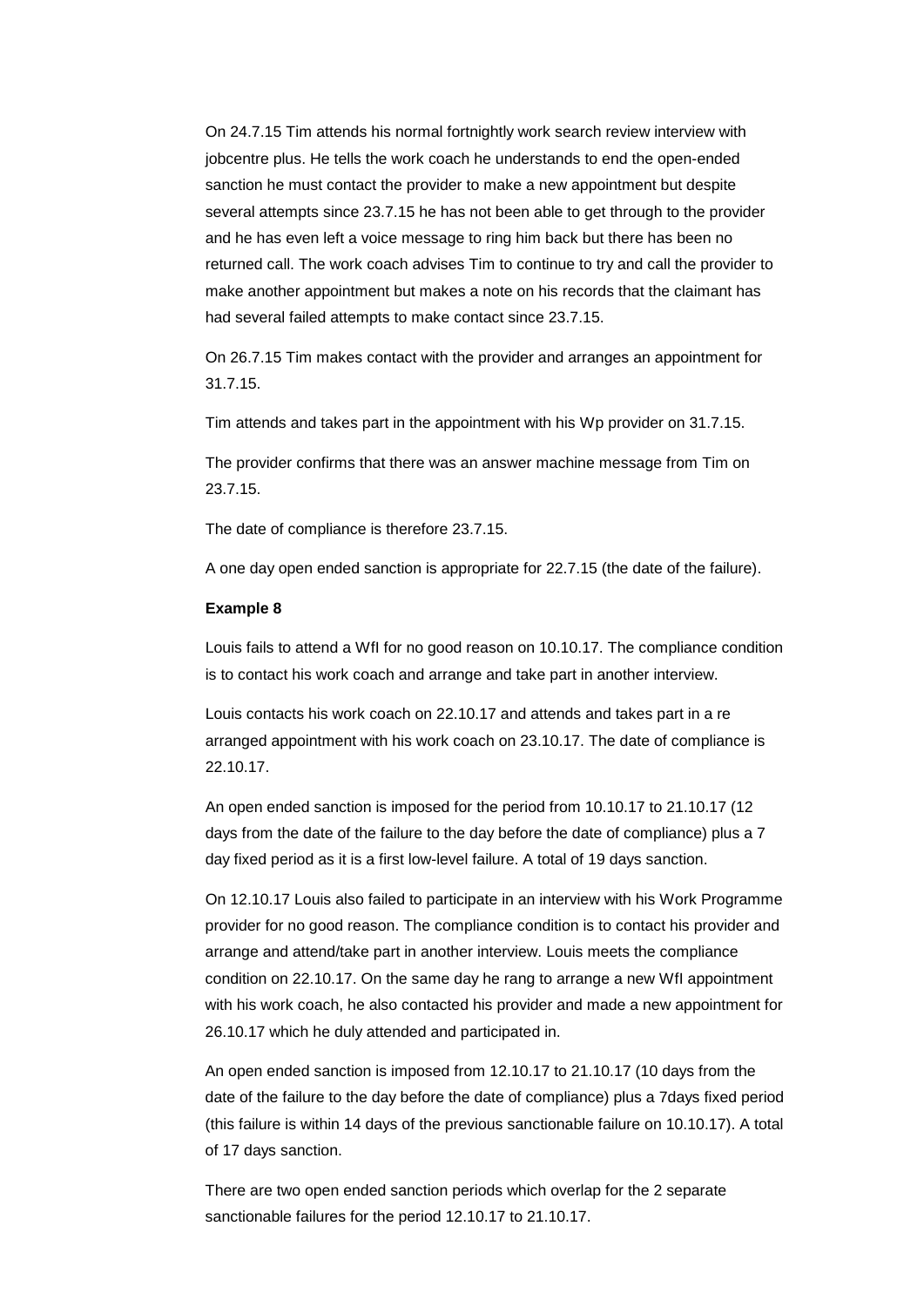On 24.7.15 Tim attends his normal fortnightly work search review interview with jobcentre plus. He tells the work coach he understands to end the open-ended sanction he must contact the provider to make a new appointment but despite several attempts since 23.7.15 he has not been able to get through to the provider and he has even left a voice message to ring him back but there has been no returned call. The work coach advises Tim to continue to try and call the provider to make another appointment but makes a note on his records that the claimant has had several failed attempts to make contact since 23.7.15.

On 26.7.15 Tim makes contact with the provider and arranges an appointment for 31.7.15.

Tim attends and takes part in the appointment with his Wp provider on 31.7.15.

The provider confirms that there was an answer machine message from Tim on 23.7.15.

The date of compliance is therefore 23.7.15.

A one day open ended sanction is appropriate for 22.7.15 (the date of the failure).

**Example 8**

Louis fails to attend a WfI for no good reason on 10.10.17. The compliance condition is to contact his work coach and arrange and take part in another interview.

Louis contacts his work coach on 22.10.17 and attends and takes part in a re arranged appointment with his work coach on 23.10.17. The date of compliance is 22.10.17.

An open ended sanction is imposed for the period from 10.10.17 to 21.10.17 (12 days from the date of the failure to the day before the date of compliance) plus a 7 day fixed period as it is a first low-level failure. A total of 19 days sanction.

On 12.10.17 Louis also failed to participate in an interview with his Work Programme provider for no good reason. The compliance condition is to contact his provider and arrange and attend/take part in another interview. Louis meets the compliance condition on 22.10.17. On the same day he rang to arrange a new WfI appointment with his work coach, he also contacted his provider and made a new appointment for 26.10.17 which he duly attended and participated in.

An open ended sanction is imposed from 12.10.17 to 21.10.17 (10 days from the date of the failure to the day before the date of compliance) plus a 7days fixed period (this failure is within 14 days of the previous sanctionable failure on 10.10.17). A total of 17 days sanction.

There are two open ended sanction periods which overlap for the 2 separate sanctionable failures for the period 12.10.17 to 21.10.17.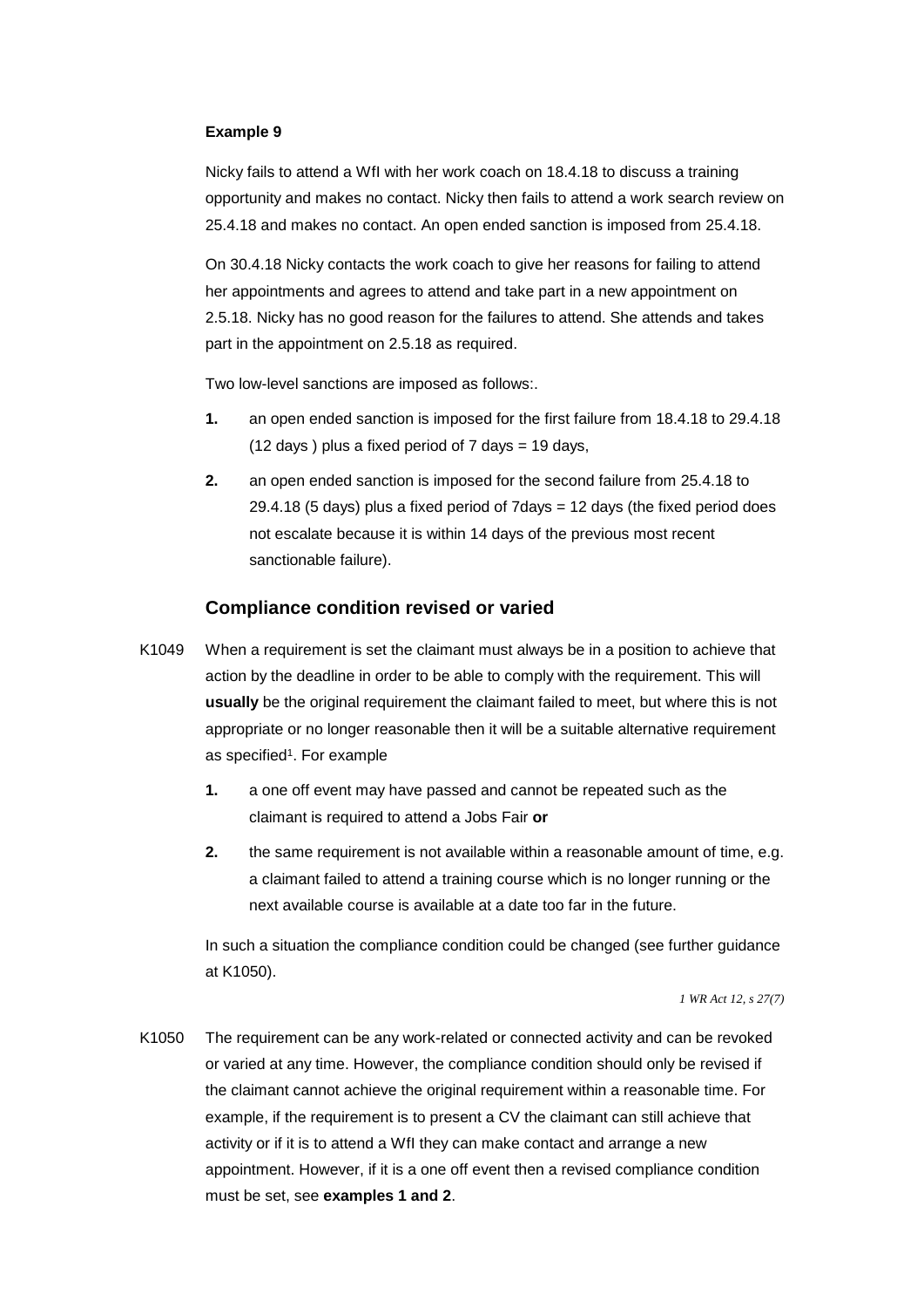**Example 9**

Nicky fails to attend a WfI with her work coach on 18.4.18 to discuss a training opportunity and makes no contact. Nicky then fails to attend a work search review on 25.4.18 and makes no contact. An open ended sanction is imposed from 25.4.18.

On 30.4.18 Nicky contacts the work coach to give her reasons for failing to attend her appointments and agrees to attend and take part in a new appointment on 2.5.18. Nicky has no good reason for the failures to attend. She attends and takes part in the appointment on 2.5.18 as required.

Two low-level sanctions are imposed as follows:.

1. an open ended sanction is imposed for the first failure from 18.4.18 to 29.4.18 (12 days ) plus a fixed period of 7 days = 19 days,
2. an open ended sanction is imposed for the second failure from 25.4.18 to 29.4.18 (5 days) plus a fixed period of 7days = 12 days (the fixed period does not escalate because it is within 14 days of the previous most recent sanctionable failure).

## Compliance condition revised or varied

K1049 When a requirement is set the claimant must always be in a position to achieve that action by the deadline in order to be able to comply with the requirement. This will **usually** be the original requirement the claimant failed to meet, but where this is not appropriate or no longer reasonable then it will be a suitable alternative requirement as specified[1]. For example

1. a one off event may have passed and cannot be repeated such as the claimant is required to attend a Jobs Fair **or**
2. the same requirement is not available within a reasonable amount of time, e.g. a claimant failed to attend a training course which is no longer running or the next available course is available at a date too far in the future.

In such a situation the compliance condition could be changed (see further guidance at K1050).

*1 WR Act 12, s 27(7)*

K1050 The requirement can be any work-related or connected activity and can be revoked or varied at any time. However, the compliance condition should only be revised if the claimant cannot achieve the original requirement within a reasonable time. For example, if the requirement is to present a CV the claimant can still achieve that activity or if it is to attend a WfI they can make contact and arrange a new appointment. However, if it is a one off event then a revised compliance condition must be set, see **examples 1 and 2**.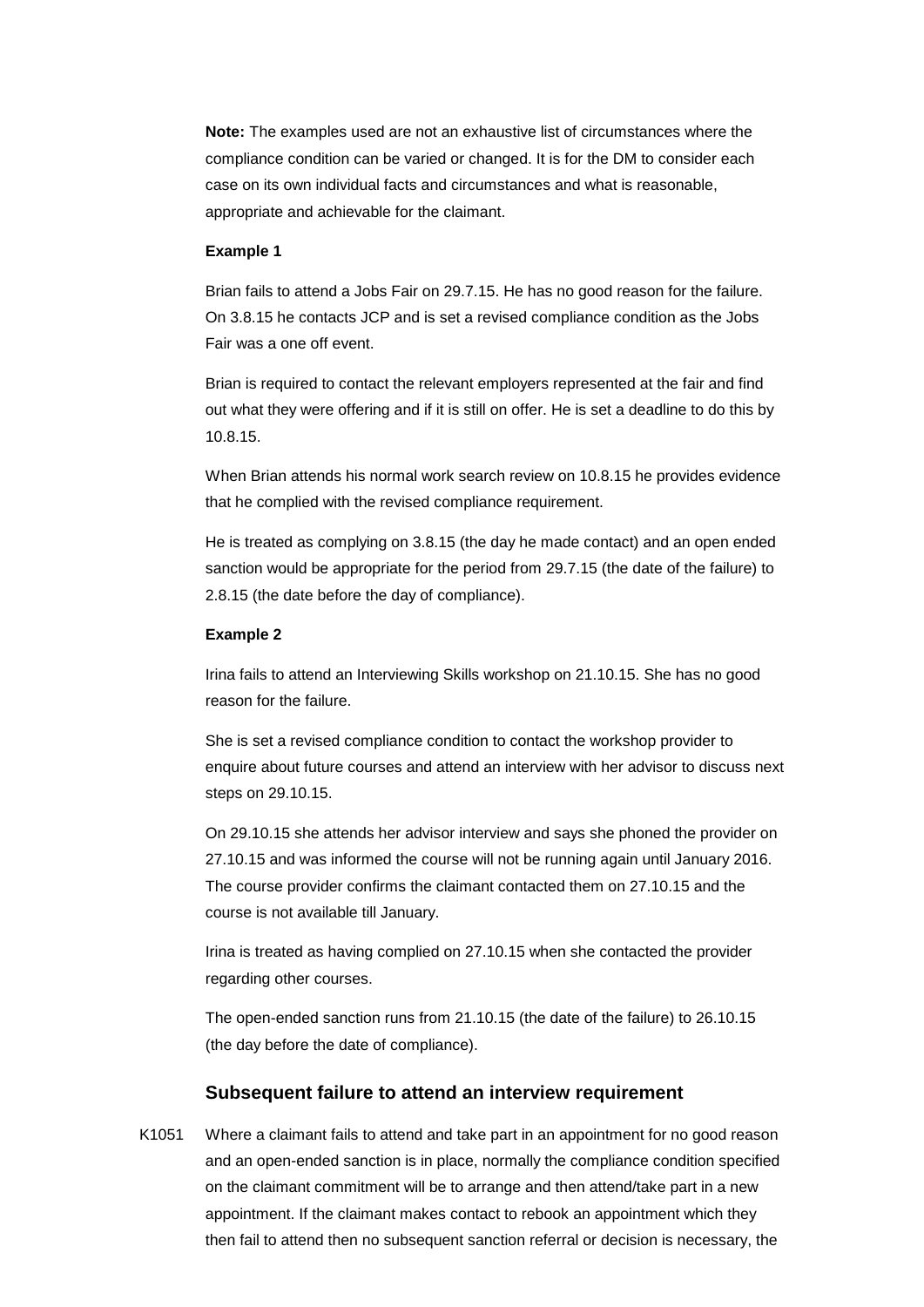**Note:** The examples used are not an exhaustive list of circumstances where the compliance condition can be varied or changed. It is for the DM to consider each case on its own individual facts and circumstances and what is reasonable, appropriate and achievable for the claimant.

**Example 1**

Brian fails to attend a Jobs Fair on 29.7.15. He has no good reason for the failure. On 3.8.15 he contacts JCP and is set a revised compliance condition as the Jobs Fair was a one off event.

Brian is required to contact the relevant employers represented at the fair and find out what they were offering and if it is still on offer. He is set a deadline to do this by 10.8.15.

When Brian attends his normal work search review on 10.8.15 he provides evidence that he complied with the revised compliance requirement.

He is treated as complying on 3.8.15 (the day he made contact) and an open ended sanction would be appropriate for the period from 29.7.15 (the date of the failure) to 2.8.15 (the date before the day of compliance).

**Example 2**

Irina fails to attend an Interviewing Skills workshop on 21.10.15. She has no good reason for the failure.

She is set a revised compliance condition to contact the workshop provider to enquire about future courses and attend an interview with her advisor to discuss next steps on 29.10.15.

On 29.10.15 she attends her advisor interview and says she phoned the provider on 27.10.15 and was informed the course will not be running again until January 2016. The course provider confirms the claimant contacted them on 27.10.15 and the course is not available till January.

Irina is treated as having complied on 27.10.15 when she contacted the provider regarding other courses.

The open-ended sanction runs from 21.10.15 (the date of the failure) to 26.10.15 (the day before the date of compliance).

### Subsequent failure to attend an interview requirement

K1051 Where a claimant fails to attend and take part in an appointment for no good reason and an open-ended sanction is in place, normally the compliance condition specified on the claimant commitment will be to arrange and then attend/take part in a new appointment. If the claimant makes contact to rebook an appointment which they then fail to attend then no subsequent sanction referral or decision is necessary, the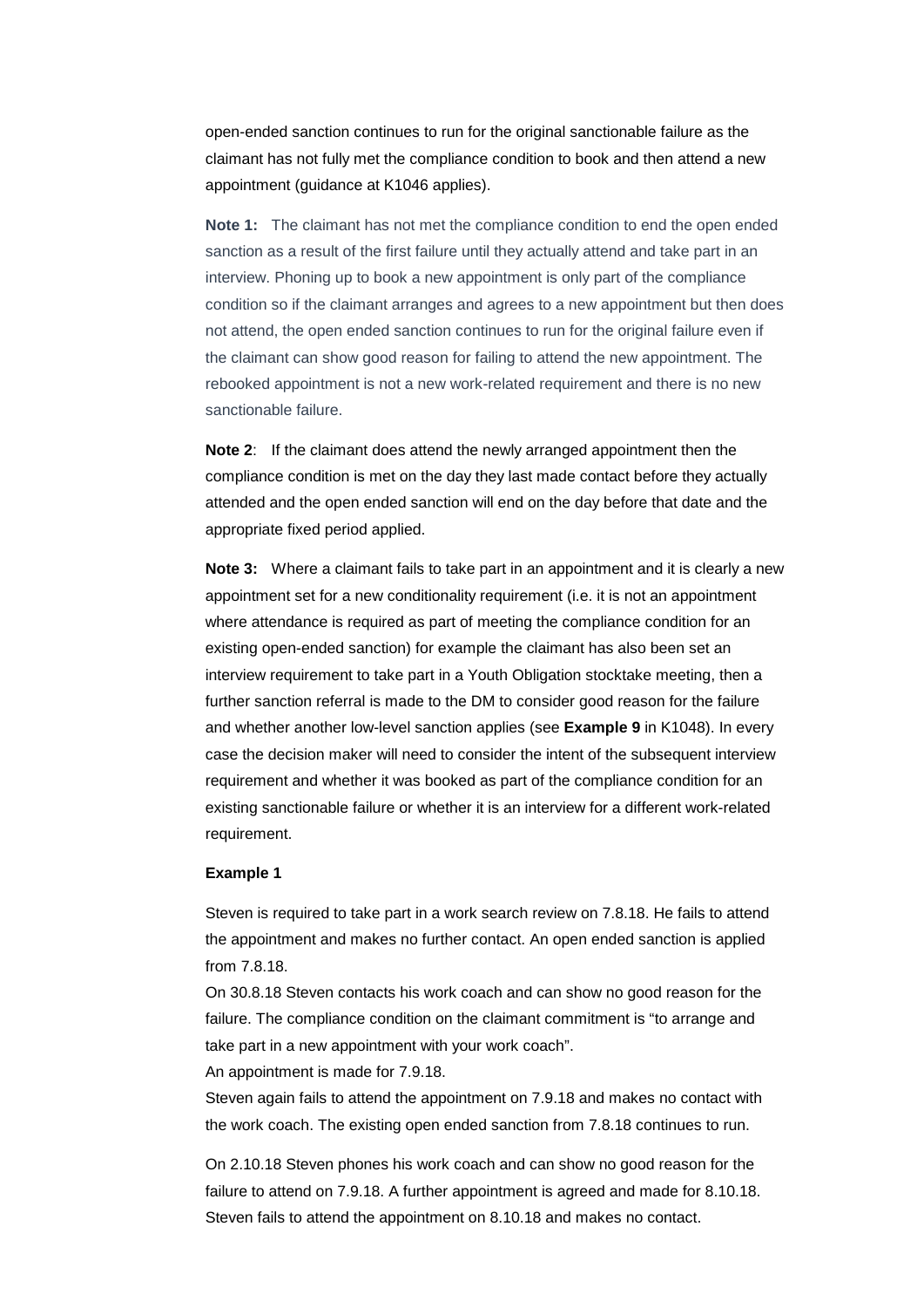open-ended sanction continues to run for the original sanctionable failure as the claimant has not fully met the compliance condition to book and then attend a new appointment (guidance at K1046 applies).

**Note 1:** The claimant has not met the compliance condition to end the open ended sanction as a result of the first failure until they actually attend and take part in an interview. Phoning up to book a new appointment is only part of the compliance condition so if the claimant arranges and agrees to a new appointment but then does not attend, the open ended sanction continues to run for the original failure even if the claimant can show good reason for failing to attend the new appointment. The rebooked appointment is not a new work-related requirement and there is no new sanctionable failure.

**Note 2**: If the claimant does attend the newly arranged appointment then the compliance condition is met on the day they last made contact before they actually attended and the open ended sanction will end on the day before that date and the appropriate fixed period applied.

**Note 3:** Where a claimant fails to take part in an appointment and it is clearly a new appointment set for a new conditionality requirement (i.e. it is not an appointment where attendance is required as part of meeting the compliance condition for an existing open-ended sanction) for example the claimant has also been set an interview requirement to take part in a Youth Obligation stocktake meeting, then a further sanction referral is made to the DM to consider good reason for the failure and whether another low-level sanction applies (see **Example 9** in K1048). In every case the decision maker will need to consider the intent of the subsequent interview requirement and whether it was booked as part of the compliance condition for an existing sanctionable failure or whether it is an interview for a different work-related requirement.

**Example 1**

Steven is required to take part in a work search review on 7.8.18. He fails to attend the appointment and makes no further contact. An open ended sanction is applied from 7.8.18.

On 30.8.18 Steven contacts his work coach and can show no good reason for the failure. The compliance condition on the claimant commitment is "to arrange and take part in a new appointment with your work coach".

An appointment is made for 7.9.18.

Steven again fails to attend the appointment on 7.9.18 and makes no contact with the work coach. The existing open ended sanction from 7.8.18 continues to run.

On 2.10.18 Steven phones his work coach and can show no good reason for the failure to attend on 7.9.18. A further appointment is agreed and made for 8.10.18. Steven fails to attend the appointment on 8.10.18 and makes no contact.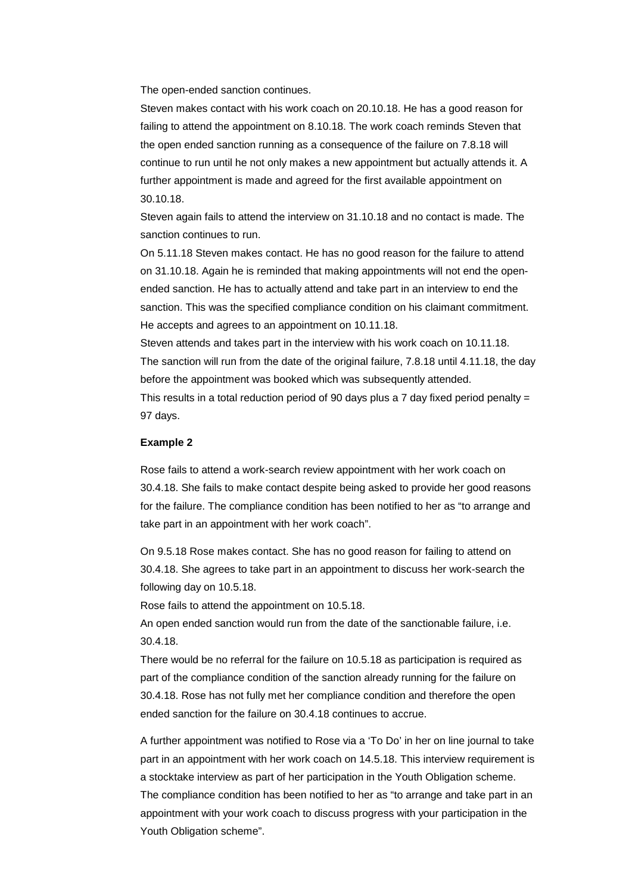The open-ended sanction continues.

Steven makes contact with his work coach on 20.10.18. He has a good reason for failing to attend the appointment on 8.10.18. The work coach reminds Steven that the open ended sanction running as a consequence of the failure on 7.8.18 will continue to run until he not only makes a new appointment but actually attends it. A further appointment is made and agreed for the first available appointment on 30.10.18.

Steven again fails to attend the interview on 31.10.18 and no contact is made. The sanction continues to run.

On 5.11.18 Steven makes contact. He has no good reason for the failure to attend on 31.10.18. Again he is reminded that making appointments will not end the open-ended sanction. He has to actually attend and take part in an interview to end the sanction. This was the specified compliance condition on his claimant commitment. He accepts and agrees to an appointment on 10.11.18.

Steven attends and takes part in the interview with his work coach on 10.11.18. The sanction will run from the date of the original failure, 7.8.18 until 4.11.18, the day before the appointment was booked which was subsequently attended.

This results in a total reduction period of 90 days plus a 7 day fixed period penalty = 97 days.

**Example 2**

Rose fails to attend a work-search review appointment with her work coach on 30.4.18. She fails to make contact despite being asked to provide her good reasons for the failure. The compliance condition has been notified to her as "to arrange and take part in an appointment with her work coach".

On 9.5.18 Rose makes contact. She has no good reason for failing to attend on 30.4.18. She agrees to take part in an appointment to discuss her work-search the following day on 10.5.18.

Rose fails to attend the appointment on 10.5.18.

An open ended sanction would run from the date of the sanctionable failure, i.e. 30.4.18.

There would be no referral for the failure on 10.5.18 as participation is required as part of the compliance condition of the sanction already running for the failure on 30.4.18. Rose has not fully met her compliance condition and therefore the open ended sanction for the failure on 30.4.18 continues to accrue.

A further appointment was notified to Rose via a 'To Do' in her on line journal to take part in an appointment with her work coach on 14.5.18. This interview requirement is a stocktake interview as part of her participation in the Youth Obligation scheme. The compliance condition has been notified to her as "to arrange and take part in an appointment with your work coach to discuss progress with your participation in the Youth Obligation scheme".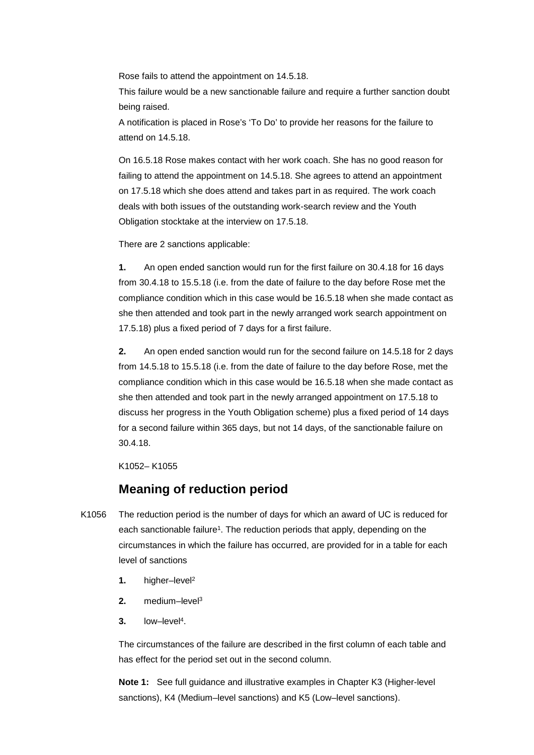Rose fails to attend the appointment on 14.5.18.

This failure would be a new sanctionable failure and require a further sanction doubt being raised.

A notification is placed in Rose's 'To Do' to provide her reasons for the failure to attend on 14.5.18.

On 16.5.18 Rose makes contact with her work coach. She has no good reason for failing to attend the appointment on 14.5.18. She agrees to attend an appointment on 17.5.18 which she does attend and takes part in as required. The work coach deals with both issues of the outstanding work-search review and the Youth Obligation stocktake at the interview on 17.5.18.

There are 2 sanctions applicable:

**1.** An open ended sanction would run for the first failure on 30.4.18 for 16 days from 30.4.18 to 15.5.18 (i.e. from the date of failure to the day before Rose met the compliance condition which in this case would be 16.5.18 when she made contact as she then attended and took part in the newly arranged work search appointment on 17.5.18) plus a fixed period of 7 days for a first failure.

**2.** An open ended sanction would run for the second failure on 14.5.18 for 2 days from 14.5.18 to 15.5.18 (i.e. from the date of failure to the day before Rose, met the compliance condition which in this case would be 16.5.18 when she made contact as she then attended and took part in the newly arranged appointment on 17.5.18 to discuss her progress in the Youth Obligation scheme) plus a fixed period of 14 days for a second failure within 365 days, but not 14 days, of the sanctionable failure on 30.4.18.

K1052– K1055

## Meaning of reduction period

K1056 The reduction period is the number of days for which an award of UC is reduced for each sanctionable failure[1]. The reduction periods that apply, depending on the circumstances in which the failure has occurred, are provided for in a table for each level of sanctions

**1.** higher–level[2]

**2.** medium–level[3]

**3.** low–level[4].

The circumstances of the failure are described in the first column of each table and has effect for the period set out in the second column.

**Note 1:** See full guidance and illustrative examples in Chapter K3 (Higher-level sanctions), K4 (Medium–level sanctions) and K5 (Low–level sanctions).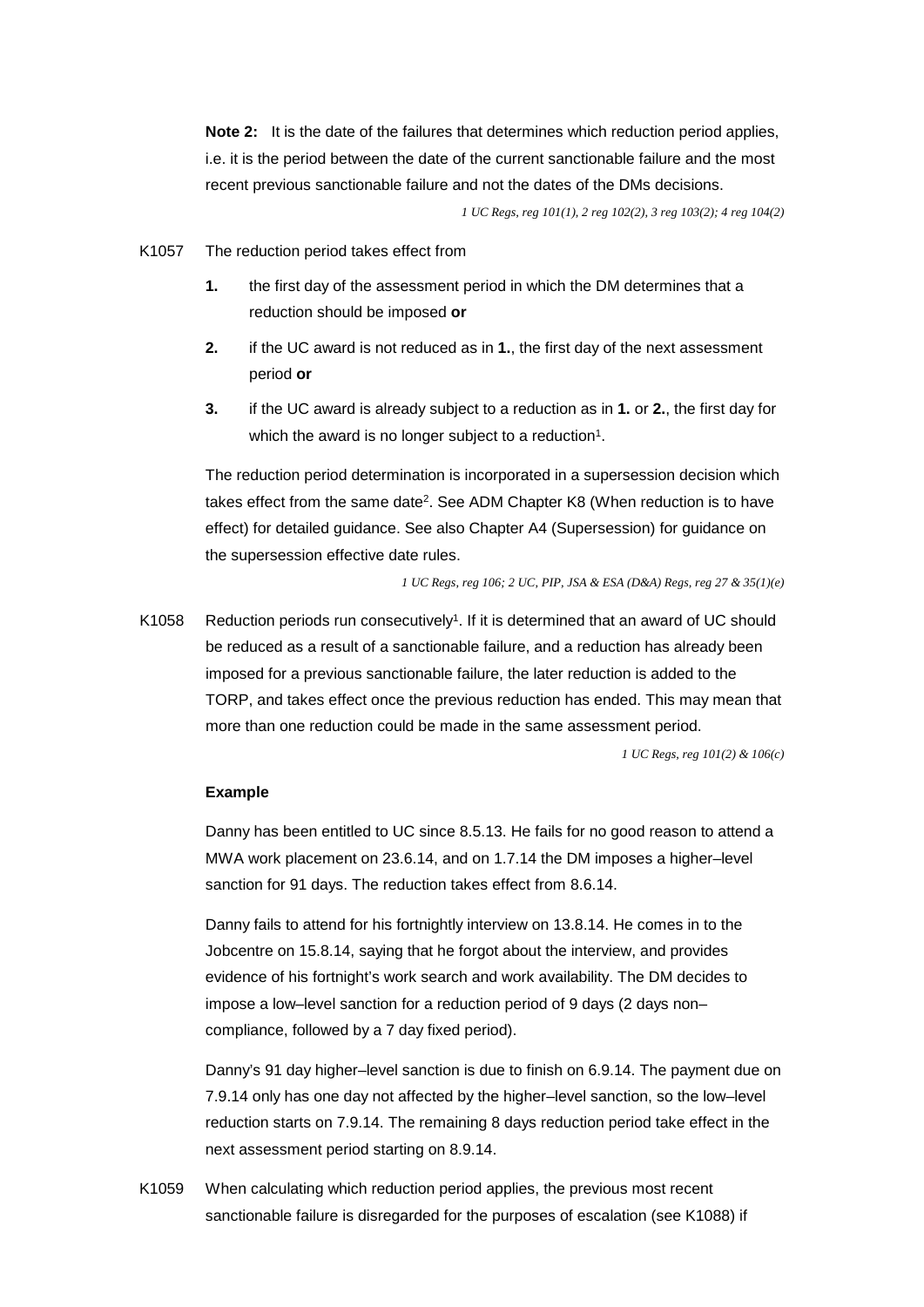**Note 2:** It is the date of the failures that determines which reduction period applies, i.e. it is the period between the date of the current sanctionable failure and the most recent previous sanctionable failure and not the dates of the DMs decisions.

*1 UC Regs, reg 101(1), 2 reg 102(2), 3 reg 103(2); 4 reg 104(2)*

K1057 The reduction period takes effect from

1. the first day of the assessment period in which the DM determines that a reduction should be imposed **or**
2. if the UC award is not reduced as in **1.**, the first day of the next assessment period **or**
3. if the UC award is already subject to a reduction as in **1.** or **2.**, the first day for which the award is no longer subject to a reduction[1].

The reduction period determination is incorporated in a supersession decision which takes effect from the same date[2]. See ADM Chapter K8 (When reduction is to have effect) for detailed guidance. See also Chapter A4 (Supersession) for guidance on the supersession effective date rules.

*1 UC Regs, reg 106; 2 UC, PIP, JSA & ESA (D&A) Regs, reg 27 & 35(1)(e)*

K1058 Reduction periods run consecutively[1]. If it is determined that an award of UC should be reduced as a result of a sanctionable failure, and a reduction has already been imposed for a previous sanctionable failure, the later reduction is added to the TORP, and takes effect once the previous reduction has ended. This may mean that more than one reduction could be made in the same assessment period.

*1 UC Regs, reg 101(2) & 106(c)*

**Example**

Danny has been entitled to UC since 8.5.13. He fails for no good reason to attend a MWA work placement on 23.6.14, and on 1.7.14 the DM imposes a higher–level sanction for 91 days. The reduction takes effect from 8.6.14.

Danny fails to attend for his fortnightly interview on 13.8.14. He comes in to the Jobcentre on 15.8.14, saying that he forgot about the interview, and provides evidence of his fortnight's work search and work availability. The DM decides to impose a low–level sanction for a reduction period of 9 days (2 days non–compliance, followed by a 7 day fixed period).

Danny's 91 day higher–level sanction is due to finish on 6.9.14. The payment due on 7.9.14 only has one day not affected by the higher–level sanction, so the low–level reduction starts on 7.9.14. The remaining 8 days reduction period take effect in the next assessment period starting on 8.9.14.

K1059 When calculating which reduction period applies, the previous most recent sanctionable failure is disregarded for the purposes of escalation (see K1088) if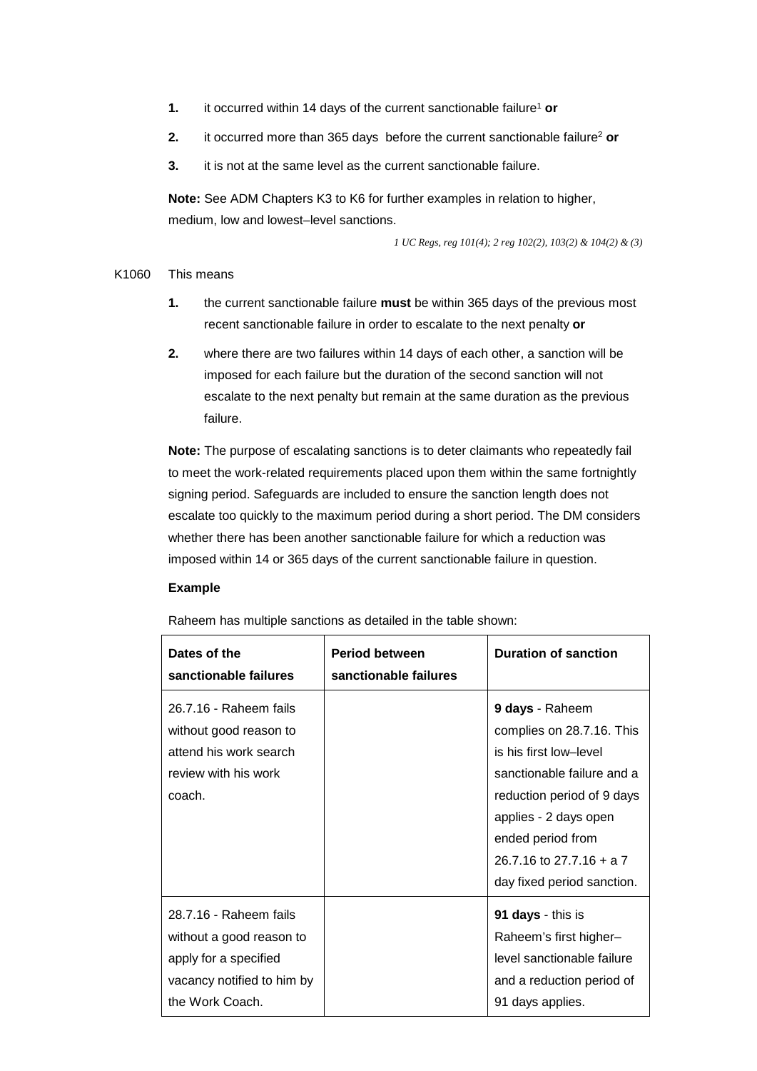1. it occurred within 14 days of the current sanctionable failure[1] **or**
2. it occurred more than 365 days before the current sanctionable failure[2] **or**
3. it is not at the same level as the current sanctionable failure.

**Note:** See ADM Chapters K3 to K6 for further examples in relation to higher, medium, low and lowest–level sanctions.

*1 UC Regs, reg 101(4); 2 reg 102(2), 103(2) & 104(2) & (3)*

K1060 This means

1. the current sanctionable failure **must** be within 365 days of the previous most recent sanctionable failure in order to escalate to the next penalty **or**
2. where there are two failures within 14 days of each other, a sanction will be imposed for each failure but the duration of the second sanction will not escalate to the next penalty but remain at the same duration as the previous failure.

**Note:** The purpose of escalating sanctions is to deter claimants who repeatedly fail to meet the work-related requirements placed upon them within the same fortnightly signing period. Safeguards are included to ensure the sanction length does not escalate too quickly to the maximum period during a short period. The DM considers whether there has been another sanctionable failure for which a reduction was imposed within 14 or 365 days of the current sanctionable failure in question.

**Example**

Raheem has multiple sanctions as detailed in the table shown:

| Dates of the sanctionable failures | Period between sanctionable failures | Duration of sanction |
|---|---|---|
| 26.7.16 - Raheem fails without good reason to attend his work search review with his work coach. | | **9 days** - Raheem complies on 28.7.16. This is his first low–level sanctionable failure and a reduction period of 9 days applies - 2 days open ended period from 26.7.16 to 27.7.16 + a 7 day fixed period sanction. |
| 28.7.16 - Raheem fails without a good reason to apply for a specified vacancy notified to him by the Work Coach. | | **91 days** - this is Raheem's first higher–level sanctionable failure and a reduction period of 91 days applies. |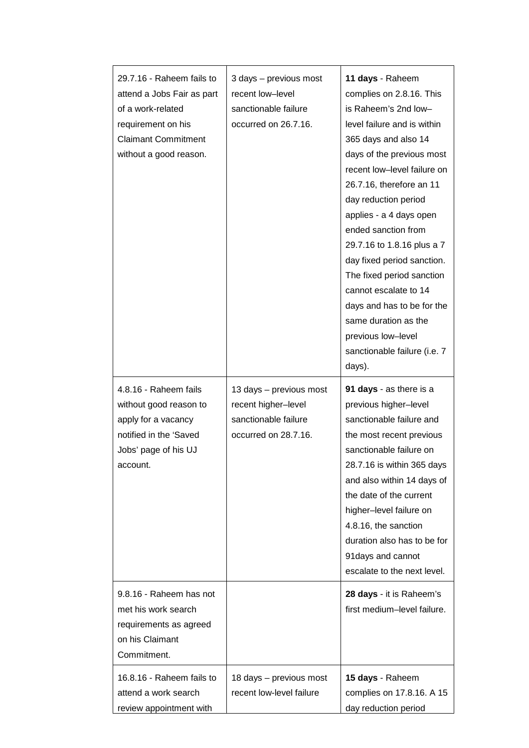| | | |
|---|---|---|
| 29.7.16 - Raheem fails to attend a Jobs Fair as part of a work-related requirement on his Claimant Commitment without a good reason. | 3 days – previous most recent low–level sanctionable failure occurred on 26.7.16. | **11 days** - Raheem complies on 2.8.16. This is Raheem's 2nd low–level failure and is within 365 days and also 14 days of the previous most recent low–level failure on 26.7.16, therefore an 11 day reduction period applies - a 4 days open ended sanction from 29.7.16 to 1.8.16 plus a 7 day fixed period sanction. The fixed period sanction cannot escalate to 14 days and has to be for the same duration as the previous low–level sanctionable failure (i.e. 7 days). |
| 4.8.16 - Raheem fails without good reason to apply for a vacancy notified in the 'Saved Jobs' page of his UJ account. | 13 days – previous most recent higher–level sanctionable failure occurred on 28.7.16. | **91 days** - as there is a previous higher–level sanctionable failure and the most recent previous sanctionable failure on 28.7.16 is within 365 days and also within 14 days of the date of the current higher–level failure on 4.8.16, the sanction duration also has to be for 91days and cannot escalate to the next level. |
| 9.8.16 - Raheem has not met his work search requirements as agreed on his Claimant Commitment. | | **28 days** - it is Raheem's first medium–level failure. |
| 16.8.16 - Raheem fails to attend a work search review appointment with | 18 days – previous most recent low-level failure | **15 days** - Raheem complies on 17.8.16. A 15 day reduction period |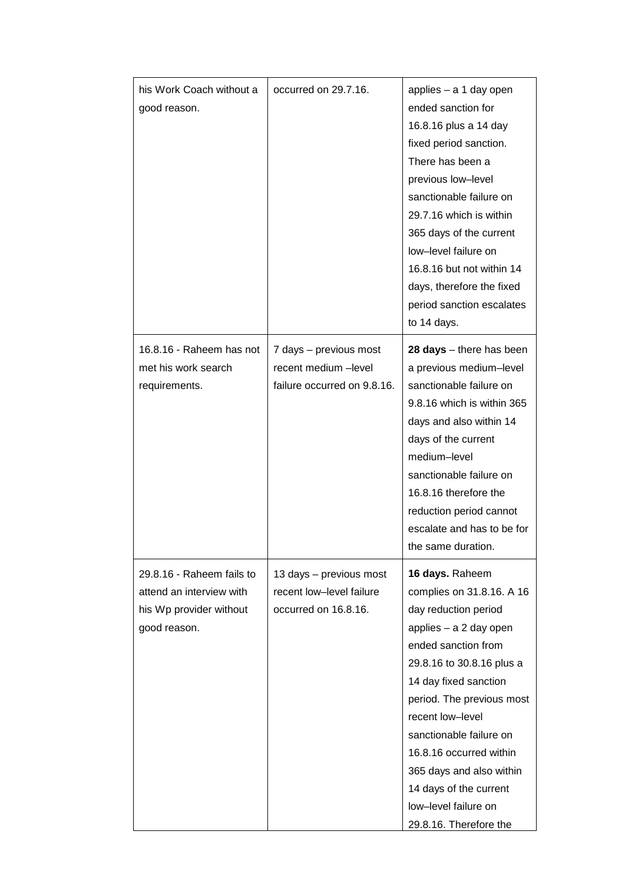| | | |
|---|---|---|
| his Work Coach without a good reason. | occurred on 29.7.16. | applies – a 1 day open ended sanction for 16.8.16 plus a 14 day fixed period sanction. There has been a previous low–level sanctionable failure on 29.7.16 which is within 365 days of the current low–level failure on 16.8.16 but not within 14 days, therefore the fixed period sanction escalates to 14 days. |
| 16.8.16 - Raheem has not met his work search requirements. | 7 days – previous most recent medium –level failure occurred on 9.8.16. | **28 days** – there has been a previous medium–level sanctionable failure on 9.8.16 which is within 365 days and also within 14 days of the current medium–level sanctionable failure on 16.8.16 therefore the reduction period cannot escalate and has to be for the same duration. |
| 29.8.16 - Raheem fails to attend an interview with his Wp provider without good reason. | 13 days – previous most recent low–level failure occurred on 16.8.16. | **16 days.** Raheem complies on 31.8.16. A 16 day reduction period applies – a 2 day open ended sanction from 29.8.16 to 30.8.16 plus a 14 day fixed sanction period. The previous most recent low–level sanctionable failure on 16.8.16 occurred within 365 days and also within 14 days of the current low–level failure on 29.8.16. Therefore the |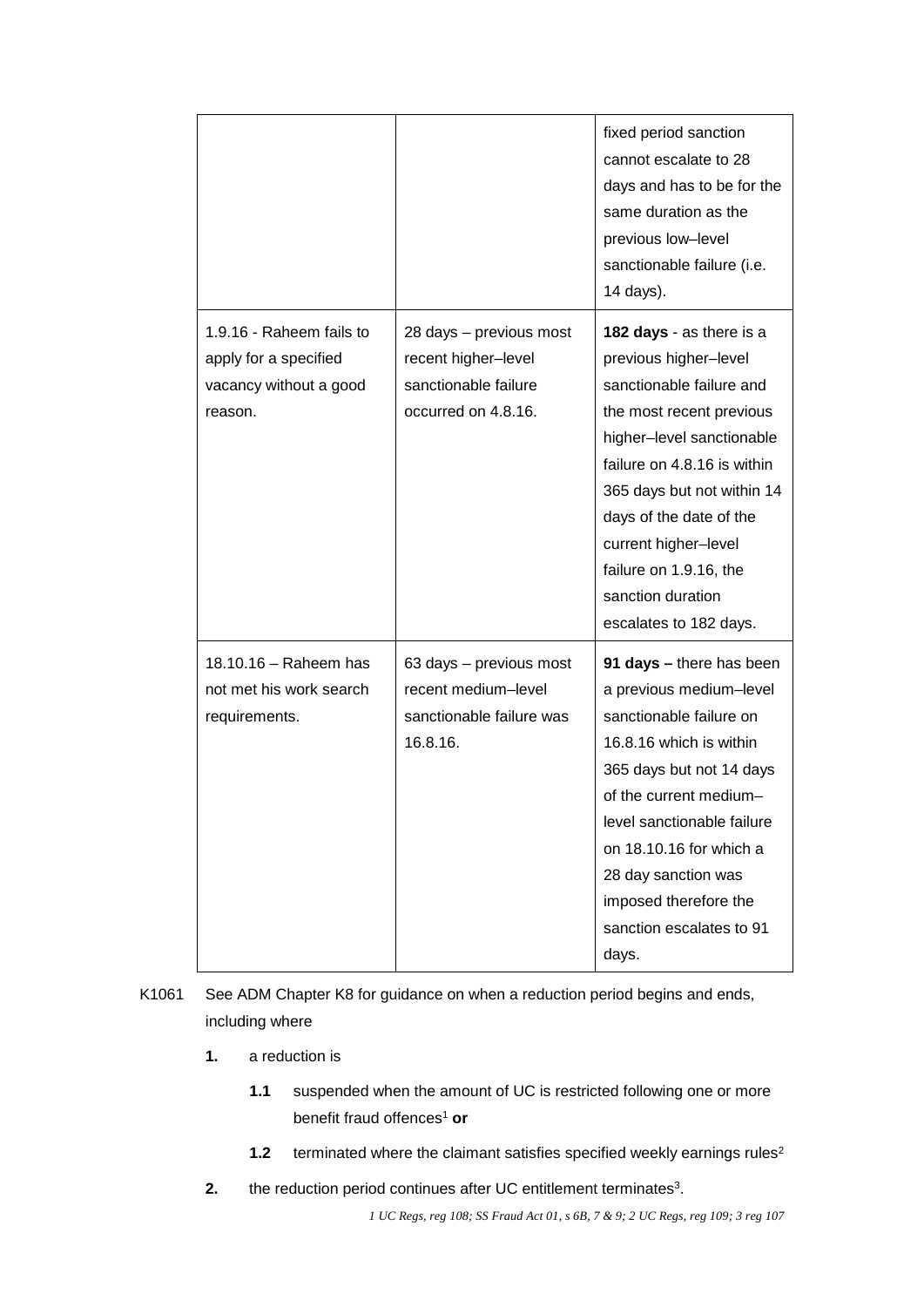| | | |
|---|---|---|
| | | fixed period sanction cannot escalate to 28 days and has to be for the same duration as the previous low–level sanctionable failure (i.e. 14 days). |
| 1.9.16 - Raheem fails to apply for a specified vacancy without a good reason. | 28 days – previous most recent higher–level sanctionable failure occurred on 4.8.16. | **182 days** - as there is a previous higher–level sanctionable failure and the most recent previous higher–level sanctionable failure on 4.8.16 is within 365 days but not within 14 days of the date of the current higher–level failure on 1.9.16, the sanction duration escalates to 182 days. |
| 18.10.16 – Raheem has not met his work search requirements. | 63 days – previous most recent medium–level sanctionable failure was 16.8.16. | **91 days –** there has been a previous medium–level sanctionable failure on 16.8.16 which is within 365 days but not 14 days of the current medium–level sanctionable failure on 18.10.16 for which a 28 day sanction was imposed therefore the sanction escalates to 91 days. |

K1061 See ADM Chapter K8 for guidance on when a reduction period begins and ends, including where

**1.** a reduction is

**1.1** suspended when the amount of UC is restricted following one or more benefit fraud offences[1] **or**

**1.2** terminated where the claimant satisfies specified weekly earnings rules[2]

**2.** the reduction period continues after UC entitlement terminates[3].

*1 UC Regs, reg 108; SS Fraud Act 01, s 6B, 7 & 9; 2 UC Regs, reg 109; 3 reg 107*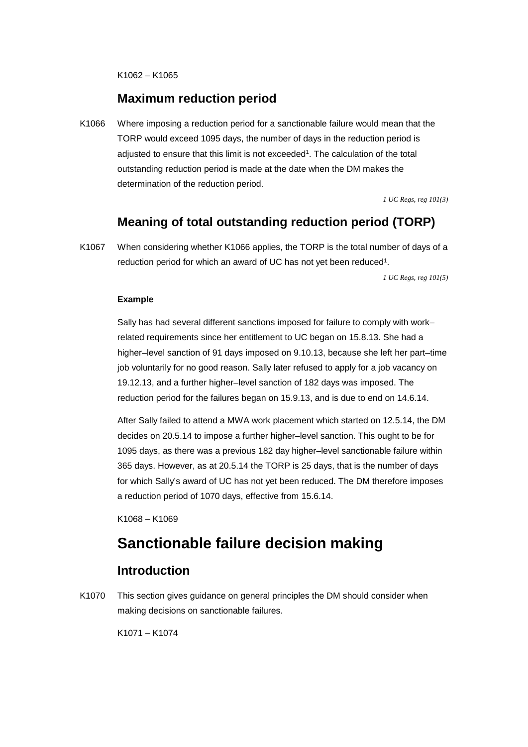K1062 – K1065

## Maximum reduction period

K1066 Where imposing a reduction period for a sanctionable failure would mean that the TORP would exceed 1095 days, the number of days in the reduction period is adjusted to ensure that this limit is not exceeded[1]. The calculation of the total outstanding reduction period is made at the date when the DM makes the determination of the reduction period.

*1 UC Regs, reg 101(3)*

## Meaning of total outstanding reduction period (TORP)

K1067 When considering whether K1066 applies, the TORP is the total number of days of a reduction period for which an award of UC has not yet been reduced[1].

*1 UC Regs, reg 101(5)*

**Example**

Sally has had several different sanctions imposed for failure to comply with work–related requirements since her entitlement to UC began on 15.8.13. She had a higher–level sanction of 91 days imposed on 9.10.13, because she left her part–time job voluntarily for no good reason. Sally later refused to apply for a job vacancy on 19.12.13, and a further higher–level sanction of 182 days was imposed. The reduction period for the failures began on 15.9.13, and is due to end on 14.6.14.

After Sally failed to attend a MWA work placement which started on 12.5.14, the DM decides on 20.5.14 to impose a further higher–level sanction. This ought to be for 1095 days, as there was a previous 182 day higher–level sanctionable failure within 365 days. However, as at 20.5.14 the TORP is 25 days, that is the number of days for which Sally's award of UC has not yet been reduced. The DM therefore imposes a reduction period of 1070 days, effective from 15.6.14.

K1068 – K1069

# Sanctionable failure decision making

## Introduction

K1070 This section gives guidance on general principles the DM should consider when making decisions on sanctionable failures.

K1071 – K1074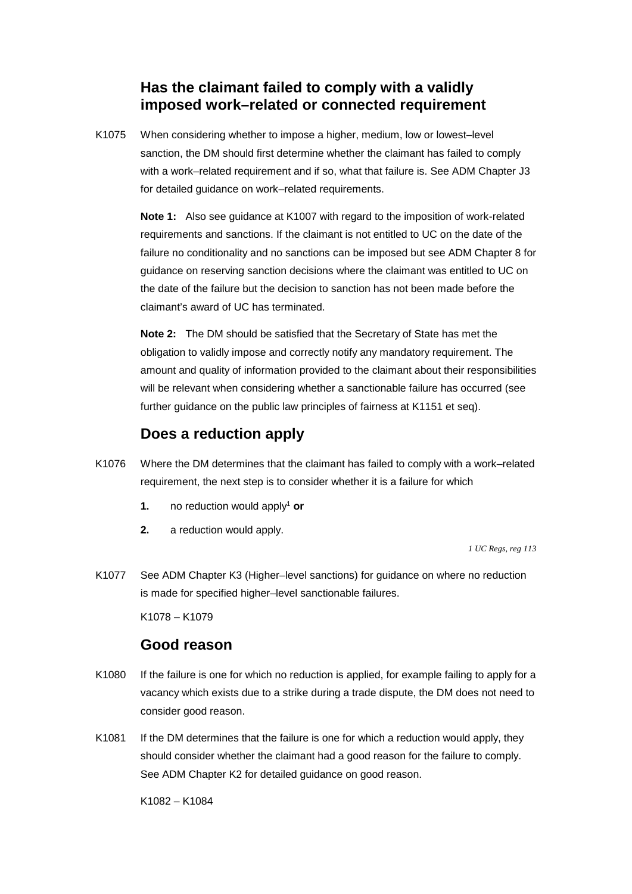## Has the claimant failed to comply with a validly imposed work–related or connected requirement

K1075 When considering whether to impose a higher, medium, low or lowest–level sanction, the DM should first determine whether the claimant has failed to comply with a work–related requirement and if so, what that failure is. See ADM Chapter J3 for detailed guidance on work–related requirements.

**Note 1:** Also see guidance at K1007 with regard to the imposition of work-related requirements and sanctions. If the claimant is not entitled to UC on the date of the failure no conditionality and no sanctions can be imposed but see ADM Chapter 8 for guidance on reserving sanction decisions where the claimant was entitled to UC on the date of the failure but the decision to sanction has not been made before the claimant's award of UC has terminated.

**Note 2:** The DM should be satisfied that the Secretary of State has met the obligation to validly impose and correctly notify any mandatory requirement. The amount and quality of information provided to the claimant about their responsibilities will be relevant when considering whether a sanctionable failure has occurred (see further guidance on the public law principles of fairness at K1151 et seq).

## Does a reduction apply

K1076 Where the DM determines that the claimant has failed to comply with a work–related requirement, the next step is to consider whether it is a failure for which

1. no reduction would apply[1] **or**
2. a reduction would apply.

*1 UC Regs, reg 113*

K1077 See ADM Chapter K3 (Higher–level sanctions) for guidance on where no reduction is made for specified higher–level sanctionable failures.

K1078 – K1079

## Good reason

K1080 If the failure is one for which no reduction is applied, for example failing to apply for a vacancy which exists due to a strike during a trade dispute, the DM does not need to consider good reason.

K1081 If the DM determines that the failure is one for which a reduction would apply, they should consider whether the claimant had a good reason for the failure to comply. See ADM Chapter K2 for detailed guidance on good reason.

K1082 – K1084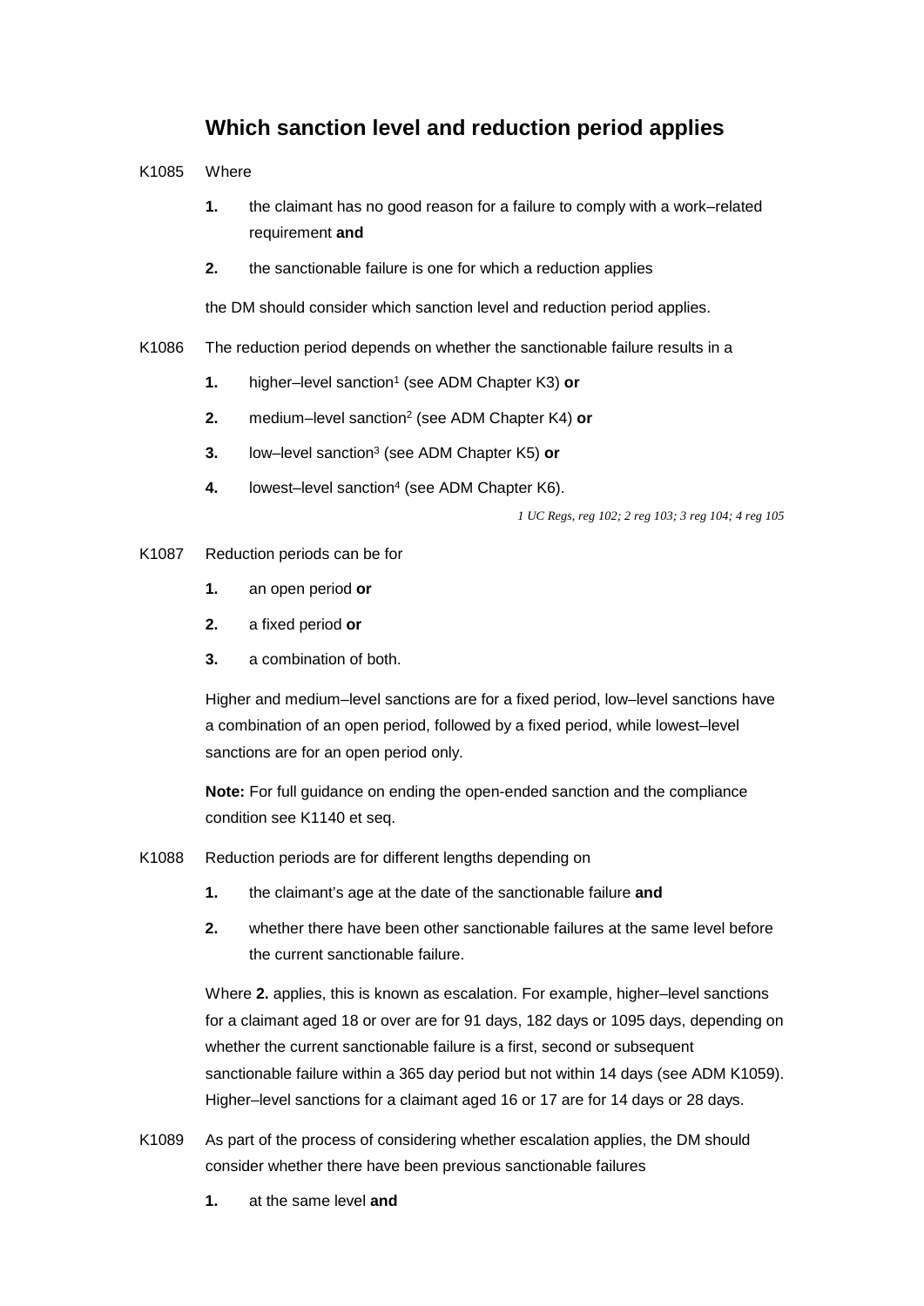## Which sanction level and reduction period applies

K1085 Where

1. the claimant has no good reason for a failure to comply with a work–related requirement **and**
2. the sanctionable failure is one for which a reduction applies

the DM should consider which sanction level and reduction period applies.

K1086 The reduction period depends on whether the sanctionable failure results in a

1. higher–level sanction[1] (see ADM Chapter K3) **or**
2. medium–level sanction[2] (see ADM Chapter K4) **or**
3. low–level sanction[3] (see ADM Chapter K5) **or**
4. lowest–level sanction[4] (see ADM Chapter K6).

*1 UC Regs, reg 102; 2 reg 103; 3 reg 104; 4 reg 105*

K1087 Reduction periods can be for

1. an open period **or**
2. a fixed period **or**
3. a combination of both.

Higher and medium–level sanctions are for a fixed period, low–level sanctions have a combination of an open period, followed by a fixed period, while lowest–level sanctions are for an open period only.

**Note:** For full guidance on ending the open-ended sanction and the compliance condition see K1140 et seq.

K1088 Reduction periods are for different lengths depending on

1. the claimant's age at the date of the sanctionable failure **and**
2. whether there have been other sanctionable failures at the same level before the current sanctionable failure.

Where **2.** applies, this is known as escalation. For example, higher–level sanctions for a claimant aged 18 or over are for 91 days, 182 days or 1095 days, depending on whether the current sanctionable failure is a first, second or subsequent sanctionable failure within a 365 day period but not within 14 days (see ADM K1059). Higher–level sanctions for a claimant aged 16 or 17 are for 14 days or 28 days.

K1089 As part of the process of considering whether escalation applies, the DM should consider whether there have been previous sanctionable failures

1. at the same level **and**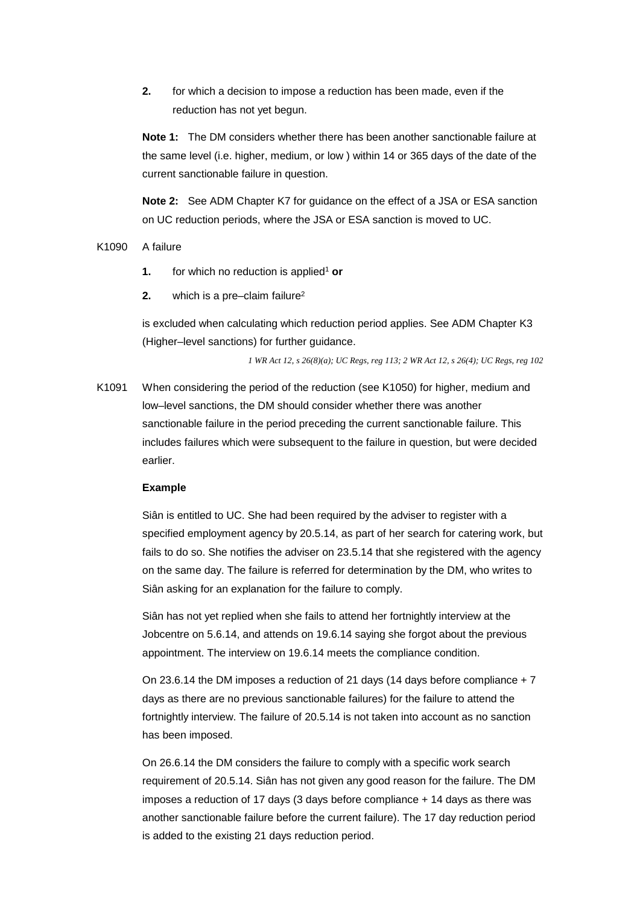2. for which a decision to impose a reduction has been made, even if the reduction has not yet begun.

**Note 1:** The DM considers whether there has been another sanctionable failure at the same level (i.e. higher, medium, or low ) within 14 or 365 days of the date of the current sanctionable failure in question.

**Note 2:** See ADM Chapter K7 for guidance on the effect of a JSA or ESA sanction on UC reduction periods, where the JSA or ESA sanction is moved to UC.

K1090 A failure

1. for which no reduction is applied[1] **or**
2. which is a pre–claim failure[2]

is excluded when calculating which reduction period applies. See ADM Chapter K3 (Higher–level sanctions) for further guidance.

*1 WR Act 12, s 26(8)(a); UC Regs, reg 113; 2 WR Act 12, s 26(4); UC Regs, reg 102*

K1091 When considering the period of the reduction (see K1050) for higher, medium and low–level sanctions, the DM should consider whether there was another sanctionable failure in the period preceding the current sanctionable failure. This includes failures which were subsequent to the failure in question, but were decided earlier.

**Example**

Siân is entitled to UC. She had been required by the adviser to register with a specified employment agency by 20.5.14, as part of her search for catering work, but fails to do so. She notifies the adviser on 23.5.14 that she registered with the agency on the same day. The failure is referred for determination by the DM, who writes to Siân asking for an explanation for the failure to comply.

Siân has not yet replied when she fails to attend her fortnightly interview at the Jobcentre on 5.6.14, and attends on 19.6.14 saying she forgot about the previous appointment. The interview on 19.6.14 meets the compliance condition.

On 23.6.14 the DM imposes a reduction of 21 days (14 days before compliance + 7 days as there are no previous sanctionable failures) for the failure to attend the fortnightly interview. The failure of 20.5.14 is not taken into account as no sanction has been imposed.

On 26.6.14 the DM considers the failure to comply with a specific work search requirement of 20.5.14. Siân has not given any good reason for the failure. The DM imposes a reduction of 17 days (3 days before compliance + 14 days as there was another sanctionable failure before the current failure). The 17 day reduction period is added to the existing 21 days reduction period.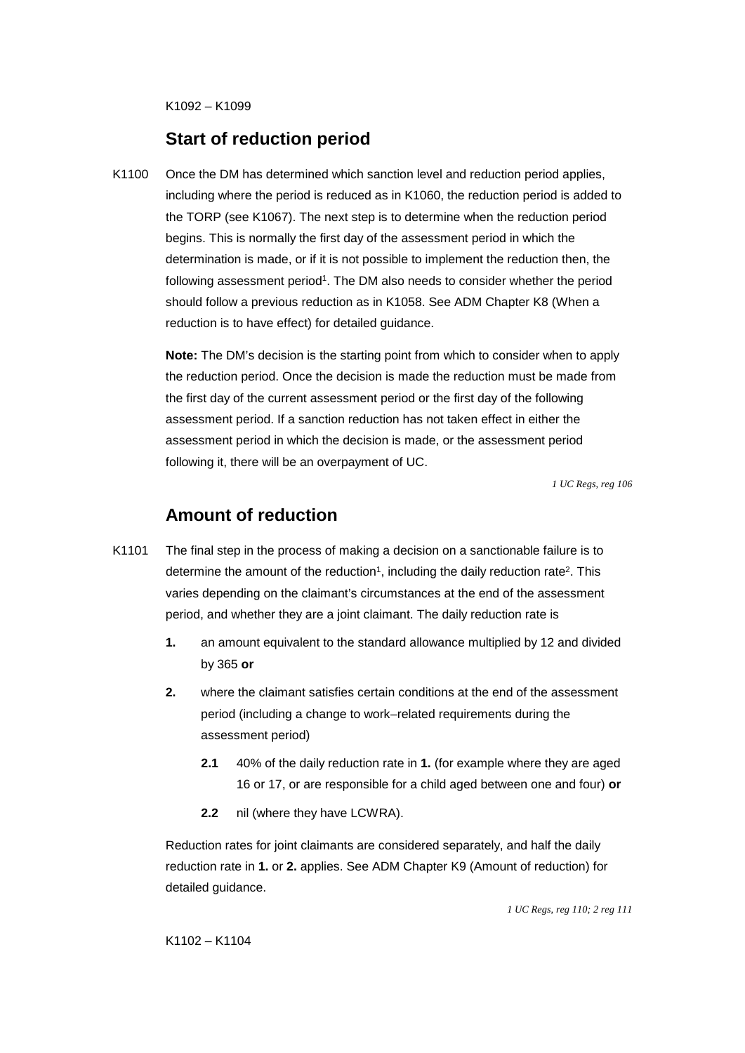K1092 – K1099

## Start of reduction period

K1100 Once the DM has determined which sanction level and reduction period applies, including where the period is reduced as in K1060, the reduction period is added to the TORP (see K1067). The next step is to determine when the reduction period begins. This is normally the first day of the assessment period in which the determination is made, or if it is not possible to implement the reduction then, the following assessment period[1]. The DM also needs to consider whether the period should follow a previous reduction as in K1058. See ADM Chapter K8 (When a reduction is to have effect) for detailed guidance.

**Note:** The DM's decision is the starting point from which to consider when to apply the reduction period. Once the decision is made the reduction must be made from the first day of the current assessment period or the first day of the following assessment period. If a sanction reduction has not taken effect in either the assessment period in which the decision is made, or the assessment period following it, there will be an overpayment of UC.

*1 UC Regs, reg 106*

## Amount of reduction

K1101 The final step in the process of making a decision on a sanctionable failure is to determine the amount of the reduction[1], including the daily reduction rate[2]. This varies depending on the claimant's circumstances at the end of the assessment period, and whether they are a joint claimant. The daily reduction rate is

**1.** an amount equivalent to the standard allowance multiplied by 12 and divided by 365 **or**

**2.** where the claimant satisfies certain conditions at the end of the assessment period (including a change to work–related requirements during the assessment period)

- **2.1** 40% of the daily reduction rate in **1.** (for example where they are aged 16 or 17, or are responsible for a child aged between one and four) **or**
- **2.2** nil (where they have LCWRA).

Reduction rates for joint claimants are considered separately, and half the daily reduction rate in **1.** or **2.** applies. See ADM Chapter K9 (Amount of reduction) for detailed guidance.

*1 UC Regs, reg 110; 2 reg 111*

K1102 – K1104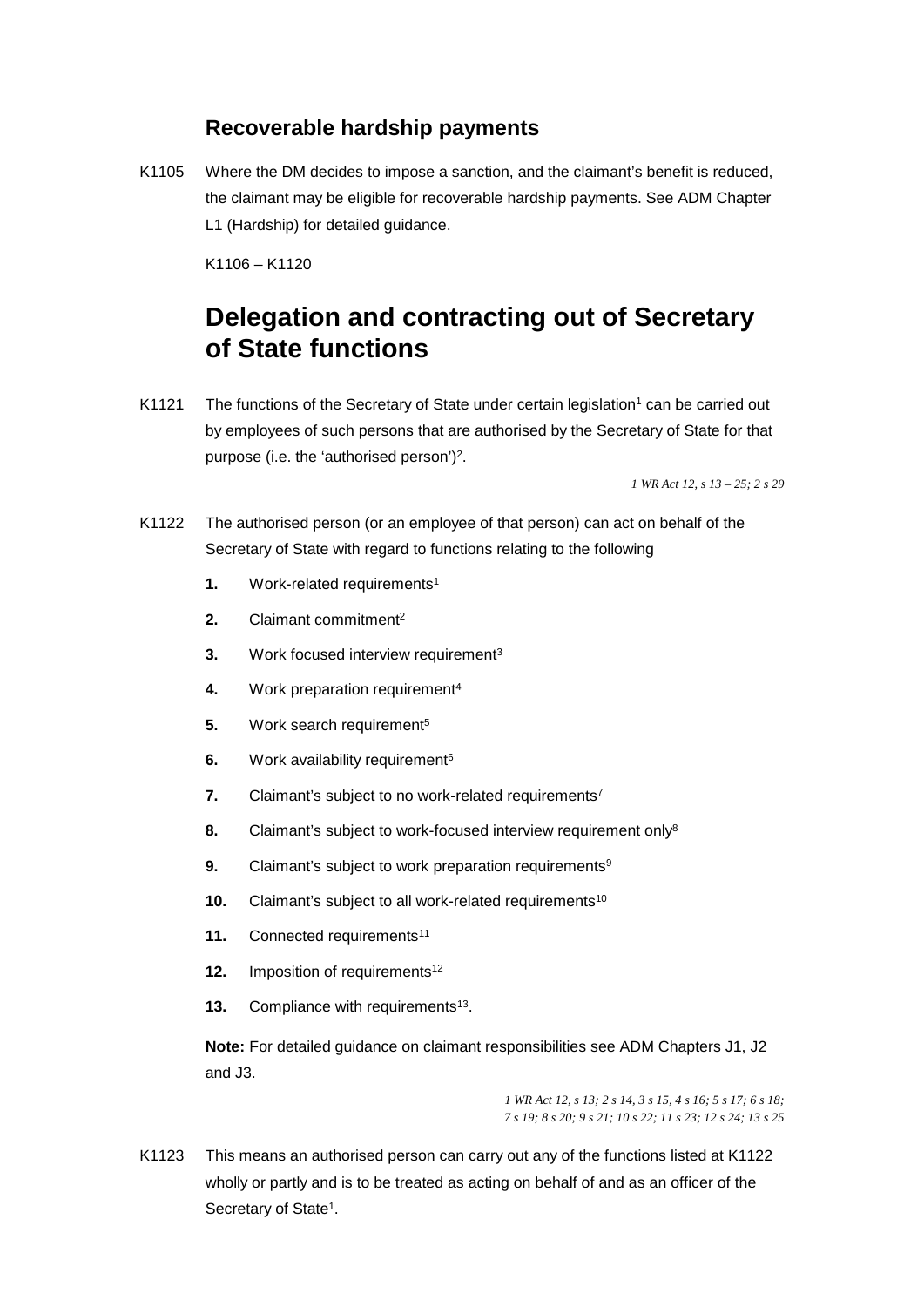### Recoverable hardship payments

K1105 Where the DM decides to impose a sanction, and the claimant's benefit is reduced, the claimant may be eligible for recoverable hardship payments. See ADM Chapter L1 (Hardship) for detailed guidance.

K1106 – K1120

## Delegation and contracting out of Secretary of State functions

K1121 The functions of the Secretary of State under certain legislation[1] can be carried out by employees of such persons that are authorised by the Secretary of State for that purpose (i.e. the 'authorised person')[2].

*1 WR Act 12, s 13 – 25; 2 s 29*

K1122 The authorised person (or an employee of that person) can act on behalf of the Secretary of State with regard to functions relating to the following

1. Work-related requirements[1]
2. Claimant commitment[2]
3. Work focused interview requirement[3]
4. Work preparation requirement[4]
5. Work search requirement[5]
6. Work availability requirement[6]
7. Claimant's subject to no work-related requirements[7]
8. Claimant's subject to work-focused interview requirement only[8]
9. Claimant's subject to work preparation requirements[9]
10. Claimant's subject to all work-related requirements[10]
11. Connected requirements[11]
12. Imposition of requirements[12]
13. Compliance with requirements[13].

**Note:** For detailed guidance on claimant responsibilities see ADM Chapters J1, J2 and J3.

*1 WR Act 12, s 13; 2 s 14, 3 s 15, 4 s 16; 5 s 17; 6 s 18; 7 s 19; 8 s 20; 9 s 21; 10 s 22; 11 s 23; 12 s 24; 13 s 25*

K1123 This means an authorised person can carry out any of the functions listed at K1122 wholly or partly and is to be treated as acting on behalf of and as an officer of the Secretary of State[1].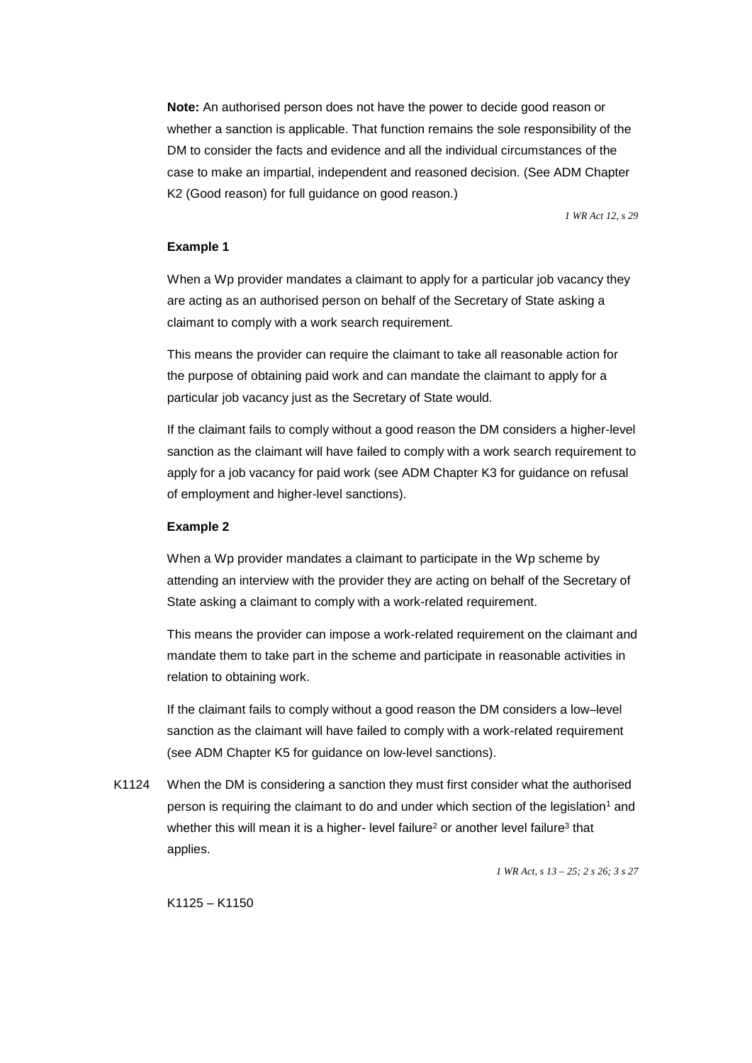**Note:** An authorised person does not have the power to decide good reason or whether a sanction is applicable. That function remains the sole responsibility of the DM to consider the facts and evidence and all the individual circumstances of the case to make an impartial, independent and reasoned decision. (See ADM Chapter K2 (Good reason) for full guidance on good reason.)

*1 WR Act 12, s 29*

**Example 1**

When a Wp provider mandates a claimant to apply for a particular job vacancy they are acting as an authorised person on behalf of the Secretary of State asking a claimant to comply with a work search requirement.

This means the provider can require the claimant to take all reasonable action for the purpose of obtaining paid work and can mandate the claimant to apply for a particular job vacancy just as the Secretary of State would.

If the claimant fails to comply without a good reason the DM considers a higher-level sanction as the claimant will have failed to comply with a work search requirement to apply for a job vacancy for paid work (see ADM Chapter K3 for guidance on refusal of employment and higher-level sanctions).

**Example 2**

When a Wp provider mandates a claimant to participate in the Wp scheme by attending an interview with the provider they are acting on behalf of the Secretary of State asking a claimant to comply with a work-related requirement.

This means the provider can impose a work-related requirement on the claimant and mandate them to take part in the scheme and participate in reasonable activities in relation to obtaining work.

If the claimant fails to comply without a good reason the DM considers a low–level sanction as the claimant will have failed to comply with a work-related requirement (see ADM Chapter K5 for guidance on low-level sanctions).

K1124 When the DM is considering a sanction they must first consider what the authorised person is requiring the claimant to do and under which section of the legislation[1] and whether this will mean it is a higher- level failure[2] or another level failure[3] that applies.

*1 WR Act, s 13 – 25; 2 s 26; 3 s 27*

K1125 – K1150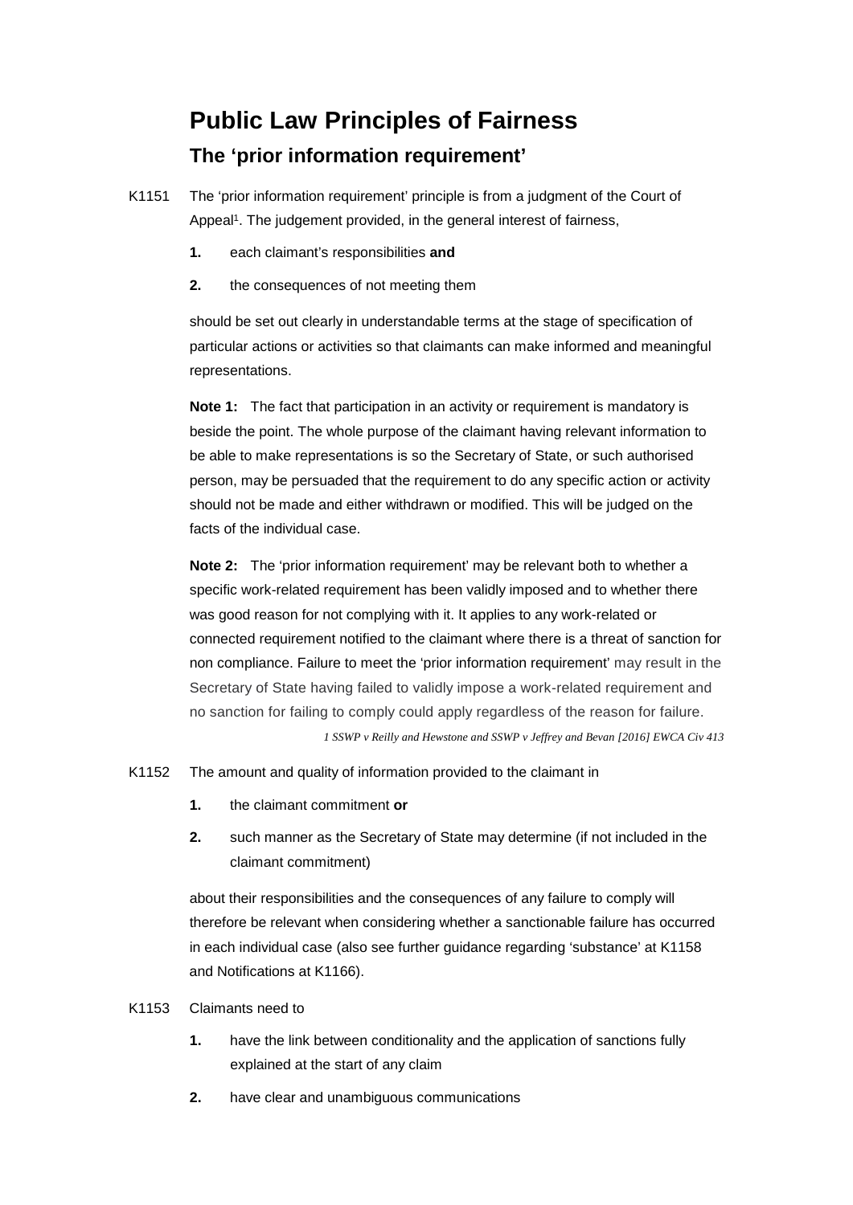# Public Law Principles of Fairness

## The ‘prior information requirement’

K1151 The ‘prior information requirement’ principle is from a judgment of the Court of Appeal[1]. The judgement provided, in the general interest of fairness,

1. each claimant’s responsibilities **and**
2. the consequences of not meeting them

should be set out clearly in understandable terms at the stage of specification of particular actions or activities so that claimants can make informed and meaningful representations.

**Note 1:** The fact that participation in an activity or requirement is mandatory is beside the point. The whole purpose of the claimant having relevant information to be able to make representations is so the Secretary of State, or such authorised person, may be persuaded that the requirement to do any specific action or activity should not be made and either withdrawn or modified. This will be judged on the facts of the individual case.

**Note 2:** The ‘prior information requirement’ may be relevant both to whether a specific work-related requirement has been validly imposed and to whether there was good reason for not complying with it. It applies to any work-related or connected requirement notified to the claimant where there is a threat of sanction for non compliance. Failure to meet the ‘prior information requirement’ may result in the Secretary of State having failed to validly impose a work-related requirement and no sanction for failing to comply could apply regardless of the reason for failure.

*1 SSWP v Reilly and Hewstone and SSWP v Jeffrey and Bevan [2016] EWCA Civ 413*

K1152 The amount and quality of information provided to the claimant in

1. the claimant commitment **or**
2. such manner as the Secretary of State may determine (if not included in the claimant commitment)

about their responsibilities and the consequences of any failure to comply will therefore be relevant when considering whether a sanctionable failure has occurred in each individual case (also see further guidance regarding ‘substance’ at K1158 and Notifications at K1166).

K1153 Claimants need to

1. have the link between conditionality and the application of sanctions fully explained at the start of any claim
2. have clear and unambiguous communications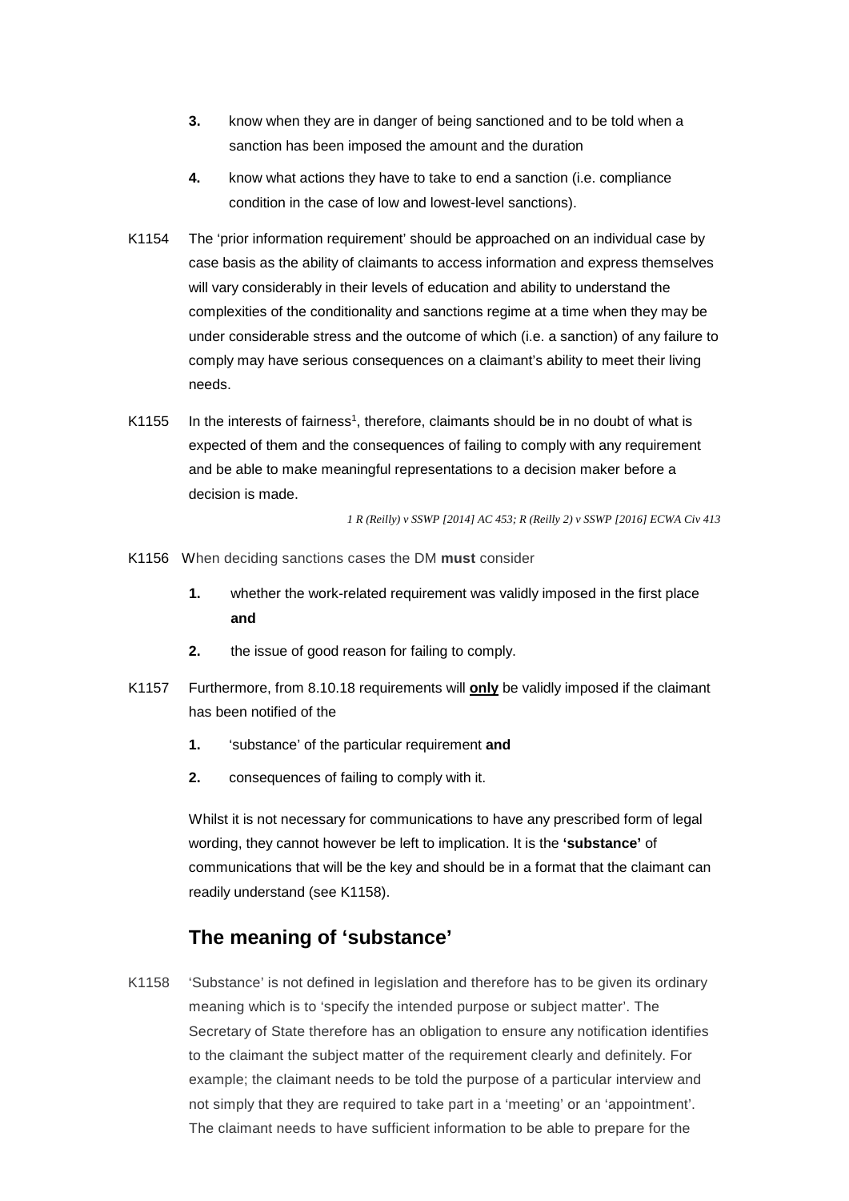3. know when they are in danger of being sanctioned and to be told when a sanction has been imposed the amount and the duration
4. know what actions they have to take to end a sanction (i.e. compliance condition in the case of low and lowest-level sanctions).

K1154 The ‘prior information requirement’ should be approached on an individual case by case basis as the ability of claimants to access information and express themselves will vary considerably in their levels of education and ability to understand the complexities of the conditionality and sanctions regime at a time when they may be under considerable stress and the outcome of which (i.e. a sanction) of any failure to comply may have serious consequences on a claimant’s ability to meet their living needs.

K1155 In the interests of fairness[1], therefore, claimants should be in no doubt of what is expected of them and the consequences of failing to comply with any requirement and be able to make meaningful representations to a decision maker before a decision is made.

*1 R (Reilly) v SSWP [2014] AC 453; R (Reilly 2) v SSWP [2016] ECWA Civ 413*

K1156 When deciding sanctions cases the DM **must** consider

1. whether the work-related requirement was validly imposed in the first place **and**
2. the issue of good reason for failing to comply.

K1157 Furthermore, from 8.10.18 requirements will ***only*** be validly imposed if the claimant has been notified of the

1. ‘substance’ of the particular requirement **and**
2. consequences of failing to comply with it.

Whilst it is not necessary for communications to have any prescribed form of legal wording, they cannot however be left to implication. It is the **‘substance’** of communications that will be the key and should be in a format that the claimant can readily understand (see K1158).

## The meaning of ‘substance’

K1158 ‘Substance’ is not defined in legislation and therefore has to be given its ordinary meaning which is to ‘specify the intended purpose or subject matter’. The Secretary of State therefore has an obligation to ensure any notification identifies to the claimant the subject matter of the requirement clearly and definitely. For example; the claimant needs to be told the purpose of a particular interview and not simply that they are required to take part in a ‘meeting’ or an ‘appointment’. The claimant needs to have sufficient information to be able to prepare for the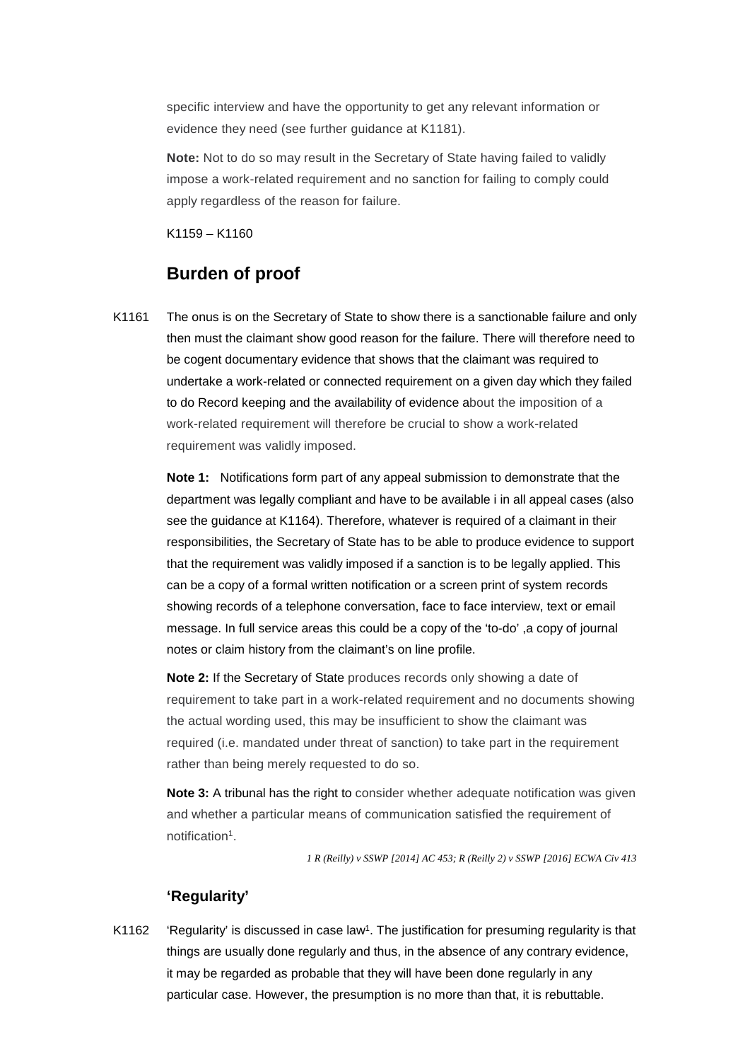specific interview and have the opportunity to get any relevant information or evidence they need (see further guidance at K1181).

**Note:** Not to do so may result in the Secretary of State having failed to validly impose a work-related requirement and no sanction for failing to comply could apply regardless of the reason for failure.

K1159 – K1160

## Burden of proof

K1161 The onus is on the Secretary of State to show there is a sanctionable failure and only then must the claimant show good reason for the failure. There will therefore need to be cogent documentary evidence that shows that the claimant was required to undertake a work-related or connected requirement on a given day which they failed to do Record keeping and the availability of evidence about the imposition of a work-related requirement will therefore be crucial to show a work-related requirement was validly imposed.

**Note 1:** Notifications form part of any appeal submission to demonstrate that the department was legally compliant and have to be available i in all appeal cases (also see the guidance at K1164). Therefore, whatever is required of a claimant in their responsibilities, the Secretary of State has to be able to produce evidence to support that the requirement was validly imposed if a sanction is to be legally applied. This can be a copy of a formal written notification or a screen print of system records showing records of a telephone conversation, face to face interview, text or email message. In full service areas this could be a copy of the 'to-do' ,a copy of journal notes or claim history from the claimant's on line profile.

**Note 2:** If the Secretary of State produces records only showing a date of requirement to take part in a work-related requirement and no documents showing the actual wording used, this may be insufficient to show the claimant was required (i.e. mandated under threat of sanction) to take part in the requirement rather than being merely requested to do so.

**Note 3:** A tribunal has the right to consider whether adequate notification was given and whether a particular means of communication satisfied the requirement of notification[1].

*1 R (Reilly) v SSWP [2014] AC 453; R (Reilly 2) v SSWP [2016] ECWA Civ 413*

### 'Regularity'

K1162 'Regularity' is discussed in case law[1]. The justification for presuming regularity is that things are usually done regularly and thus, in the absence of any contrary evidence, it may be regarded as probable that they will have been done regularly in any particular case. However, the presumption is no more than that, it is rebuttable.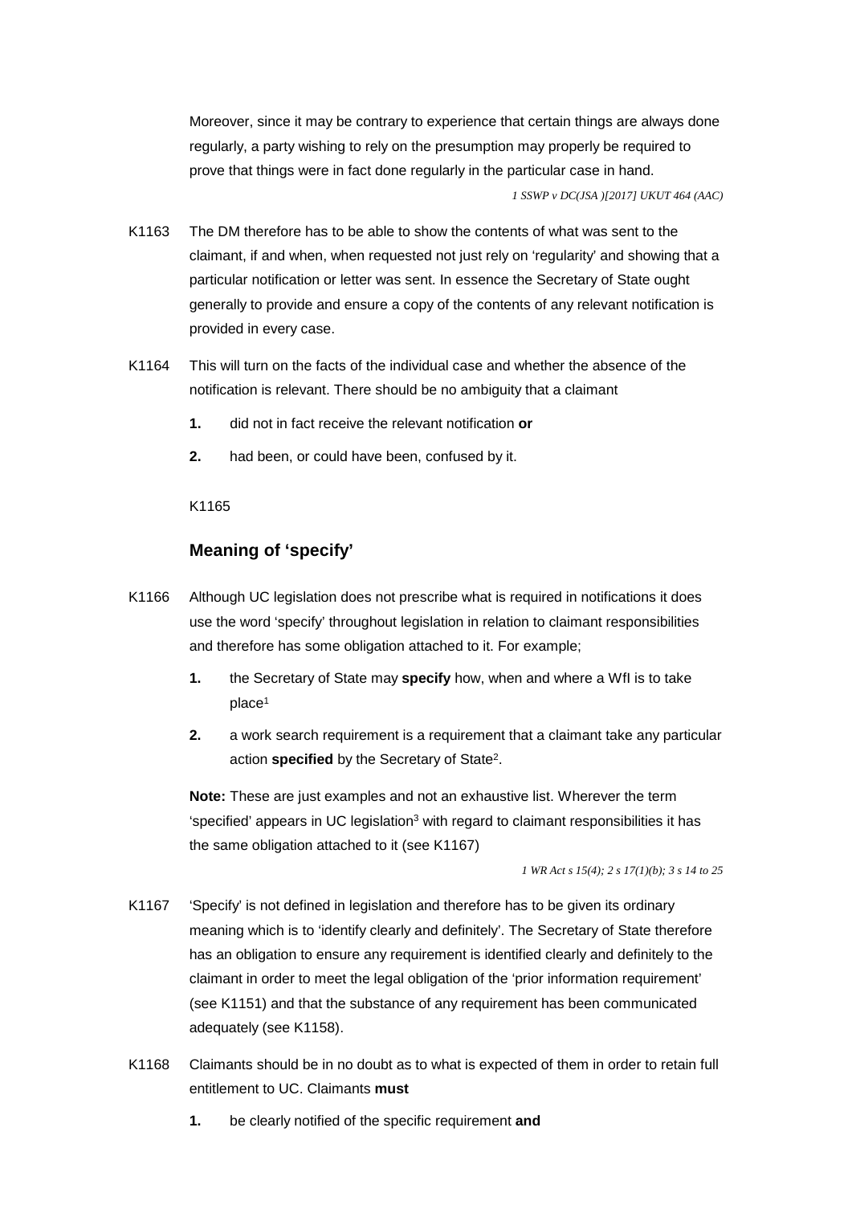Moreover, since it may be contrary to experience that certain things are always done regularly, a party wishing to rely on the presumption may properly be required to prove that things were in fact done regularly in the particular case in hand.

*1 SSWP v DC(JSA )[2017] UKUT 464 (AAC)*

K1163 The DM therefore has to be able to show the contents of what was sent to the claimant, if and when, when requested not just rely on 'regularity' and showing that a particular notification or letter was sent. In essence the Secretary of State ought generally to provide and ensure a copy of the contents of any relevant notification is provided in every case.

K1164 This will turn on the facts of the individual case and whether the absence of the notification is relevant. There should be no ambiguity that a claimant

1. did not in fact receive the relevant notification **or**
2. had been, or could have been, confused by it.

K1165

### Meaning of 'specify'

K1166 Although UC legislation does not prescribe what is required in notifications it does use the word 'specify' throughout legislation in relation to claimant responsibilities and therefore has some obligation attached to it. For example;

1. the Secretary of State may **specify** how, when and where a WfI is to take place[1]
2. a work search requirement is a requirement that a claimant take any particular action **specified** by the Secretary of State[2].

**Note:** These are just examples and not an exhaustive list. Wherever the term 'specified' appears in UC legislation[3] with regard to claimant responsibilities it has the same obligation attached to it (see K1167)

*1 WR Act s 15(4); 2 s 17(1)(b); 3 s 14 to 25*

K1167 'Specify' is not defined in legislation and therefore has to be given its ordinary meaning which is to 'identify clearly and definitely'. The Secretary of State therefore has an obligation to ensure any requirement is identified clearly and definitely to the claimant in order to meet the legal obligation of the 'prior information requirement' (see K1151) and that the substance of any requirement has been communicated adequately (see K1158).

K1168 Claimants should be in no doubt as to what is expected of them in order to retain full entitlement to UC. Claimants **must**

1. be clearly notified of the specific requirement **and**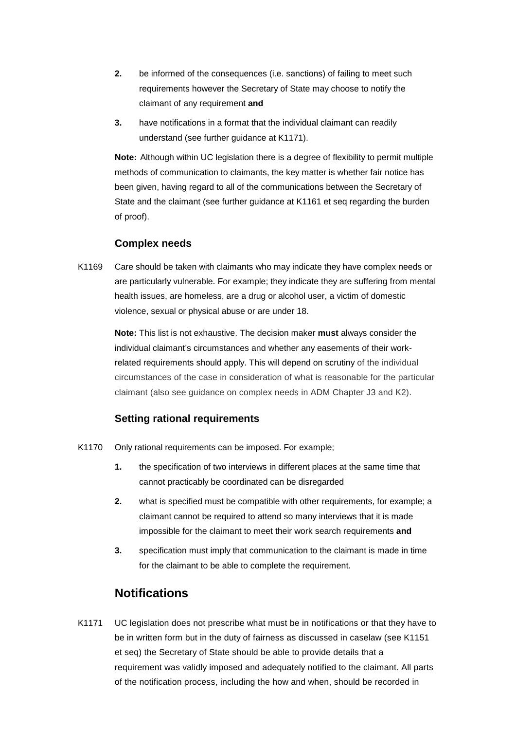2. be informed of the consequences (i.e. sanctions) of failing to meet such requirements however the Secretary of State may choose to notify the claimant of any requirement **and**

3. have notifications in a format that the individual claimant can readily understand (see further guidance at K1171).

**Note:** Although within UC legislation there is a degree of flexibility to permit multiple methods of communication to claimants, the key matter is whether fair notice has been given, having regard to all of the communications between the Secretary of State and the claimant (see further guidance at K1161 et seq regarding the burden of proof).

### Complex needs

K1169 Care should be taken with claimants who may indicate they have complex needs or are particularly vulnerable. For example; they indicate they are suffering from mental health issues, are homeless, are a drug or alcohol user, a victim of domestic violence, sexual or physical abuse or are under 18.

**Note:** This list is not exhaustive. The decision maker **must** always consider the individual claimant's circumstances and whether any easements of their work-related requirements should apply. This will depend on scrutiny of the individual circumstances of the case in consideration of what is reasonable for the particular claimant (also see guidance on complex needs in ADM Chapter J3 and K2).

### Setting rational requirements

K1170 Only rational requirements can be imposed. For example;

1. the specification of two interviews in different places at the same time that cannot practicably be coordinated can be disregarded

2. what is specified must be compatible with other requirements, for example; a claimant cannot be required to attend so many interviews that it is made impossible for the claimant to meet their work search requirements **and**

3. specification must imply that communication to the claimant is made in time for the claimant to be able to complete the requirement.

## Notifications

K1171 UC legislation does not prescribe what must be in notifications or that they have to be in written form but in the duty of fairness as discussed in caselaw (see K1151 et seq) the Secretary of State should be able to provide details that a requirement was validly imposed and adequately notified to the claimant. All parts of the notification process, including the how and when, should be recorded in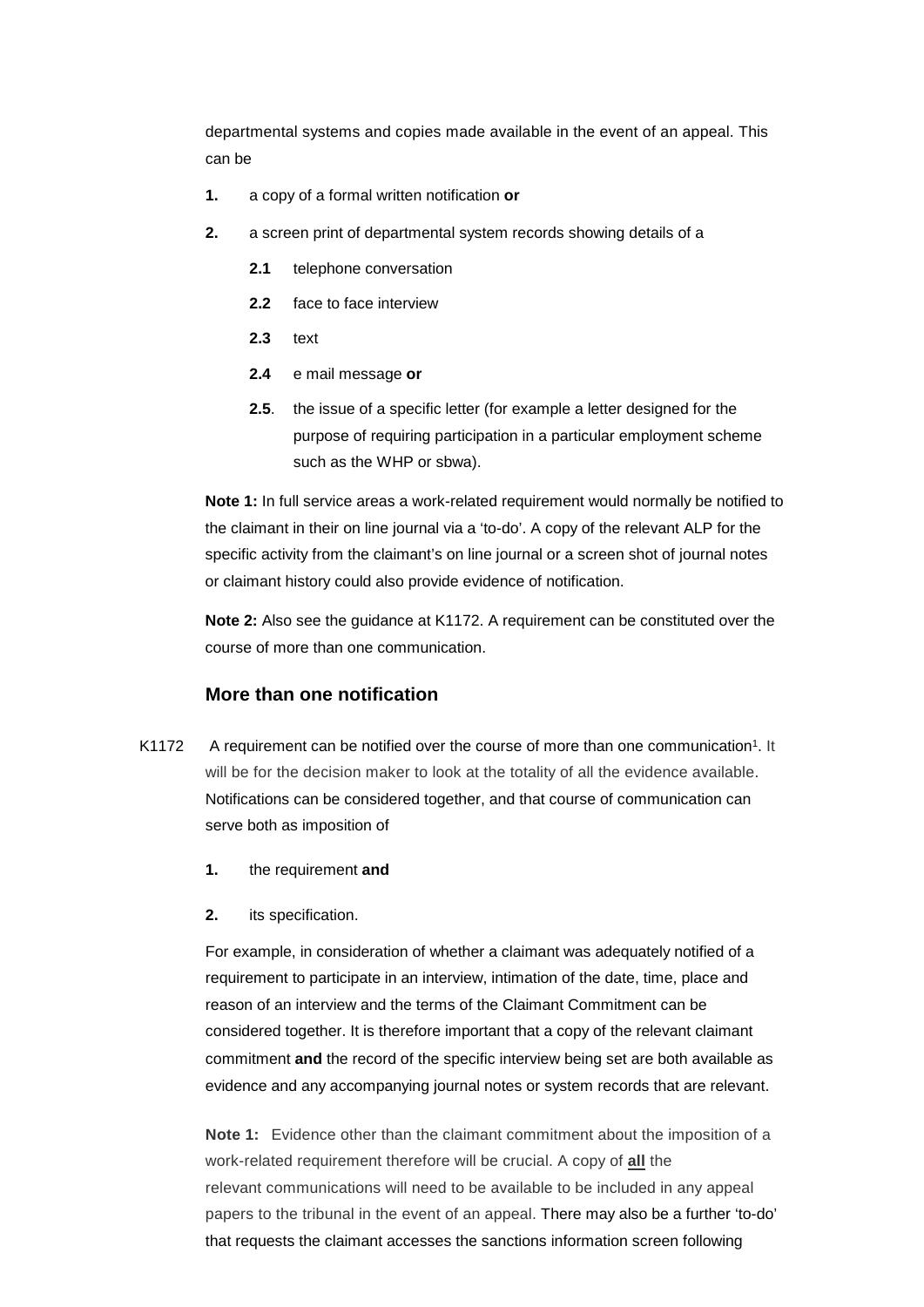departmental systems and copies made available in the event of an appeal. This can be

**1.** a copy of a formal written notification **or**

**2.** a screen print of departmental system records showing details of a

**2.1** telephone conversation

**2.2** face to face interview

**2.3** text

**2.4** e mail message **or**

**2.5**. the issue of a specific letter (for example a letter designed for the purpose of requiring participation in a particular employment scheme such as the WHP or sbwa).

**Note 1:** In full service areas a work-related requirement would normally be notified to the claimant in their on line journal via a 'to-do'. A copy of the relevant ALP for the specific activity from the claimant's on line journal or a screen shot of journal notes or claimant history could also provide evidence of notification.

**Note 2:** Also see the guidance at K1172. A requirement can be constituted over the course of more than one communication.

### More than one notification

K1172 A requirement can be notified over the course of more than one communication[1]. It will be for the decision maker to look at the totality of all the evidence available. Notifications can be considered together, and that course of communication can serve both as imposition of

**1.** the requirement **and**

**2.** its specification.

For example, in consideration of whether a claimant was adequately notified of a requirement to participate in an interview, intimation of the date, time, place and reason of an interview and the terms of the Claimant Commitment can be considered together. It is therefore important that a copy of the relevant claimant commitment **and** the record of the specific interview being set are both available as evidence and any accompanying journal notes or system records that are relevant.

**Note 1:** Evidence other than the claimant commitment about the imposition of a work-related requirement therefore will be crucial. A copy of **all** the relevant communications will need to be available to be included in any appeal papers to the tribunal in the event of an appeal. There may also be a further 'to-do' that requests the claimant accesses the sanctions information screen following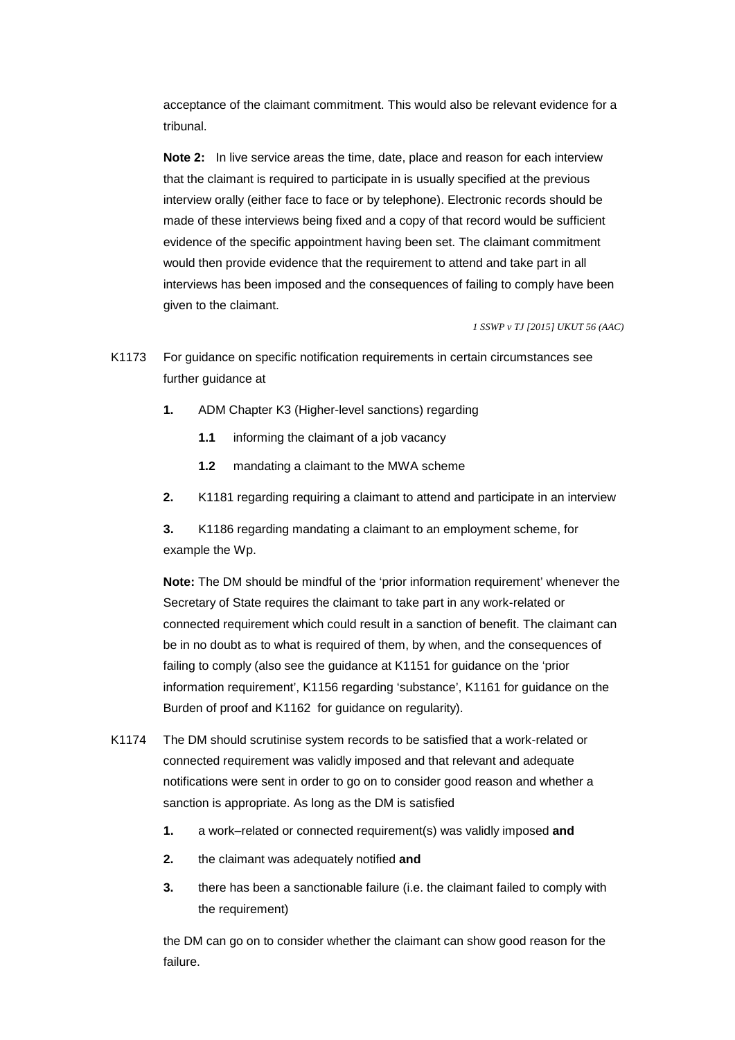acceptance of the claimant commitment. This would also be relevant evidence for a tribunal.

**Note 2:** In live service areas the time, date, place and reason for each interview that the claimant is required to participate in is usually specified at the previous interview orally (either face to face or by telephone). Electronic records should be made of these interviews being fixed and a copy of that record would be sufficient evidence of the specific appointment having been set. The claimant commitment would then provide evidence that the requirement to attend and take part in all interviews has been imposed and the consequences of failing to comply have been given to the claimant.

*1 SSWP v TJ [2015] UKUT 56 (AAC)*

K1173 For guidance on specific notification requirements in certain circumstances see further guidance at

**1.** ADM Chapter K3 (Higher-level sanctions) regarding

**1.1** informing the claimant of a job vacancy

**1.2** mandating a claimant to the MWA scheme

**2.** K1181 regarding requiring a claimant to attend and participate in an interview

**3.** K1186 regarding mandating a claimant to an employment scheme, for example the Wp.

**Note:** The DM should be mindful of the 'prior information requirement' whenever the Secretary of State requires the claimant to take part in any work-related or connected requirement which could result in a sanction of benefit. The claimant can be in no doubt as to what is required of them, by when, and the consequences of failing to comply (also see the guidance at K1151 for guidance on the 'prior information requirement', K1156 regarding 'substance', K1161 for guidance on the Burden of proof and K1162 for guidance on regularity).

K1174 The DM should scrutinise system records to be satisfied that a work-related or connected requirement was validly imposed and that relevant and adequate notifications were sent in order to go on to consider good reason and whether a sanction is appropriate. As long as the DM is satisfied

**1.** a work–related or connected requirement(s) was validly imposed **and**

**2.** the claimant was adequately notified **and**

**3.** there has been a sanctionable failure (i.e. the claimant failed to comply with the requirement)

the DM can go on to consider whether the claimant can show good reason for the failure.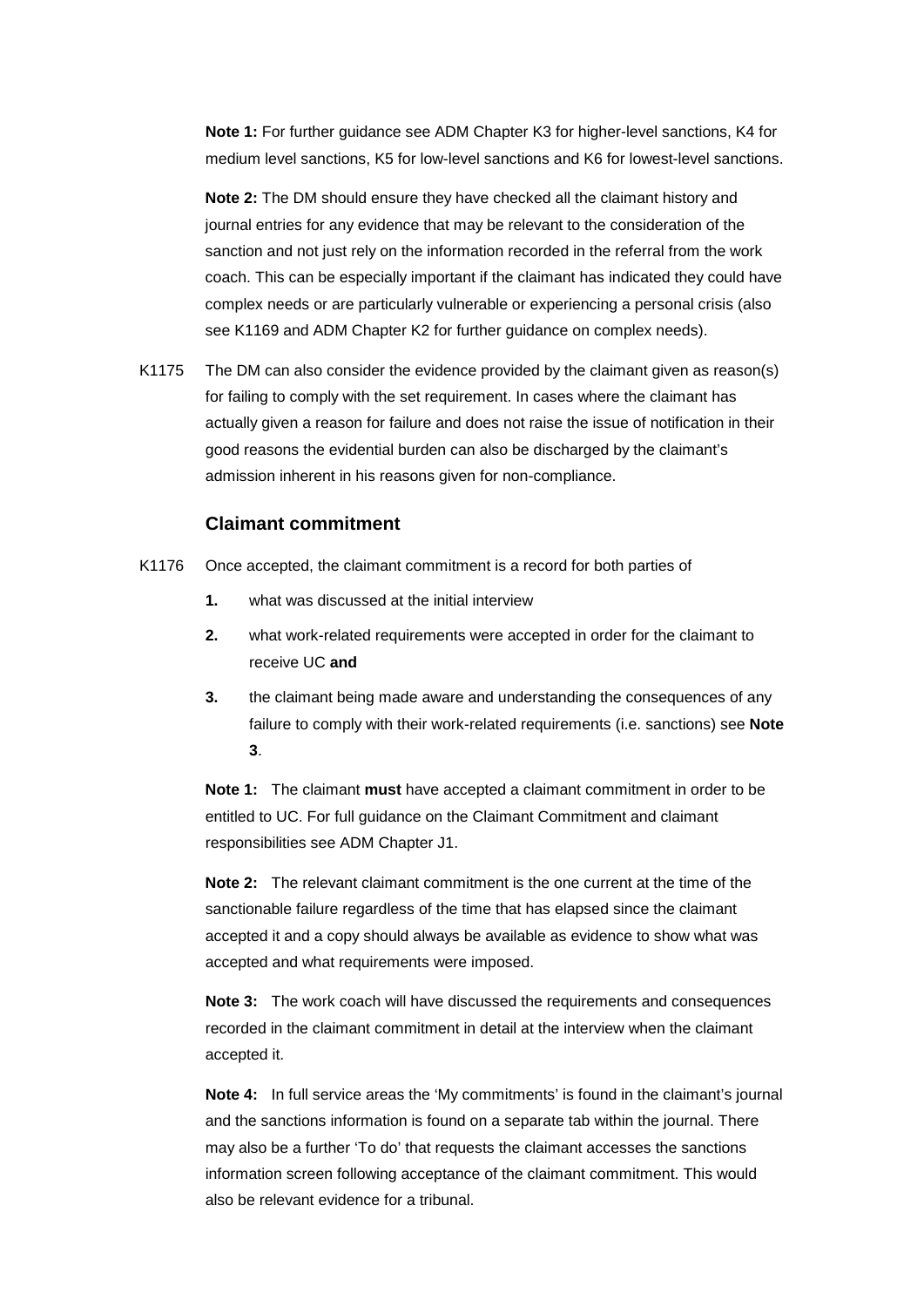**Note 1:** For further guidance see ADM Chapter K3 for higher-level sanctions, K4 for medium level sanctions, K5 for low-level sanctions and K6 for lowest-level sanctions.

**Note 2:** The DM should ensure they have checked all the claimant history and journal entries for any evidence that may be relevant to the consideration of the sanction and not just rely on the information recorded in the referral from the work coach. This can be especially important if the claimant has indicated they could have complex needs or are particularly vulnerable or experiencing a personal crisis (also see K1169 and ADM Chapter K2 for further guidance on complex needs).

K1175 The DM can also consider the evidence provided by the claimant given as reason(s) for failing to comply with the set requirement. In cases where the claimant has actually given a reason for failure and does not raise the issue of notification in their good reasons the evidential burden can also be discharged by the claimant's admission inherent in his reasons given for non-compliance.

### Claimant commitment

K1176 Once accepted, the claimant commitment is a record for both parties of

1. what was discussed at the initial interview
2. what work-related requirements were accepted in order for the claimant to receive UC **and**
3. the claimant being made aware and understanding the consequences of any failure to comply with their work-related requirements (i.e. sanctions) see **Note 3**.

**Note 1:** The claimant **must** have accepted a claimant commitment in order to be entitled to UC. For full guidance on the Claimant Commitment and claimant responsibilities see ADM Chapter J1.

**Note 2:** The relevant claimant commitment is the one current at the time of the sanctionable failure regardless of the time that has elapsed since the claimant accepted it and a copy should always be available as evidence to show what was accepted and what requirements were imposed.

**Note 3:** The work coach will have discussed the requirements and consequences recorded in the claimant commitment in detail at the interview when the claimant accepted it.

**Note 4:** In full service areas the 'My commitments' is found in the claimant's journal and the sanctions information is found on a separate tab within the journal. There may also be a further 'To do' that requests the claimant accesses the sanctions information screen following acceptance of the claimant commitment. This would also be relevant evidence for a tribunal.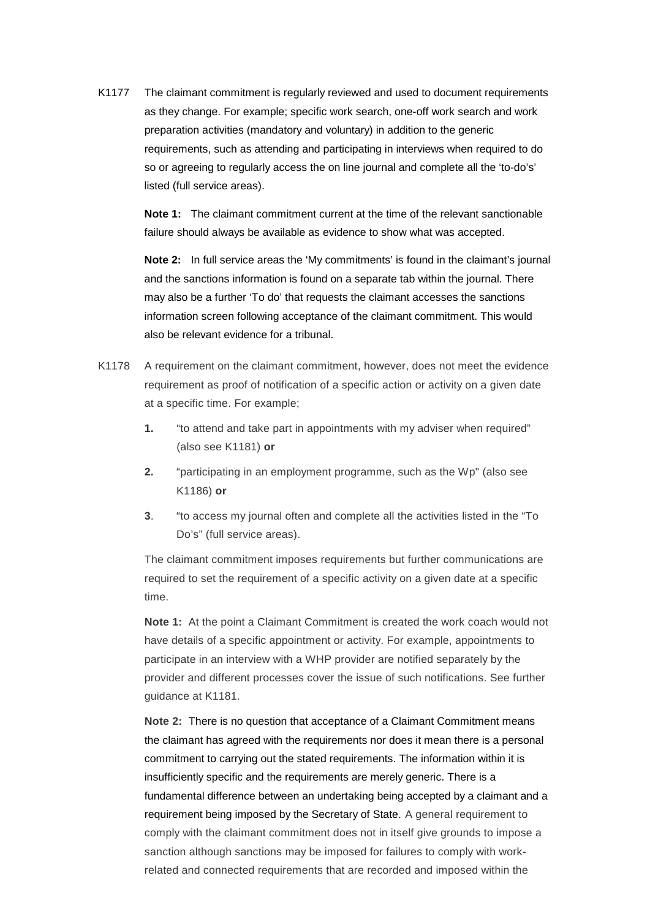K1177 The claimant commitment is regularly reviewed and used to document requirements as they change. For example; specific work search, one-off work search and work preparation activities (mandatory and voluntary) in addition to the generic requirements, such as attending and participating in interviews when required to do so or agreeing to regularly access the on line journal and complete all the 'to-do's' listed (full service areas).

**Note 1:** The claimant commitment current at the time of the relevant sanctionable failure should always be available as evidence to show what was accepted.

**Note 2:** In full service areas the 'My commitments' is found in the claimant's journal and the sanctions information is found on a separate tab within the journal. There may also be a further 'To do' that requests the claimant accesses the sanctions information screen following acceptance of the claimant commitment. This would also be relevant evidence for a tribunal.

K1178 A requirement on the claimant commitment, however, does not meet the evidence requirement as proof of notification of a specific action or activity on a given date at a specific time. For example;

1. "to attend and take part in appointments with my adviser when required" (also see K1181) **or**
2. "participating in an employment programme, such as the Wp" (also see K1186) **or**
3. "to access my journal often and complete all the activities listed in the "To Do's" (full service areas).

The claimant commitment imposes requirements but further communications are required to set the requirement of a specific activity on a given date at a specific time.

**Note 1:** At the point a Claimant Commitment is created the work coach would not have details of a specific appointment or activity. For example, appointments to participate in an interview with a WHP provider are notified separately by the provider and different processes cover the issue of such notifications. See further guidance at K1181.

**Note 2:** There is no question that acceptance of a Claimant Commitment means the claimant has agreed with the requirements nor does it mean there is a personal commitment to carrying out the stated requirements. The information within it is insufficiently specific and the requirements are merely generic. There is a fundamental difference between an undertaking being accepted by a claimant and a requirement being imposed by the Secretary of State. A general requirement to comply with the claimant commitment does not in itself give grounds to impose a sanction although sanctions may be imposed for failures to comply with work-related and connected requirements that are recorded and imposed within the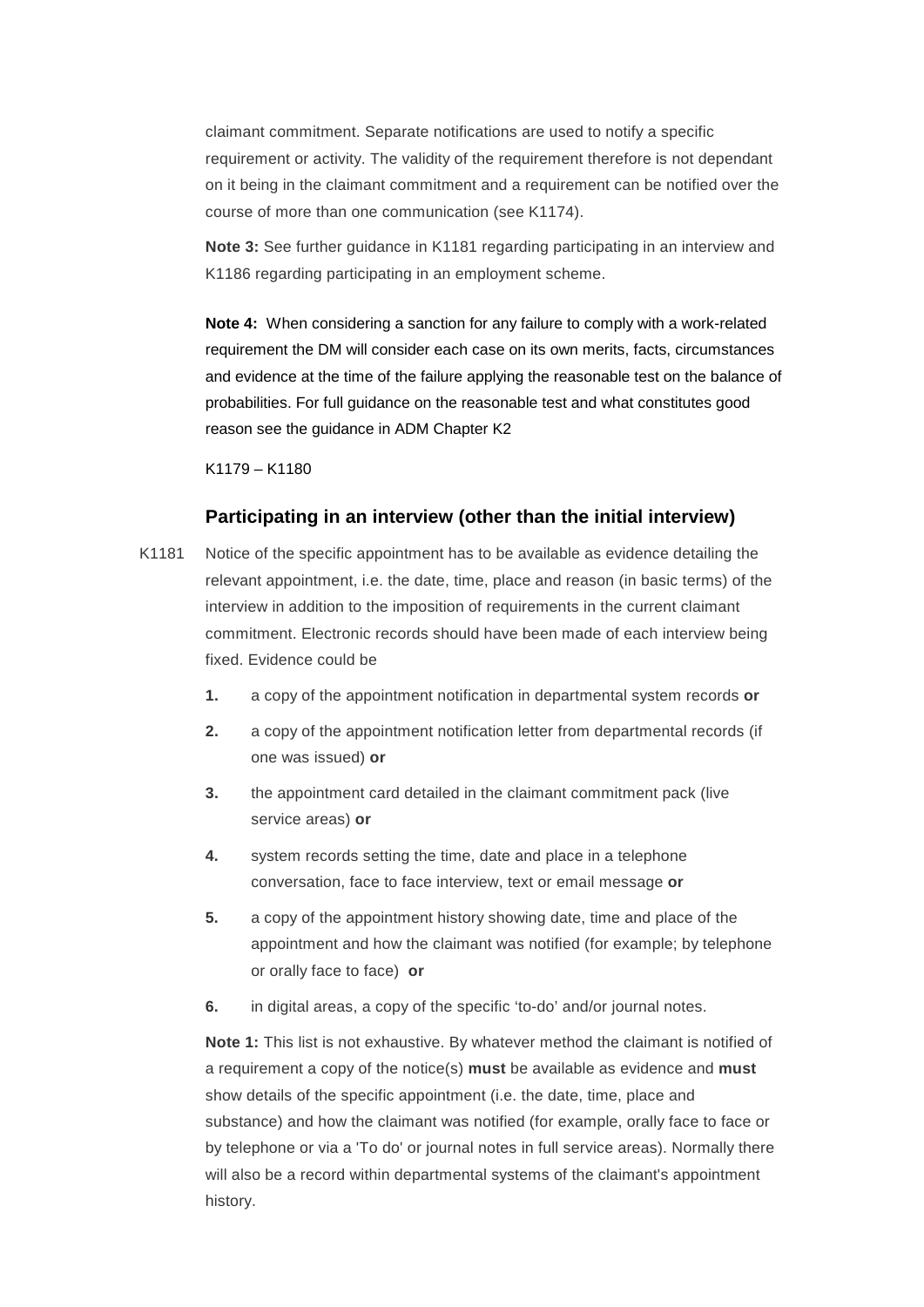claimant commitment. Separate notifications are used to notify a specific requirement or activity. The validity of the requirement therefore is not dependant on it being in the claimant commitment and a requirement can be notified over the course of more than one communication (see K1174).

**Note 3:** See further guidance in K1181 regarding participating in an interview and K1186 regarding participating in an employment scheme.

**Note 4:** When considering a sanction for any failure to comply with a work-related requirement the DM will consider each case on its own merits, facts, circumstances and evidence at the time of the failure applying the reasonable test on the balance of probabilities. For full guidance on the reasonable test and what constitutes good reason see the guidance in ADM Chapter K2

K1179 – K1180

### Participating in an interview (other than the initial interview)

K1181 Notice of the specific appointment has to be available as evidence detailing the relevant appointment, i.e. the date, time, place and reason (in basic terms) of the interview in addition to the imposition of requirements in the current claimant commitment. Electronic records should have been made of each interview being fixed. Evidence could be

1. a copy of the appointment notification in departmental system records **or**
2. a copy of the appointment notification letter from departmental records (if one was issued) **or**
3. the appointment card detailed in the claimant commitment pack (live service areas) **or**
4. system records setting the time, date and place in a telephone conversation, face to face interview, text or email message **or**
5. a copy of the appointment history showing date, time and place of the appointment and how the claimant was notified (for example; by telephone or orally face to face) **or**
6. in digital areas, a copy of the specific 'to-do' and/or journal notes.

**Note 1:** This list is not exhaustive. By whatever method the claimant is notified of a requirement a copy of the notice(s) **must** be available as evidence and **must** show details of the specific appointment (i.e. the date, time, place and substance) and how the claimant was notified (for example, orally face to face or by telephone or via a 'To do' or journal notes in full service areas). Normally there will also be a record within departmental systems of the claimant's appointment history.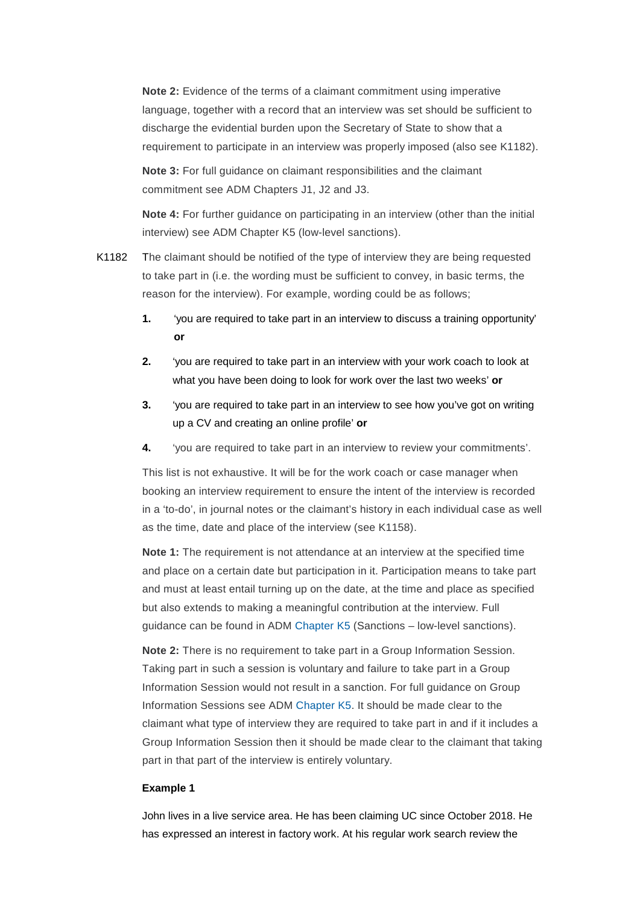**Note 2:** Evidence of the terms of a claimant commitment using imperative language, together with a record that an interview was set should be sufficient to discharge the evidential burden upon the Secretary of State to show that a requirement to participate in an interview was properly imposed (also see K1182).

**Note 3:** For full guidance on claimant responsibilities and the claimant commitment see ADM Chapters J1, J2 and J3.

**Note 4:** For further guidance on participating in an interview (other than the initial interview) see ADM Chapter K5 (low-level sanctions).

K1182 The claimant should be notified of the type of interview they are being requested to take part in (i.e. the wording must be sufficient to convey, in basic terms, the reason for the interview). For example, wording could be as follows;

1. 'you are required to take part in an interview to discuss a training opportunity' **or**
2. 'you are required to take part in an interview with your work coach to look at what you have been doing to look for work over the last two weeks' **or**
3. 'you are required to take part in an interview to see how you've got on writing up a CV and creating an online profile' **or**
4. 'you are required to take part in an interview to review your commitments'.

This list is not exhaustive. It will be for the work coach or case manager when booking an interview requirement to ensure the intent of the interview is recorded in a 'to-do', in journal notes or the claimant's history in each individual case as well as the time, date and place of the interview (see K1158).

**Note 1:** The requirement is not attendance at an interview at the specified time and place on a certain date but participation in it. Participation means to take part and must at least entail turning up on the date, at the time and place as specified but also extends to making a meaningful contribution at the interview. Full guidance can be found in ADM Chapter K5 (Sanctions – low-level sanctions).

**Note 2:** There is no requirement to take part in a Group Information Session. Taking part in such a session is voluntary and failure to take part in a Group Information Session would not result in a sanction. For full guidance on Group Information Sessions see ADM Chapter K5. It should be made clear to the claimant what type of interview they are required to take part in and if it includes a Group Information Session then it should be made clear to the claimant that taking part in that part of the interview is entirely voluntary.

**Example 1**

John lives in a live service area. He has been claiming UC since October 2018. He has expressed an interest in factory work. At his regular work search review the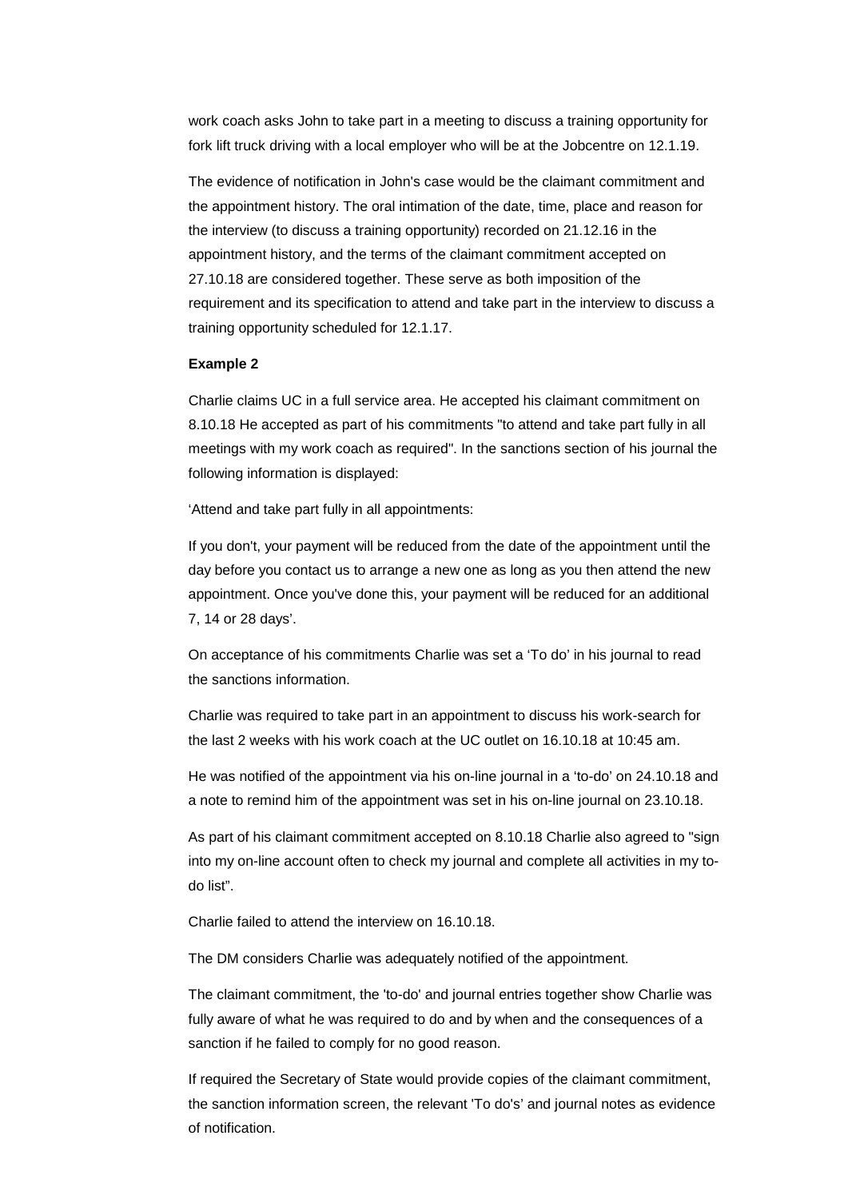work coach asks John to take part in a meeting to discuss a training opportunity for fork lift truck driving with a local employer who will be at the Jobcentre on 12.1.19.

The evidence of notification in John's case would be the claimant commitment and the appointment history. The oral intimation of the date, time, place and reason for the interview (to discuss a training opportunity) recorded on 21.12.16 in the appointment history, and the terms of the claimant commitment accepted on 27.10.18 are considered together. These serve as both imposition of the requirement and its specification to attend and take part in the interview to discuss a training opportunity scheduled for 12.1.17.

**Example 2**

Charlie claims UC in a full service area. He accepted his claimant commitment on 8.10.18 He accepted as part of his commitments "to attend and take part fully in all meetings with my work coach as required". In the sanctions section of his journal the following information is displayed:

'Attend and take part fully in all appointments:

If you don't, your payment will be reduced from the date of the appointment until the day before you contact us to arrange a new one as long as you then attend the new appointment. Once you've done this, your payment will be reduced for an additional 7, 14 or 28 days'.

On acceptance of his commitments Charlie was set a 'To do' in his journal to read the sanctions information.

Charlie was required to take part in an appointment to discuss his work-search for the last 2 weeks with his work coach at the UC outlet on 16.10.18 at 10:45 am.

He was notified of the appointment via his on-line journal in a 'to-do' on 24.10.18 and a note to remind him of the appointment was set in his on-line journal on 23.10.18.

As part of his claimant commitment accepted on 8.10.18 Charlie also agreed to "sign into my on-line account often to check my journal and complete all activities in my to-do list".

Charlie failed to attend the interview on 16.10.18.

The DM considers Charlie was adequately notified of the appointment.

The claimant commitment, the 'to-do' and journal entries together show Charlie was fully aware of what he was required to do and by when and the consequences of a sanction if he failed to comply for no good reason.

If required the Secretary of State would provide copies of the claimant commitment, the sanction information screen, the relevant 'To do's' and journal notes as evidence of notification.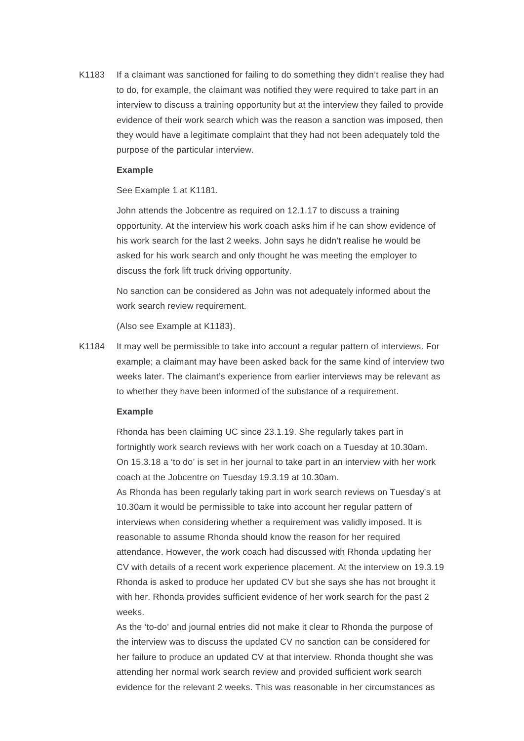K1183 If a claimant was sanctioned for failing to do something they didn't realise they had to do, for example, the claimant was notified they were required to take part in an interview to discuss a training opportunity but at the interview they failed to provide evidence of their work search which was the reason a sanction was imposed, then they would have a legitimate complaint that they had not been adequately told the purpose of the particular interview.

**Example**

See Example 1 at K1181.

John attends the Jobcentre as required on 12.1.17 to discuss a training opportunity. At the interview his work coach asks him if he can show evidence of his work search for the last 2 weeks. John says he didn't realise he would be asked for his work search and only thought he was meeting the employer to discuss the fork lift truck driving opportunity.

No sanction can be considered as John was not adequately informed about the work search review requirement.

(Also see Example at K1183).

K1184 It may well be permissible to take into account a regular pattern of interviews. For example; a claimant may have been asked back for the same kind of interview two weeks later. The claimant's experience from earlier interviews may be relevant as to whether they have been informed of the substance of a requirement.

**Example**

Rhonda has been claiming UC since 23.1.19. She regularly takes part in fortnightly work search reviews with her work coach on a Tuesday at 10.30am. On 15.3.18 a 'to do' is set in her journal to take part in an interview with her work coach at the Jobcentre on Tuesday 19.3.19 at 10.30am.

As Rhonda has been regularly taking part in work search reviews on Tuesday's at 10.30am it would be permissible to take into account her regular pattern of interviews when considering whether a requirement was validly imposed. It is reasonable to assume Rhonda should know the reason for her required attendance. However, the work coach had discussed with Rhonda updating her CV with details of a recent work experience placement. At the interview on 19.3.19 Rhonda is asked to produce her updated CV but she says she has not brought it with her. Rhonda provides sufficient evidence of her work search for the past 2 weeks.

As the 'to-do' and journal entries did not make it clear to Rhonda the purpose of the interview was to discuss the updated CV no sanction can be considered for her failure to produce an updated CV at that interview. Rhonda thought she was attending her normal work search review and provided sufficient work search evidence for the relevant 2 weeks. This was reasonable in her circumstances as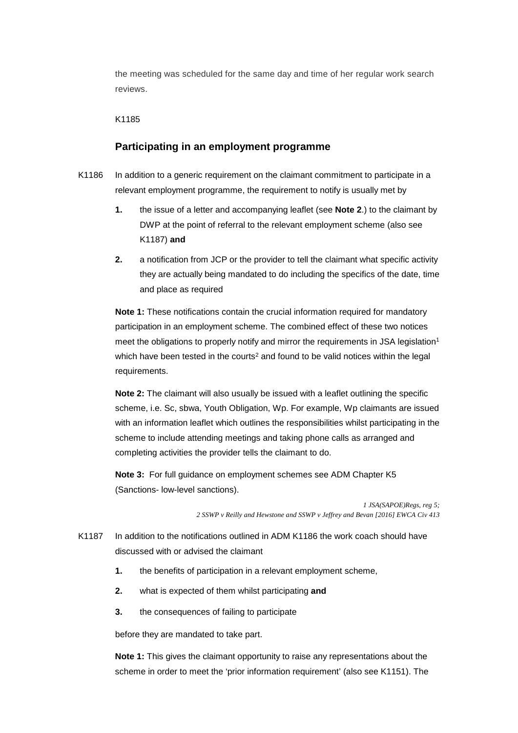the meeting was scheduled for the same day and time of her regular work search reviews.

K1185

### Participating in an employment programme

K1186 In addition to a generic requirement on the claimant commitment to participate in a relevant employment programme, the requirement to notify is usually met by

1. the issue of a letter and accompanying leaflet (see **Note 2**.) to the claimant by DWP at the point of referral to the relevant employment scheme (also see K1187) **and**
2. a notification from JCP or the provider to tell the claimant what specific activity they are actually being mandated to do including the specifics of the date, time and place as required

**Note 1:** These notifications contain the crucial information required for mandatory participation in an employment scheme. The combined effect of these two notices meet the obligations to properly notify and mirror the requirements in JSA legislation[1] which have been tested in the courts[2] and found to be valid notices within the legal requirements.

**Note 2:** The claimant will also usually be issued with a leaflet outlining the specific scheme, i.e. Sc, sbwa, Youth Obligation, Wp. For example, Wp claimants are issued with an information leaflet which outlines the responsibilities whilst participating in the scheme to include attending meetings and taking phone calls as arranged and completing activities the provider tells the claimant to do.

**Note 3:** For full guidance on employment schemes see ADM Chapter K5 (Sanctions- low-level sanctions).

*1 JSA(SAPOE)Regs, reg 5;*
*2 SSWP v Reilly and Hewstone and SSWP v Jeffrey and Bevan [2016] EWCA Civ 413*

K1187 In addition to the notifications outlined in ADM K1186 the work coach should have discussed with or advised the claimant

1. the benefits of participation in a relevant employment scheme,
2. what is expected of them whilst participating **and**
3. the consequences of failing to participate

before they are mandated to take part.

**Note 1:** This gives the claimant opportunity to raise any representations about the scheme in order to meet the 'prior information requirement' (also see K1151). The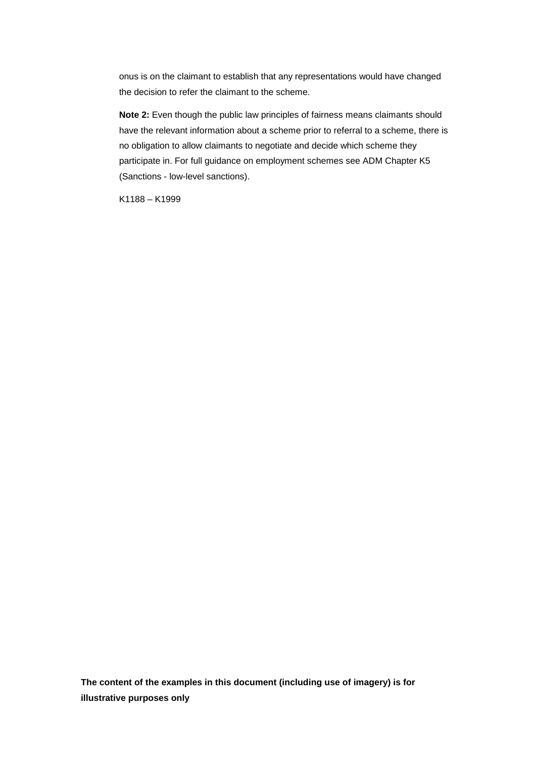onus is on the claimant to establish that any representations would have changed the decision to refer the claimant to the scheme.

**Note 2:** Even though the public law principles of fairness means claimants should have the relevant information about a scheme prior to referral to a scheme, there is no obligation to allow claimants to negotiate and decide which scheme they participate in. For full guidance on employment schemes see ADM Chapter K5 (Sanctions - low-level sanctions).

K1188 – K1999

**The content of the examples in this document (including use of imagery) is for illustrative purposes only**